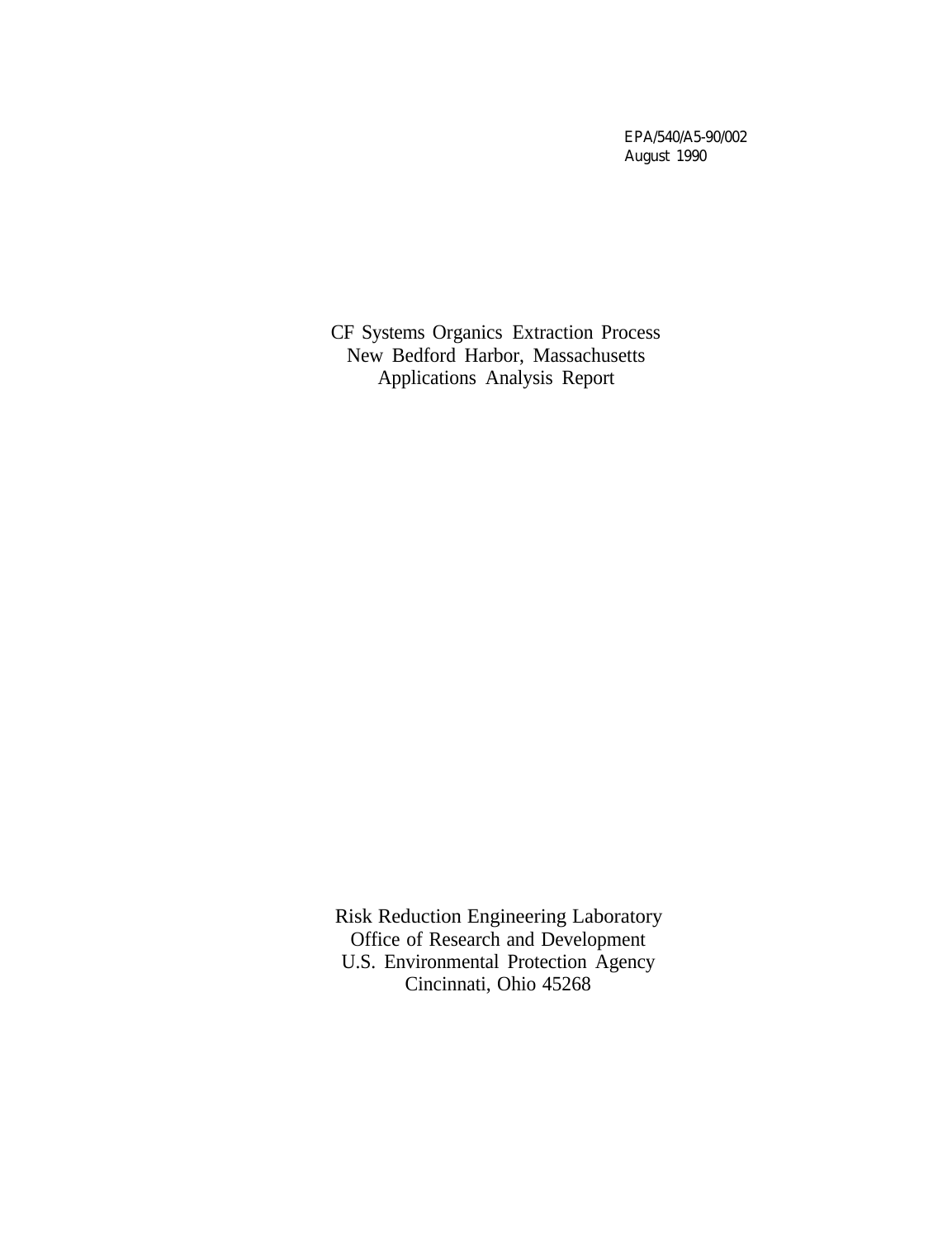EPA/540/A5-90/002
August 1990

# CF Systems Organics Extraction Process
# New Bedford Harbor, Massachusetts
# Applications Analysis Report

Risk Reduction Engineering Laboratory
Office of Research and Development
U.S. Environmental Protection Agency
Cincinnati, Ohio 45268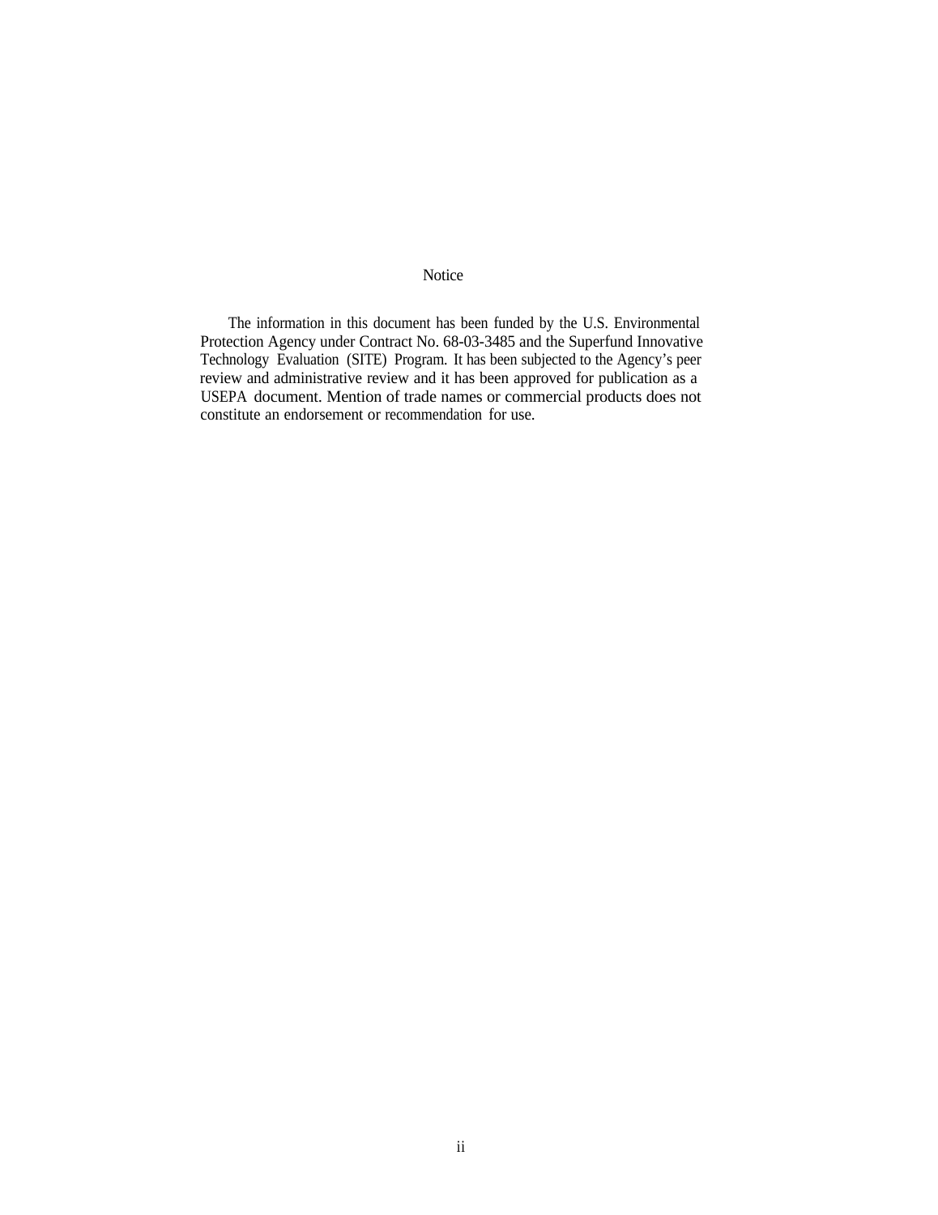# Notice

The information in this document has been funded by the U.S. Environmental Protection Agency under Contract No. 68-03-3485 and the Superfund Innovative Technology Evaluation (SITE) Program. It has been subjected to the Agency's peer review and administrative review and it has been approved for publication as a USEPA document. Mention of trade names or commercial products does not constitute an endorsement or recommendation for use.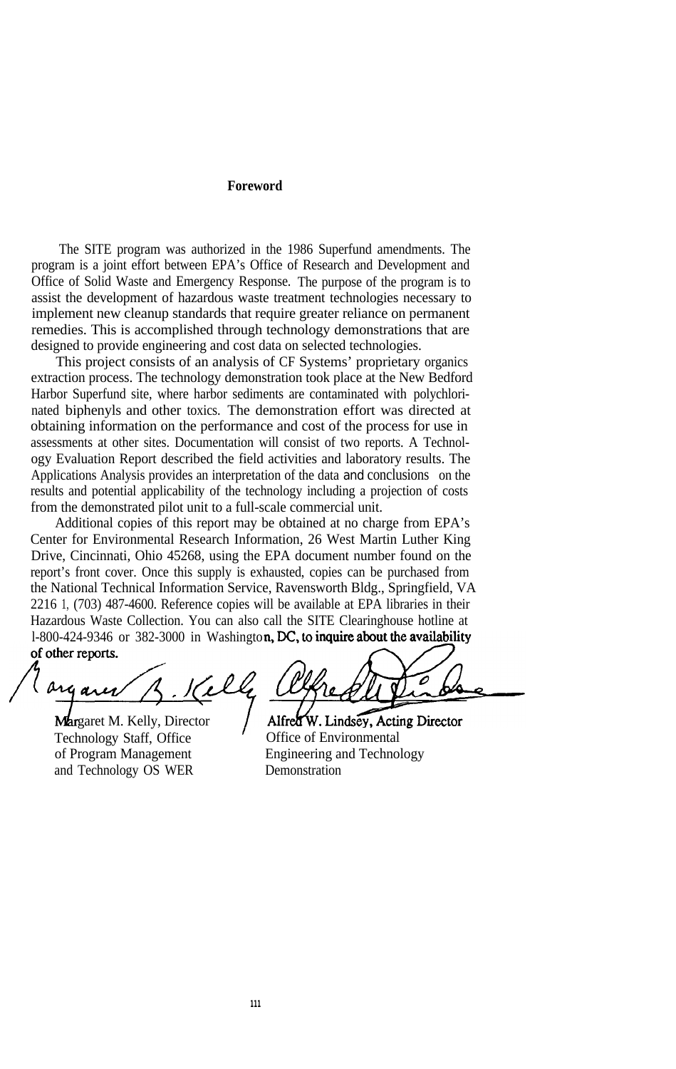# Foreword

The SITE program was authorized in the 1986 Superfund amendments. The program is a joint effort between EPA's Office of Research and Development and Office of Solid Waste and Emergency Response. The purpose of the program is to assist the development of hazardous waste treatment technologies necessary to implement new cleanup standards that require greater reliance on permanent remedies. This is accomplished through technology demonstrations that are designed to provide engineering and cost data on selected technologies.

This project consists of an analysis of CF Systems' proprietary organics extraction process. The technology demonstration took place at the New Bedford Harbor Superfund site, where harbor sediments are contaminated with polychlorinated biphenyls and other toxics. The demonstration effort was directed at obtaining information on the performance and cost of the process for use in assessments at other sites. Documentation will consist of two reports. A Technology Evaluation Report described the field activities and laboratory results. The Applications Analysis provides an interpretation of the data and conclusions on the results and potential applicability of the technology including a projection of costs from the demonstrated pilot unit to a full-scale commercial unit.

Additional copies of this report may be obtained at no charge from EPA's Center for Environmental Research Information, 26 West Martin Luther King Drive, Cincinnati, Ohio 45268, using the EPA document number found on the report's front cover. Once this supply is exhausted, copies can be purchased from the National Technical Information Service, Ravensworth Bldg., Springfield, VA 22161, (703) 487-4600. Reference copies will be available at EPA libraries in their Hazardous Waste Collection. You can also call the SITE Clearinghouse hotline at 1-800-424-9346 or 382-3000 in Washington, DC, to inquire about the availability of other reports.

Margaret M. Kelly, Director
Technology Staff, Office
of Program Management
and Technology OS WER

Alfred W. Lindsey, Acting Director
Office of Environmental
Engineering and Technology
Demonstration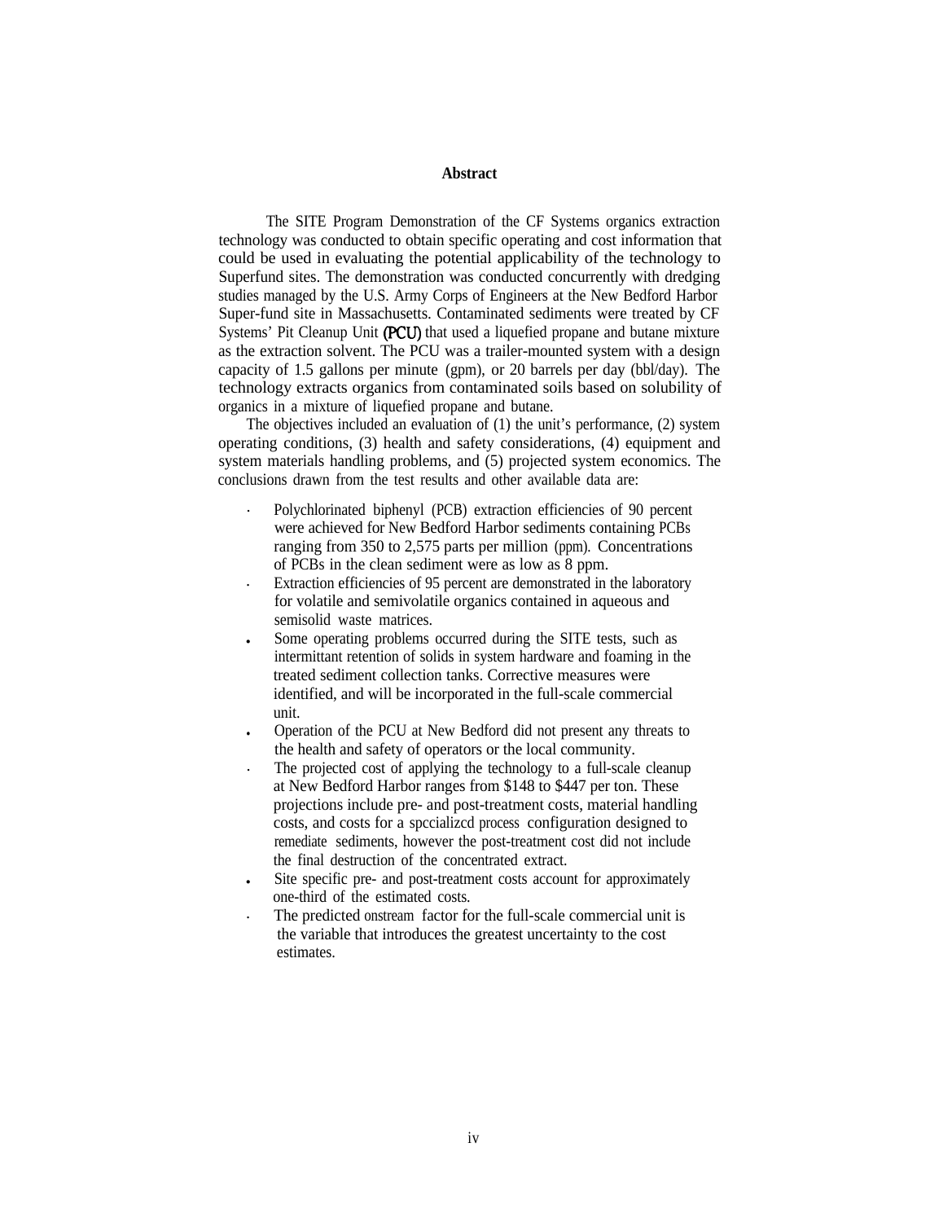## Abstract

The SITE Program Demonstration of the CF Systems organics extraction technology was conducted to obtain specific operating and cost information that could be used in evaluating the potential applicability of the technology to Superfund sites. The demonstration was conducted concurrently with dredging studies managed by the U.S. Army Corps of Engineers at the New Bedford Harbor Super-fund site in Massachusetts. Contaminated sediments were treated by CF Systems' Pit Cleanup Unit (PCU) that used a liquefied propane and butane mixture as the extraction solvent. The PCU was a trailer-mounted system with a design capacity of 1.5 gallons per minute (gpm), or 20 barrels per day (bbl/day). The technology extracts organics from contaminated soils based on solubility of organics in a mixture of liquefied propane and butane.

The objectives included an evaluation of (1) the unit's performance, (2) system operating conditions, (3) health and safety considerations, (4) equipment and system materials handling problems, and (5) projected system economics. The conclusions drawn from the test results and other available data are:

- Polychlorinated biphenyl (PCB) extraction efficiencies of 90 percent were achieved for New Bedford Harbor sediments containing PCBs ranging from 350 to 2,575 parts per million (ppm). Concentrations of PCBs in the clean sediment were as low as 8 ppm.
- Extraction efficiencies of 95 percent are demonstrated in the laboratory for volatile and semivolatile organics contained in aqueous and semisolid waste matrices.
- Some operating problems occurred during the SITE tests, such as intermittant retention of solids in system hardware and foaming in the treated sediment collection tanks. Corrective measures were identified, and will be incorporated in the full-scale commercial unit.
- Operation of the PCU at New Bedford did not present any threats to the health and safety of operators or the local community.
- The projected cost of applying the technology to a full-scale cleanup at New Bedford Harbor ranges from $148 to $447 per ton. These projections include pre- and post-treatment costs, material handling costs, and costs for a spccializcd process configuration designed to remediate sediments, however the post-treatment cost did not include the final destruction of the concentrated extract.
- Site specific pre- and post-treatment costs account for approximately one-third of the estimated costs.
- The predicted onstream factor for the full-scale commercial unit is the variable that introduces the greatest uncertainty to the cost estimates.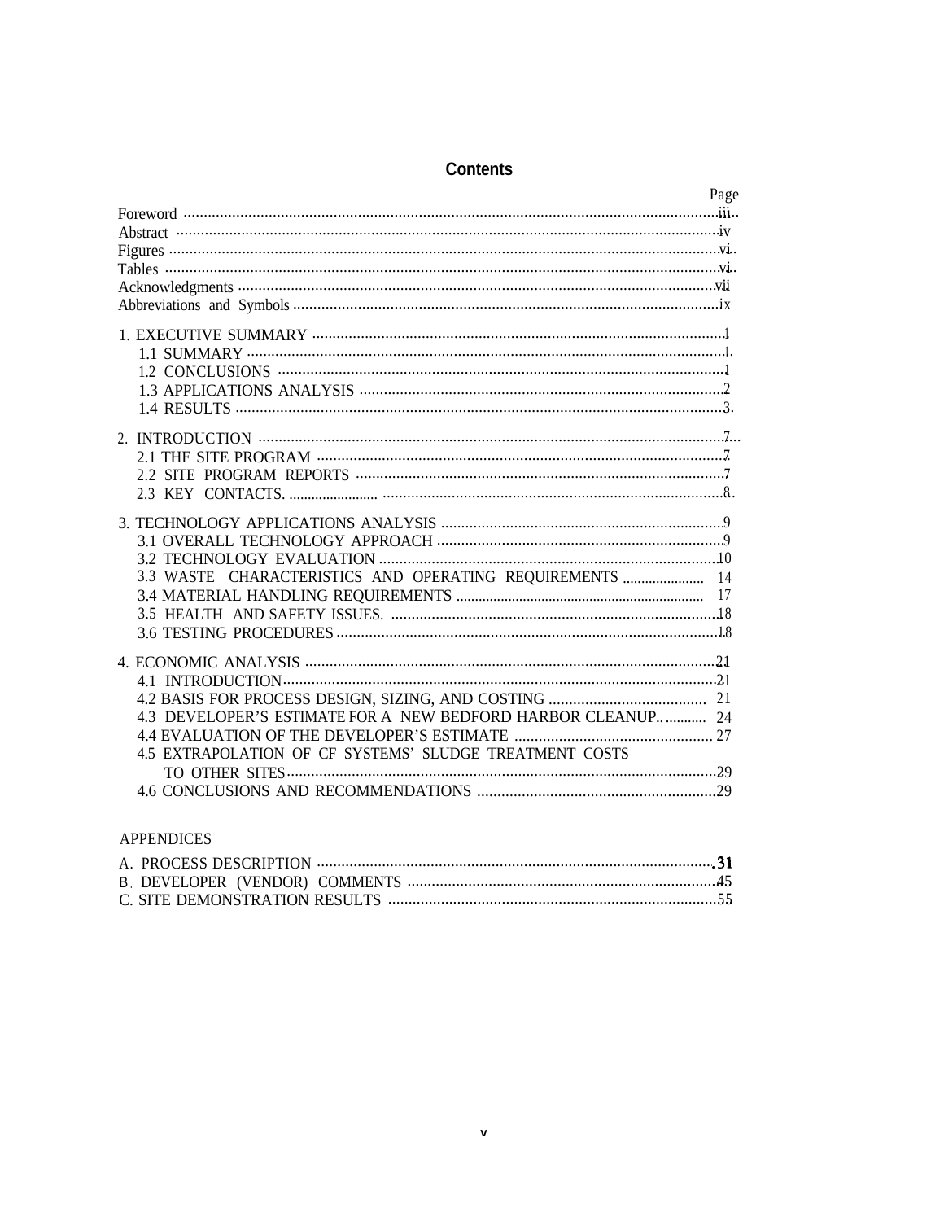# Contents

| | Page |
|---|---|
| Foreword | iii |
| Abstract | iv |
| Figures | vi |
| Tables | vi |
| Acknowledgments | vii |
| Abbreviations and Symbols | ix |
| 1. EXECUTIVE SUMMARY | 1 |
| 1.1 SUMMARY | 1 |
| 1.2 CONCLUSIONS | 1 |
| 1.3 APPLICATIONS ANALYSIS | 2 |
| 1.4 RESULTS | 3 |
| 2. INTRODUCTION | 7 |
| 2.1 THE SITE PROGRAM | 7 |
| 2.2 SITE PROGRAM REPORTS | 7 |
| 2.3 KEY CONTACTS. | 8 |
| 3. TECHNOLOGY APPLICATIONS ANALYSIS | 9 |
| 3.1 OVERALL TECHNOLOGY APPROACH | 9 |
| 3.2 TECHNOLOGY EVALUATION | 10 |
| 3.3 WASTE CHARACTERISTICS AND OPERATING REQUIREMENTS | 14 |
| 3.4 MATERIAL HANDLING REQUIREMENTS | 17 |
| 3.5 HEALTH AND SAFETY ISSUES. | 18 |
| 3.6 TESTING PROCEDURES | 18 |
| 4. ECONOMIC ANALYSIS | 21 |
| 4.1 INTRODUCTION | 21 |
| 4.2 BASIS FOR PROCESS DESIGN, SIZING, AND COSTING | 21 |
| 4.3 DEVELOPER'S ESTIMATE FOR A NEW BEDFORD HARBOR CLEANUP | 24 |
| 4.4 EVALUATION OF THE DEVELOPER'S ESTIMATE | 27 |
| 4.5 EXTRAPOLATION OF CF SYSTEMS' SLUDGE TREATMENT COSTS TO OTHER SITES | 29 |
| 4.6 CONCLUSIONS AND RECOMMENDATIONS | 29 |

APPENDICES

| | |
|---|---|
| A. PROCESS DESCRIPTION | 31 |
| B. DEVELOPER (VENDOR) COMMENTS | 45 |
| C. SITE DEMONSTRATION RESULTS | 55 |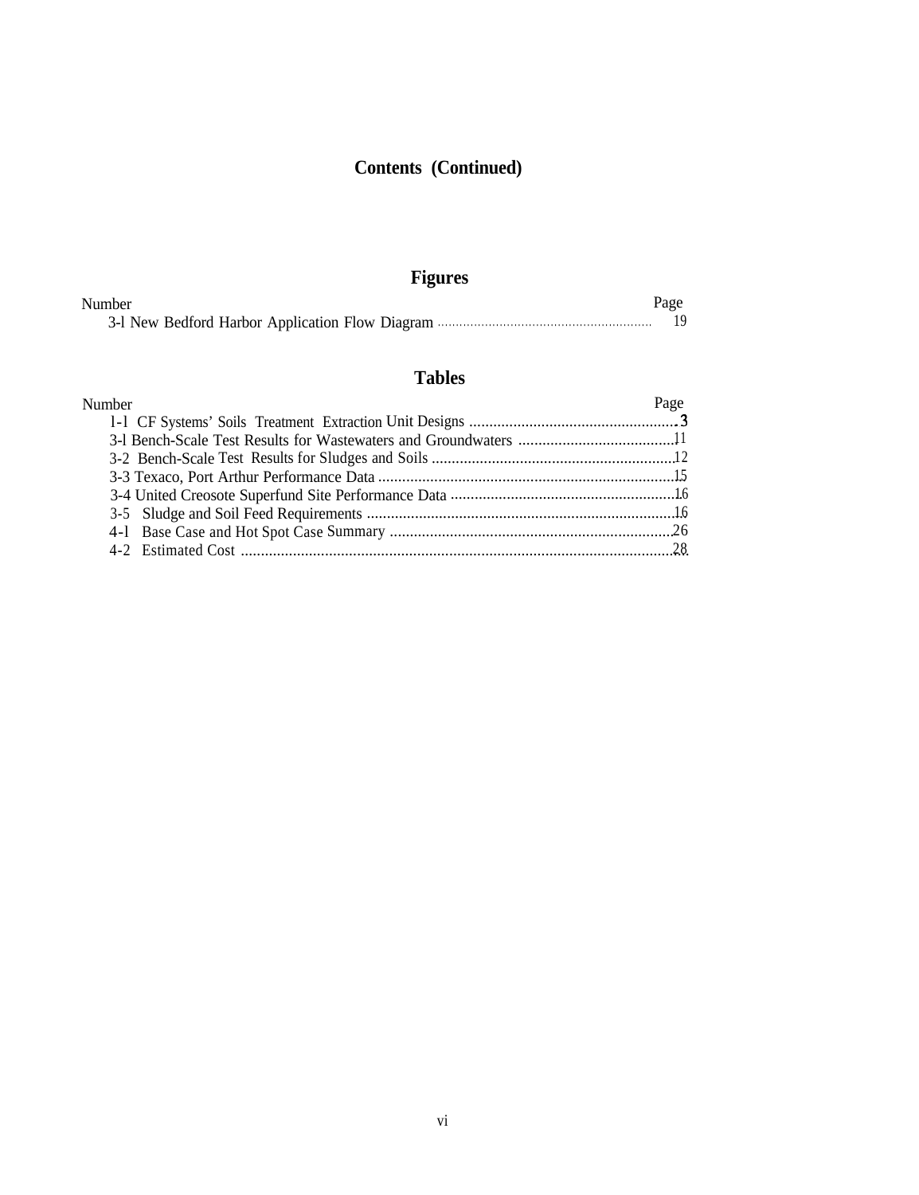# Contents (Continued)

## Figures

| Number | Page |
|---|---|
| 3-l New Bedford Harbor Application Flow Diagram | 19 |

## Tables

| Number | Page |
|---|---|
| 1-l CF Systems' Soils Treatment Extraction Unit Designs | 3 |
| 3-l Bench-Scale Test Results for Wastewaters and Groundwaters | 11 |
| 3-2 Bench-Scale Test Results for Sludges and Soils | 12 |
| 3-3 Texaco, Port Arthur Performance Data | 15 |
| 3-4 United Creosote Superfund Site Performance Data | 16 |
| 3-5 Sludge and Soil Feed Requirements | 16 |
| 4-l Base Case and Hot Spot Case Summary | 26 |
| 4-2 Estimated Cost | 28 |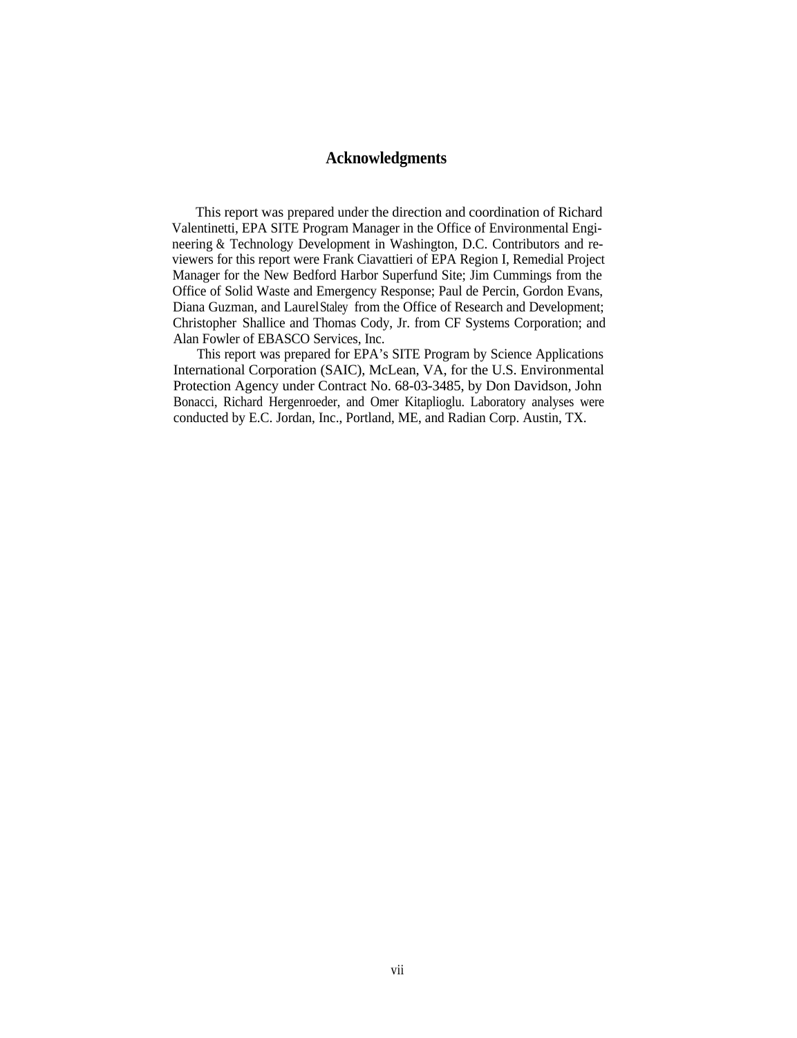## Acknowledgments

This report was prepared under the direction and coordination of Richard Valentinetti, EPA SITE Program Manager in the Office of Environmental Engineering & Technology Development in Washington, D.C. Contributors and reviewers for this report were Frank Ciavattieri of EPA Region I, Remedial Project Manager for the New Bedford Harbor Superfund Site; Jim Cummings from the Office of Solid Waste and Emergency Response; Paul de Percin, Gordon Evans, Diana Guzman, and Laurel Staley from the Office of Research and Development; Christopher Shallice and Thomas Cody, Jr. from CF Systems Corporation; and Alan Fowler of EBASCO Services, Inc.

This report was prepared for EPA's SITE Program by Science Applications International Corporation (SAIC), McLean, VA, for the U.S. Environmental Protection Agency under Contract No. 68-03-3485, by Don Davidson, John Bonacci, Richard Hergenroeder, and Omer Kitaplioglu. Laboratory analyses were conducted by E.C. Jordan, Inc., Portland, ME, and Radian Corp. Austin, TX.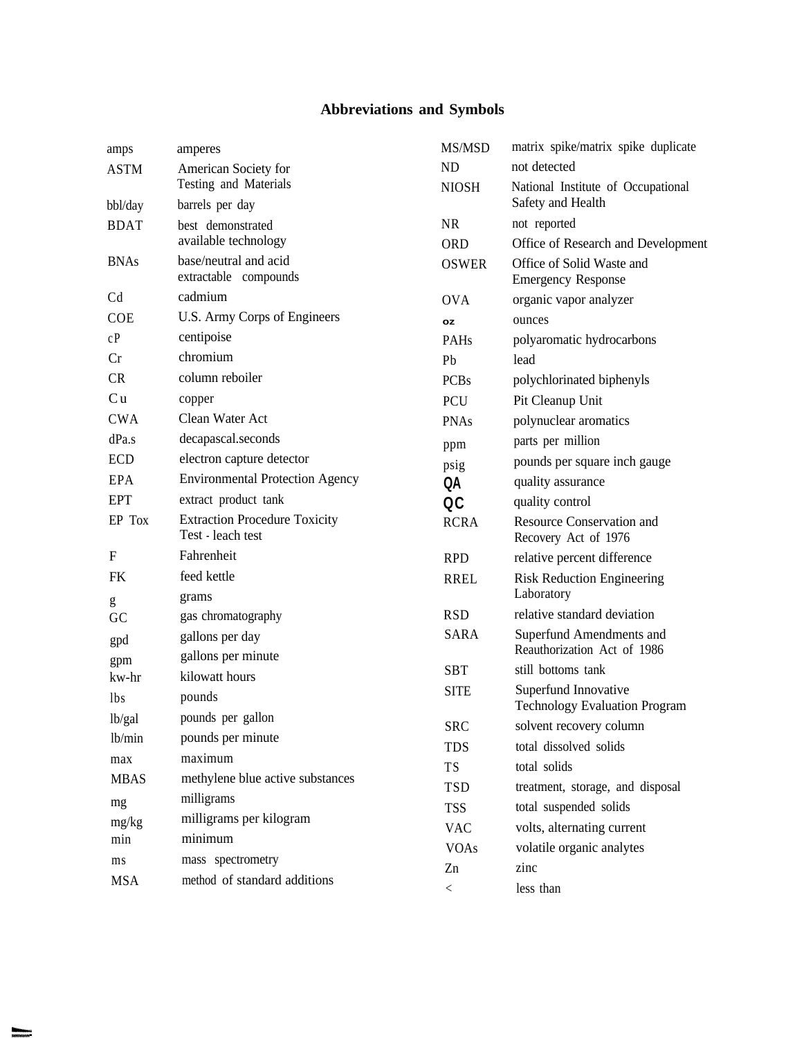# Abbreviations and Symbols

| | |
|---|---|
| amps | amperes |
| ASTM | American Society for Testing and Materials |
| bbl/day | barrels per day |
| BDAT | best demonstrated available technology |
| BNAs | base/neutral and acid extractable compounds |
| Cd | cadmium |
| COE | U.S. Army Corps of Engineers |
| cP | centipoise |
| Cr | chromium |
| CR | column reboiler |
| Cu | copper |
| CWA | Clean Water Act |
| dPa.s | decapascal.seconds |
| ECD | electron capture detector |
| EPA | Environmental Protection Agency |
| EPT | extract product tank |
| EP Tox | Extraction Procedure Toxicity Test - leach test |
| F | Fahrenheit |
| FK | feed kettle |
| g | grams |
| GC | gas chromatography |
| gpd | gallons per day |
| gpm | gallons per minute |
| kw-hr | kilowatt hours |
| lbs | pounds |
| lb/gal | pounds per gallon |
| lb/min | pounds per minute |
| max | maximum |
| MBAS | methylene blue active substances |
| mg | milligrams |
| mg/kg | milligrams per kilogram |
| min | minimum |
| ms | mass spectrometry |
| MSA | method of standard additions |
| MS/MSD | matrix spike/matrix spike duplicate |
| ND | not detected |
| NIOSH | National Institute of Occupational Safety and Health |
| NR | not reported |
| ORD | Office of Research and Development |
| OSWER | Office of Solid Waste and Emergency Response |
| OVA | organic vapor analyzer |
| oz | ounces |
| PAHs | polyaromatic hydrocarbons |
| Pb | lead |
| PCBs | polychlorinated biphenyls |
| PCU | Pit Cleanup Unit |
| PNAs | polynuclear aromatics |
| ppm | parts per million |
| psig | pounds per square inch gauge |
| QA | quality assurance |
| QC | quality control |
| RCRA | Resource Conservation and Recovery Act of 1976 |
| RPD | relative percent difference |
| RREL | Risk Reduction Engineering Laboratory |
| RSD | relative standard deviation |
| SARA | Superfund Amendments and Reauthorization Act of 1986 |
| SBT | still bottoms tank |
| SITE | Superfund Innovative Technology Evaluation Program |
| SRC | solvent recovery column |
| TDS | total dissolved solids |
| TS | total solids |
| TSD | treatment, storage, and disposal |
| TSS | total suspended solids |
| VAC | volts, alternating current |
| VOAs | volatile organic analytes |
| Zn | zinc |
| < | less than |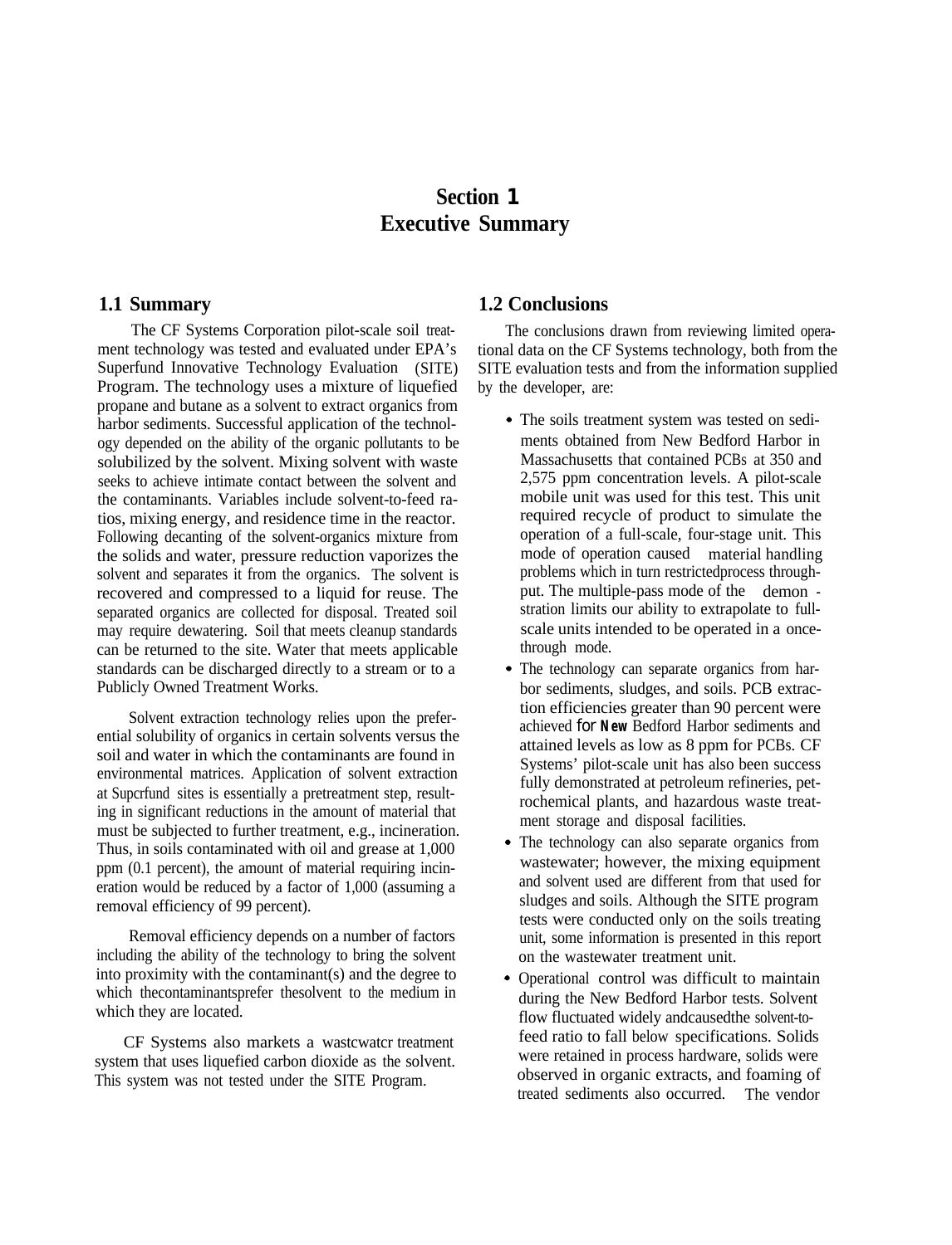# Section 1
# Executive Summary

## 1.1 Summary

The CF Systems Corporation pilot-scale soil treatment technology was tested and evaluated under EPA's Superfund Innovative Technology Evaluation (SITE) Program. The technology uses a mixture of liquefied propane and butane as a solvent to extract organics from harbor sediments. Successful application of the technology depended on the ability of the organic pollutants to be solubilized by the solvent. Mixing solvent with waste seeks to achieve intimate contact between the solvent and the contaminants. Variables include solvent-to-feed ratios, mixing energy, and residence time in the reactor. Following decanting of the solvent-organics mixture from the solids and water, pressure reduction vaporizes the solvent and separates it from the organics. The solvent is recovered and compressed to a liquid for reuse. The separated organics are collected for disposal. Treated soil may require dewatering. Soil that meets cleanup standards can be returned to the site. Water that meets applicable standards can be discharged directly to a stream or to a Publicly Owned Treatment Works.

Solvent extraction technology relies upon the preferential solubility of organics in certain solvents versus the soil and water in which the contaminants are found in environmental matrices. Application of solvent extraction at Supcrfund sites is essentially a pretreatment step, resulting in significant reductions in the amount of material that must be subjected to further treatment, e.g., incineration. Thus, in soils contaminated with oil and grease at 1,000 ppm (0.1 percent), the amount of material requiring incineration would be reduced by a factor of 1,000 (assuming a removal efficiency of 99 percent).

Removal efficiency depends on a number of factors including the ability of the technology to bring the solvent into proximity with the contaminant(s) and the degree to which thecontaminantsprefer thesolvent to the medium in which they are located.

CF Systems also markets a wastcwatcr treatment system that uses liquefied carbon dioxide as the solvent. This system was not tested under the SITE Program.

## 1.2 Conclusions

The conclusions drawn from reviewing limited operational data on the CF Systems technology, both from the SITE evaluation tests and from the information supplied by the developer, are:

- The soils treatment system was tested on sediments obtained from New Bedford Harbor in Massachusetts that contained PCBs at 350 and 2,575 ppm concentration levels. A pilot-scale mobile unit was used for this test. This unit required recycle of product to simulate the operation of a full-scale, four-stage unit. This mode of operation caused material handling problems which in turn restrictedprocess throughput. The multiple-pass mode of the demonstration limits our ability to extrapolate to full-scale units intended to be operated in a once-through mode.
- The technology can separate organics from harbor sediments, sludges, and soils. PCB extraction efficiencies greater than 90 percent were achieved for New Bedford Harbor sediments and attained levels as low as 8 ppm for PCBs. CF Systems' pilot-scale unit has also been success fully demonstrated at petroleum refineries, petrochemical plants, and hazardous waste treatment storage and disposal facilities.
- The technology can also separate organics from wastewater; however, the mixing equipment and solvent used are different from that used for sludges and soils. Although the SITE program tests were conducted only on the soils treating unit, some information is presented in this report on the wastewater treatment unit.
- Operational control was difficult to maintain during the New Bedford Harbor tests. Solvent flow fluctuated widely andcausedthe solvent-to-feed ratio to fall below specifications. Solids were retained in process hardware, solids were observed in organic extracts, and foaming of treated sediments also occurred. The vendor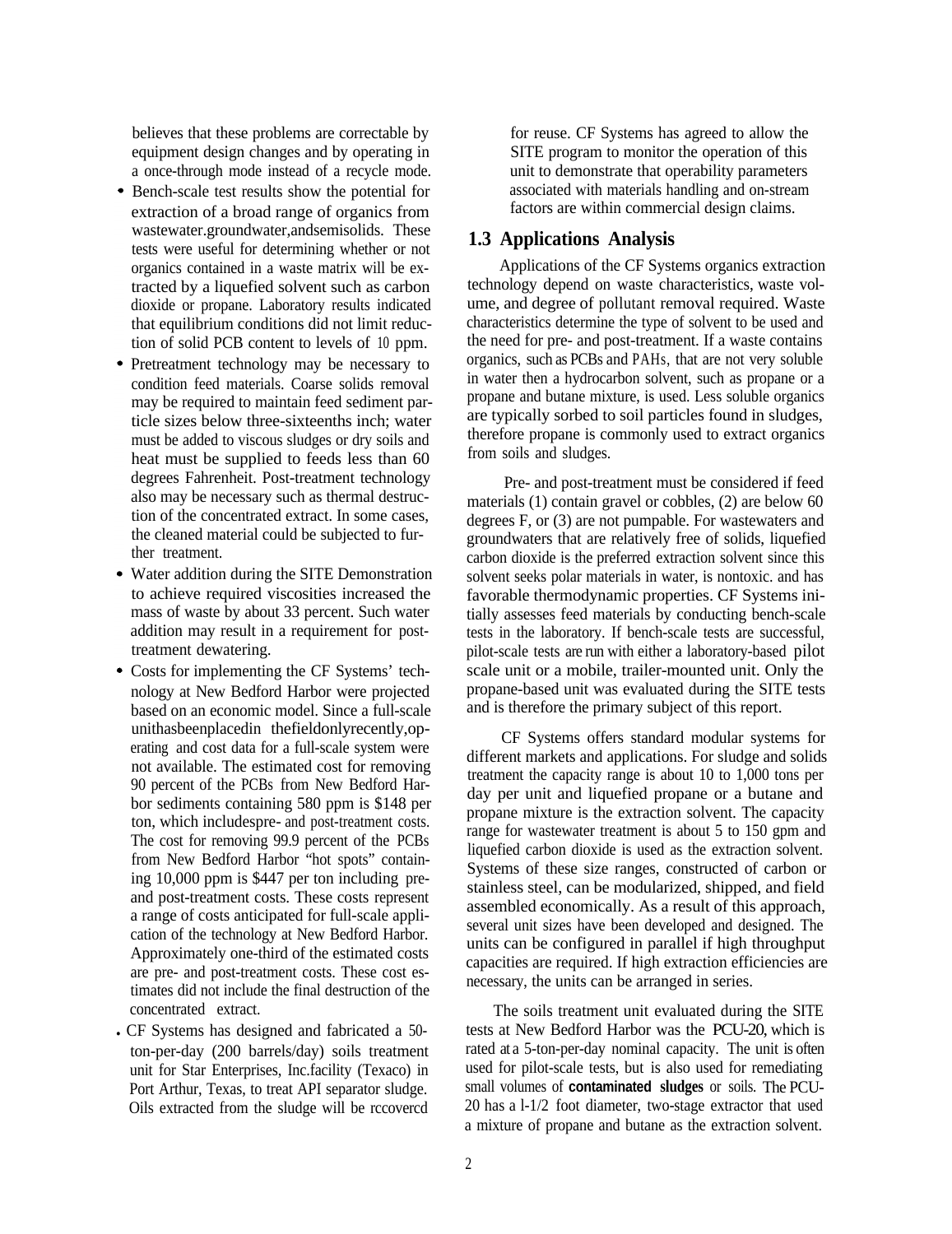believes that these problems are correctable by equipment design changes and by operating in a once-through mode instead of a recycle mode.

- Bench-scale test results show the potential for extraction of a broad range of organics from wastewater.groundwater,andsemisolids. These tests were useful for determining whether or not organics contained in a waste matrix will be extracted by a liquefied solvent such as carbon dioxide or propane. Laboratory results indicated that equilibrium conditions did not limit reduction of solid PCB content to levels of 10 ppm.
- Pretreatment technology may be necessary to condition feed materials. Coarse solids removal may be required to maintain feed sediment particle sizes below three-sixteenths inch; water must be added to viscous sludges or dry soils and heat must be supplied to feeds less than 60 degrees Fahrenheit. Post-treatment technology also may be necessary such as thermal destruction of the concentrated extract. In some cases, the cleaned material could be subjected to further treatment.
- Water addition during the SITE Demonstration to achieve required viscosities increased the mass of waste by about 33 percent. Such water addition may result in a requirement for post-treatment dewatering.
- Costs for implementing the CF Systems' technology at New Bedford Harbor were projected based on an economic model. Since a full-scale unithasbeenplacedin thefieldonlyrecently,operating and cost data for a full-scale system were not available. The estimated cost for removing 90 percent of the PCBs from New Bedford Harbor sediments containing 580 ppm is $148 per ton, which includespre- and post-treatment costs. The cost for removing 99.9 percent of the PCBs from New Bedford Harbor "hot spots" containing 10,000 ppm is $447 per ton including pre- and post-treatment costs. These costs represent a range of costs anticipated for full-scale application of the technology at New Bedford Harbor. Approximately one-third of the estimated costs are pre- and post-treatment costs. These cost estimates did not include the final destruction of the concentrated extract.
- CF Systems has designed and fabricated a 50-ton-per-day (200 barrels/day) soils treatment unit for Star Enterprises, Inc.facility (Texaco) in Port Arthur, Texas, to treat API separator sludge. Oils extracted from the sludge will be rccovercd for reuse. CF Systems has agreed to allow the SITE program to monitor the operation of this unit to demonstrate that operability parameters associated with materials handling and on-stream factors are within commercial design claims.

## 1.3 Applications Analysis

Applications of the CF Systems organics extraction technology depend on waste characteristics, waste volume, and degree of pollutant removal required. Waste characteristics determine the type of solvent to be used and the need for pre- and post-treatment. If a waste contains organics, such as PCBs and PAHs, that are not very soluble in water then a hydrocarbon solvent, such as propane or a propane and butane mixture, is used. Less soluble organics are typically sorbed to soil particles found in sludges, therefore propane is commonly used to extract organics from soils and sludges.

Pre- and post-treatment must be considered if feed materials (1) contain gravel or cobbles, (2) are below 60 degrees F, or (3) are not pumpable. For wastewaters and groundwaters that are relatively free of solids, liquefied carbon dioxide is the preferred extraction solvent since this solvent seeks polar materials in water, is nontoxic. and has favorable thermodynamic properties. CF Systems initially assesses feed materials by conducting bench-scale tests in the laboratory. If bench-scale tests are successful, pilot-scale tests are run with either a laboratory-based pilot scale unit or a mobile, trailer-mounted unit. Only the propane-based unit was evaluated during the SITE tests and is therefore the primary subject of this report.

CF Systems offers standard modular systems for different markets and applications. For sludge and solids treatment the capacity range is about 10 to 1,000 tons per day per unit and liquefied propane or a butane and propane mixture is the extraction solvent. The capacity range for wastewater treatment is about 5 to 150 gpm and liquefied carbon dioxide is used as the extraction solvent. Systems of these size ranges, constructed of carbon or stainless steel, can be modularized, shipped, and field assembled economically. As a result of this approach, several unit sizes have been developed and designed. The units can be configured in parallel if high throughput capacities are required. If high extraction efficiencies are necessary, the units can be arranged in series.

The soils treatment unit evaluated during the SITE tests at New Bedford Harbor was the PCU-20, which is rated at a 5-ton-per-day nominal capacity. The unit is often used for pilot-scale tests, but is also used for remediating small volumes of **contaminated sludges** or soils. The PCU-20 has a l-1/2 foot diameter, two-stage extractor that used a mixture of propane and butane as the extraction solvent.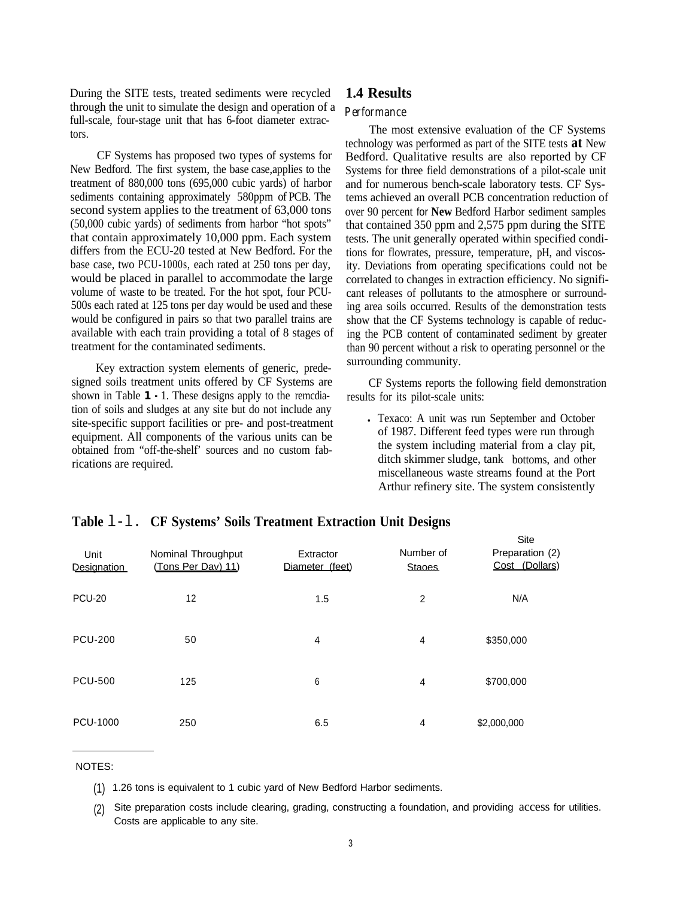During the SITE tests, treated sediments were recycled through the unit to simulate the design and operation of a full-scale, four-stage unit that has 6-foot diameter extractors.

CF Systems has proposed two types of systems for New Bedford. The first system, the base case, applies to the treatment of 880,000 tons (695,000 cubic yards) of harbor sediments containing approximately 580ppm of PCB. The second system applies to the treatment of 63,000 tons (50,000 cubic yards) of sediments from harbor "hot spots" that contain approximately 10,000 ppm. Each system differs from the ECU-20 tested at New Bedford. For the base case, two PCU-1000s, each rated at 250 tons per day, would be placed in parallel to accommodate the large volume of waste to be treated. For the hot spot, four PCU-500s each rated at 125 tons per day would be used and these would be configured in pairs so that two parallel trains are available with each train providing a total of 8 stages of treatment for the contaminated sediments.

Key extraction system elements of generic, predesigned soils treatment units offered by CF Systems are shown in Table 1-1. These designs apply to the remediation of soils and sludges at any site but do not include any site-specific support facilities or pre- and post-treatment equipment. All components of the various units can be obtained from "off-the-shelf' sources and no custom fabrications are required.

## 1.4 Results

### Performance

The most extensive evaluation of the CF Systems technology was performed as part of the SITE tests **at** New Bedford. Qualitative results are also reported by CF Systems for three field demonstrations of a pilot-scale unit and for numerous bench-scale laboratory tests. CF Systems achieved an overall PCB concentration reduction of over 90 percent for **New** Bedford Harbor sediment samples that contained 350 ppm and 2,575 ppm during the SITE tests. The unit generally operated within specified conditions for flowrates, pressure, temperature, pH, and viscosity. Deviations from operating specifications could not be correlated to changes in extraction efficiency. No significant releases of pollutants to the atmosphere or surrounding area soils occurred. Results of the demonstration tests show that the CF Systems technology is capable of reducing the PCB content of contaminated sediment by greater than 90 percent without a risk to operating personnel or the surrounding community.

CF Systems reports the following field demonstration results for its pilot-scale units:

- Texaco: A unit was run September and October of 1987. Different feed types were run through the system including material from a clay pit, ditch skimmer sludge, tank bottoms, and other miscellaneous waste streams found at the Port Arthur refinery site. The system consistently

**Table 1-1. CF Systems' Soils Treatment Extraction Unit Designs**

| Unit Designation | Nominal Throughput (Tons Per Day) (1) | Extractor Diameter (feet) | Number of Stages | Site Preparation (2) Cost (Dollars) |
|---|---|---|---|---|
| PCU-20 | 12 | 1.5 | 2 | N/A |
| PCU-200 | 50 | 4 | 4 | $350,000 |
| PCU-500 | 125 | 6 | 4 | $700,000 |
| PCU-1000 | 250 | 6.5 | 4 | $2,000,000 |

NOTES:

(1) 1.26 tons is equivalent to 1 cubic yard of New Bedford Harbor sediments.

(2) Site preparation costs include clearing, grading, constructing a foundation, and providing access for utilities. Costs are applicable to any site.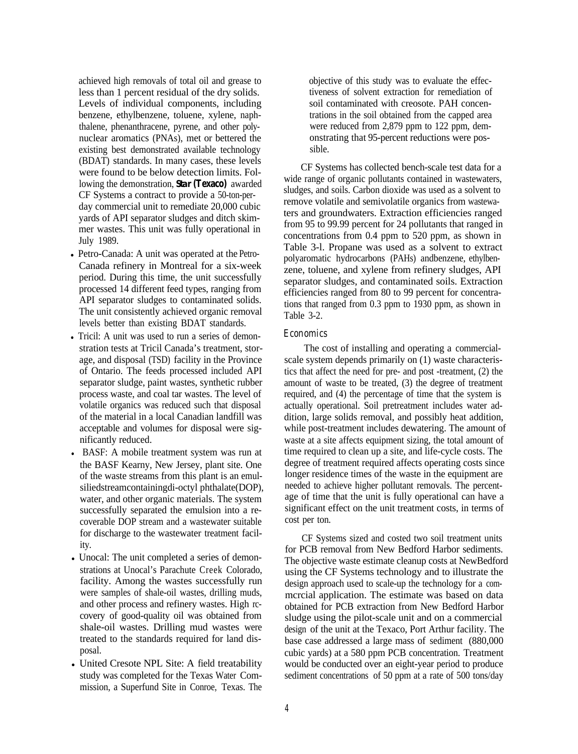achieved high removals of total oil and grease to less than 1 percent residual of the dry solids. Levels of individual components, including benzene, ethylbenzene, toluene, xylene, naphthalene, phenanthracene, pyrene, and other polynuclear aromatics (PNAs), met or bettered the existing best demonstrated available technology (BDAT) standards. In many cases, these levels were found to be below detection limits. Following the demonstration, **Star (Texaco)** awarded CF Systems a contract to provide a 50-ton-per-day commercial unit to remediate 20,000 cubic yards of API separator sludges and ditch skimmer wastes. This unit was fully operational in July 1989.

- Petro-Canada: A unit was operated at the Petro-Canada refinery in Montreal for a six-week period. During this time, the unit successfully processed 14 different feed types, ranging from API separator sludges to contaminated solids. The unit consistently achieved organic removal levels better than existing BDAT standards.
- Tricil: A unit was used to run a series of demonstration tests at Tricil Canada's treatment, storage, and disposal (TSD) facility in the Province of Ontario. The feeds processed included API separator sludge, paint wastes, synthetic rubber process waste, and coal tar wastes. The level of volatile organics was reduced such that disposal of the material in a local Canadian landfill was acceptable and volumes for disposal were significantly reduced.
- BASF: A mobile treatment system was run at the BASF Kearny, New Jersey, plant site. One of the waste streams from this plant is an emulsiliedstreamcontainingdi-octyl phthalate(DOP), water, and other organic materials. The system successfully separated the emulsion into a recoverable DOP stream and a wastewater suitable for discharge to the wastewater treatment facility.
- Unocal: The unit completed a series of demonstrations at Unocal's Parachute Creek Colorado, facility. Among the wastes successfully run were samples of shale-oil wastes, drilling muds, and other process and refinery wastes. High rccovery of good-quality oil was obtained from shale-oil wastes. Drilling mud wastes were treated to the standards required for land disposal.
- United Cresote NPL Site: A field treatability study was completed for the Texas Water Commission, a Superfund Site in Conroe, Texas. The objective of this study was to evaluate the effectiveness of solvent extraction for remediation of soil contaminated with creosote. PAH concentrations in the soil obtained from the capped area were reduced from 2,879 ppm to 122 ppm, demonstrating that 95-percent reductions were possible.

CF Systems has collected bench-scale test data for a wide range of organic pollutants contained in wastewaters, sludges, and soils. Carbon dioxide was used as a solvent to remove volatile and semivolatile organics from wastewaters and groundwaters. Extraction efficiencies ranged from 95 to 99.99 percent for 24 pollutants that ranged in concentrations from 0.4 ppm to 520 ppm, as shown in Table 3-l. Propane was used as a solvent to extract polyaromatic hydrocarbons (PAHs) andbenzene, ethylbenzene, toluene, and xylene from refinery sludges, API separator sludges, and contaminated soils. Extraction efficiencies ranged from 80 to 99 percent for concentrations that ranged from 0.3 ppm to 1930 ppm, as shown in Table 3-2.

### Economics

The cost of installing and operating a commercial-scale system depends primarily on (1) waste characteristics that affect the need for pre- and post -treatment, (2) the amount of waste to be treated, (3) the degree of treatment required, and (4) the percentage of time that the system is actually operational. Soil pretreatment includes water addition, large solids removal, and possibly heat addition, while post-treatment includes dewatering. The amount of waste at a site affects equipment sizing, the total amount of time required to clean up a site, and life-cycle costs. The degree of treatment required affects operating costs since longer residence times of the waste in the equipment are needed to achieve higher pollutant removals. The percentage of time that the unit is fully operational can have a significant effect on the unit treatment costs, in terms of cost per ton.

CF Systems sized and costed two soil treatment units for PCB removal from New Bedford Harbor sediments. The objective waste estimate cleanup costs at NewBedford using the CF Systems technology and to illustrate the design approach used to scale-up the technology for a commcrcial application. The estimate was based on data obtained for PCB extraction from New Bedford Harbor sludge using the pilot-scale unit and on a commercial design of the unit at the Texaco, Port Arthur facility. The base case addressed a large mass of sediment (880,000 cubic yards) at a 580 ppm PCB concentration. Treatment would be conducted over an eight-year period to produce sediment concentrations of 50 ppm at a rate of 500 tons/day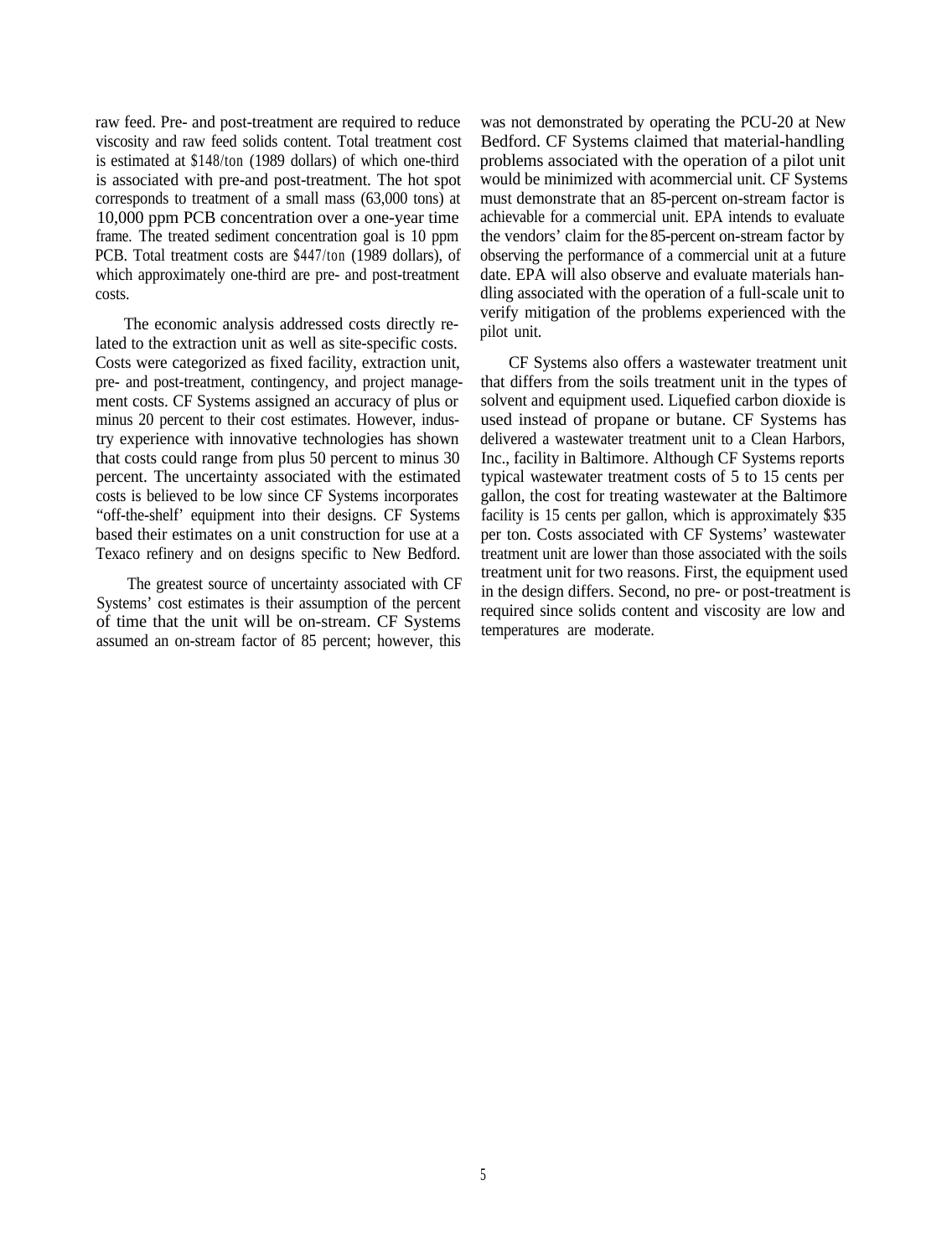raw feed. Pre- and post-treatment are required to reduce viscosity and raw feed solids content. Total treatment cost is estimated at $148/ton (1989 dollars) of which one-third is associated with pre-and post-treatment. The hot spot corresponds to treatment of a small mass (63,000 tons) at 10,000 ppm PCB concentration over a one-year time frame. The treated sediment concentration goal is 10 ppm PCB. Total treatment costs are $447/ton (1989 dollars), of which approximately one-third are pre- and post-treatment costs.

The economic analysis addressed costs directly related to the extraction unit as well as site-specific costs. Costs were categorized as fixed facility, extraction unit, pre- and post-treatment, contingency, and project management costs. CF Systems assigned an accuracy of plus or minus 20 percent to their cost estimates. However, industry experience with innovative technologies has shown that costs could range from plus 50 percent to minus 30 percent. The uncertainty associated with the estimated costs is believed to be low since CF Systems incorporates "off-the-shelf' equipment into their designs. CF Systems based their estimates on a unit construction for use at a Texaco refinery and on designs specific to New Bedford.

The greatest source of uncertainty associated with CF Systems' cost estimates is their assumption of the percent of time that the unit will be on-stream. CF Systems assumed an on-stream factor of 85 percent; however, this was not demonstrated by operating the PCU-20 at New Bedford. CF Systems claimed that material-handling problems associated with the operation of a pilot unit would be minimized with acommercial unit. CF Systems must demonstrate that an 85-percent on-stream factor is achievable for a commercial unit. EPA intends to evaluate the vendors' claim for the 85-percent on-stream factor by observing the performance of a commercial unit at a future date. EPA will also observe and evaluate materials handling associated with the operation of a full-scale unit to verify mitigation of the problems experienced with the pilot unit.

CF Systems also offers a wastewater treatment unit that differs from the soils treatment unit in the types of solvent and equipment used. Liquefied carbon dioxide is used instead of propane or butane. CF Systems has delivered a wastewater treatment unit to a Clean Harbors, Inc., facility in Baltimore. Although CF Systems reports typical wastewater treatment costs of 5 to 15 cents per gallon, the cost for treating wastewater at the Baltimore facility is 15 cents per gallon, which is approximately $35 per ton. Costs associated with CF Systems' wastewater treatment unit are lower than those associated with the soils treatment unit for two reasons. First, the equipment used in the design differs. Second, no pre- or post-treatment is required since solids content and viscosity are low and temperatures are moderate.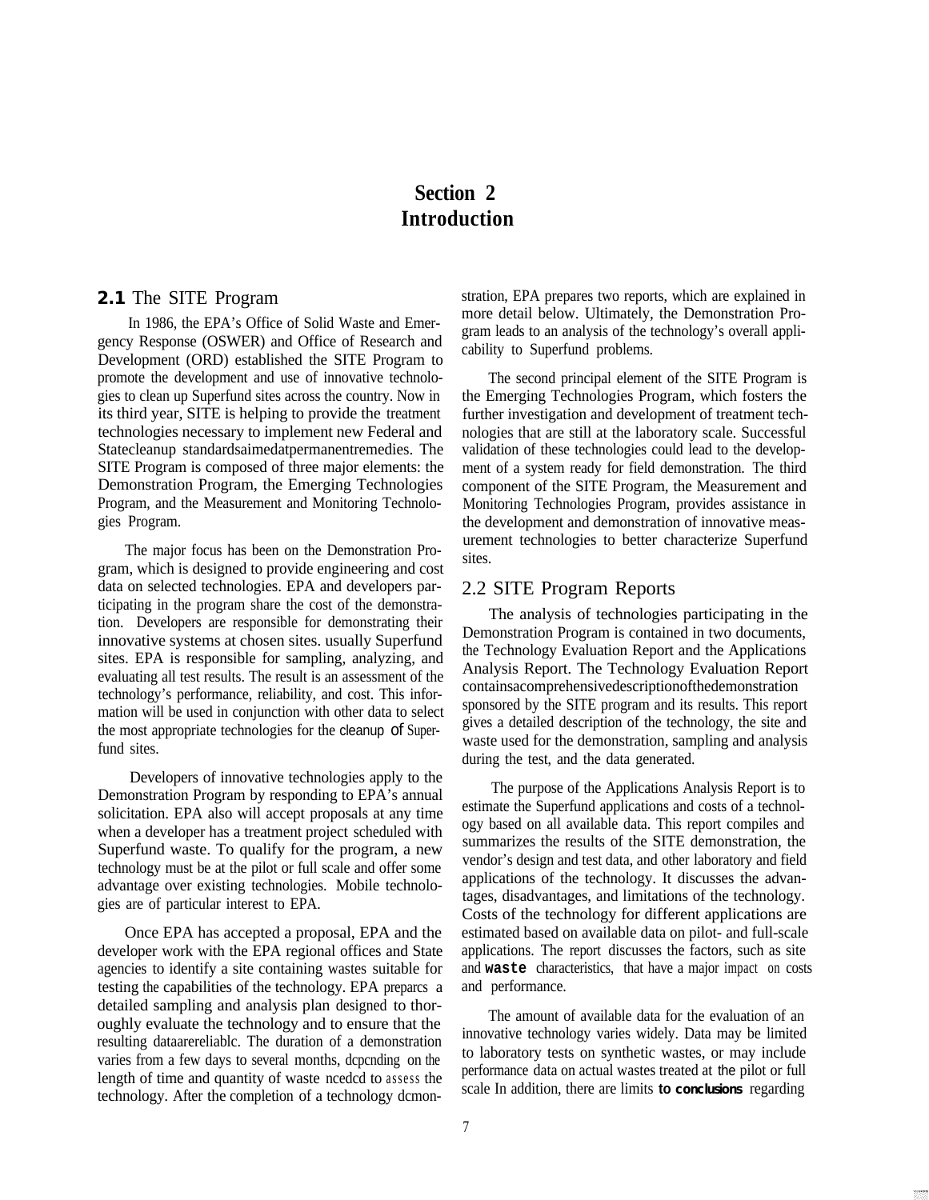# Section 2
# Introduction

## 2.1 The SITE Program

In 1986, the EPA's Office of Solid Waste and Emergency Response (OSWER) and Office of Research and Development (ORD) established the SITE Program to promote the development and use of innovative technologies to clean up Superfund sites across the country. Now in its third year, SITE is helping to provide the treatment technologies necessary to implement new Federal and Statecleanup standardsaimedatpermanentremedies. The SITE Program is composed of three major elements: the Demonstration Program, the Emerging Technologies Program, and the Measurement and Monitoring Technologies Program.

The major focus has been on the Demonstration Program, which is designed to provide engineering and cost data on selected technologies. EPA and developers participating in the program share the cost of the demonstration. Developers are responsible for demonstrating their innovative systems at chosen sites. usually Superfund sites. EPA is responsible for sampling, analyzing, and evaluating all test results. The result is an assessment of the technology's performance, reliability, and cost. This information will be used in conjunction with other data to select the most appropriate technologies for the cleanup of Superfund sites.

Developers of innovative technologies apply to the Demonstration Program by responding to EPA's annual solicitation. EPA also will accept proposals at any time when a developer has a treatment project scheduled with Superfund waste. To qualify for the program, a new technology must be at the pilot or full scale and offer some advantage over existing technologies. Mobile technologies are of particular interest to EPA.

Once EPA has accepted a proposal, EPA and the developer work with the EPA regional offices and State agencies to identify a site containing wastes suitable for testing the capabilities of the technology. EPA preparcs a detailed sampling and analysis plan designed to thoroughly evaluate the technology and to ensure that the resulting dataarereliablc. The duration of a demonstration varies from a few days to several months, dcpcnding on the length of time and quantity of waste ncedcd to assess the technology. After the completion of a technology dcmonstration, EPA prepares two reports, which are explained in more detail below. Ultimately, the Demonstration Program leads to an analysis of the technology's overall applicability to Superfund problems.

The second principal element of the SITE Program is the Emerging Technologies Program, which fosters the further investigation and development of treatment technologies that are still at the laboratory scale. Successful validation of these technologies could lead to the development of a system ready for field demonstration. The third component of the SITE Program, the Measurement and Monitoring Technologies Program, provides assistance in the development and demonstration of innovative measurement technologies to better characterize Superfund sites.

## 2.2 SITE Program Reports

The analysis of technologies participating in the Demonstration Program is contained in two documents, the Technology Evaluation Report and the Applications Analysis Report. The Technology Evaluation Report containsacomprehensivedescriptionofthedemonstration sponsored by the SITE program and its results. This report gives a detailed description of the technology, the site and waste used for the demonstration, sampling and analysis during the test, and the data generated.

The purpose of the Applications Analysis Report is to estimate the Superfund applications and costs of a technology based on all available data. This report compiles and summarizes the results of the SITE demonstration, the vendor's design and test data, and other laboratory and field applications of the technology. It discusses the advantages, disadvantages, and limitations of the technology. Costs of the technology for different applications are estimated based on available data on pilot- and full-scale applications. The report discusses the factors, such as site and waste characteristics, that have a major impact on costs and performance.

The amount of available data for the evaluation of an innovative technology varies widely. Data may be limited to laboratory tests on synthetic wastes, or may include performance data on actual wastes treated at the pilot or full scale In addition, there are limits to conclusions regarding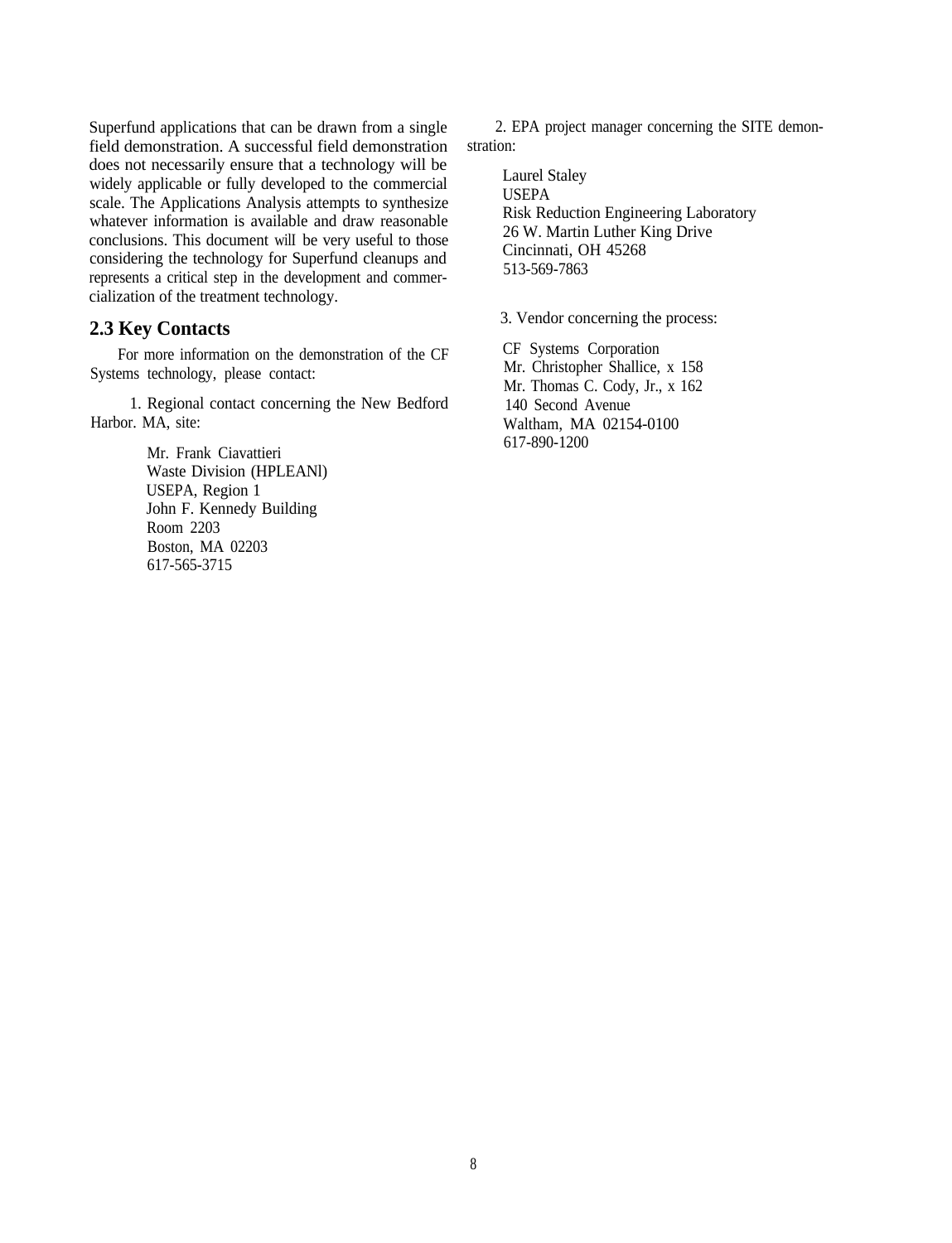Superfund applications that can be drawn from a single field demonstration. A successful field demonstration does not necessarily ensure that a technology will be widely applicable or fully developed to the commercial scale. The Applications Analysis attempts to synthesize whatever information is available and draw reasonable conclusions. This document will be very useful to those considering the technology for Superfund cleanups and represents a critical step in the development and commercialization of the treatment technology.

## 2.3 Key Contacts

For more information on the demonstration of the CF Systems technology, please contact:

1. Regional contact concerning the New Bedford Harbor. MA, site:

   Mr. Frank Ciavattieri
   Waste Division (HPLEANl)
   USEPA, Region 1
   John F. Kennedy Building
   Room 2203
   Boston, MA 02203
   617-565-3715

2. EPA project manager concerning the SITE demonstration:

   Laurel Staley
   USEPA
   Risk Reduction Engineering Laboratory
   26 W. Martin Luther King Drive
   Cincinnati, OH 45268
   513-569-7863

3. Vendor concerning the process:

   CF Systems Corporation
   Mr. Christopher Shallice, x 158
   Mr. Thomas C. Cody, Jr., x 162
   140 Second Avenue
   Waltham, MA 02154-0100
   617-890-1200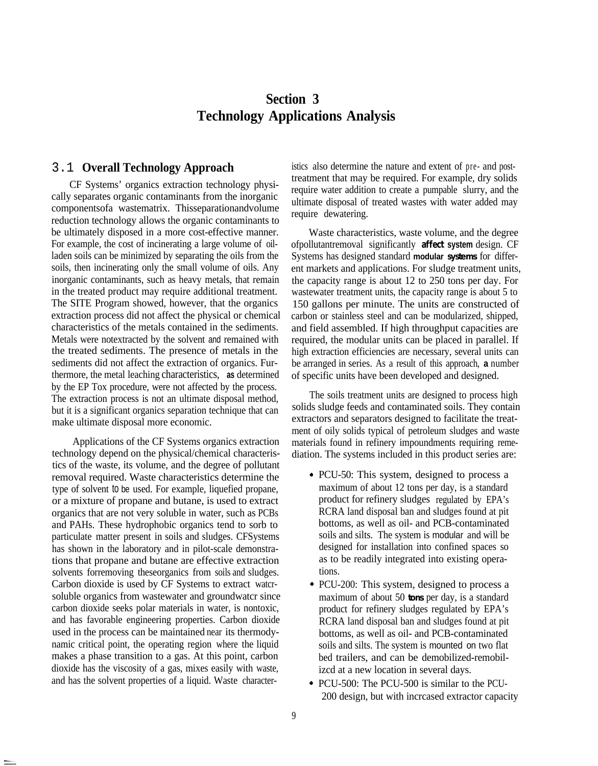# Section 3
# Technology Applications Analysis

## 3.1 Overall Technology Approach

CF Systems' organics extraction technology physically separates organic contaminants from the inorganic componentsofa wastematrix. Thisseparationandvolume reduction technology allows the organic contaminants to be ultimately disposed in a more cost-effective manner. For example, the cost of incinerating a large volume of oil-laden soils can be minimized by separating the oils from the soils, then incinerating only the small volume of oils. Any inorganic contaminants, such as heavy metals, that remain in the treated product may require additional treatment. The SITE Program showed, however, that the organics extraction process did not affect the physical or chemical characteristics of the metals contained in the sediments. Metals were notextracted by the solvent and remained with the treated sediments. The presence of metals in the sediments did not affect the extraction of organics. Furthermore, the metal leaching characteristics, as determined by the EP Tox procedure, were not affected by the process. The extraction process is not an ultimate disposal method, but it is a significant organics separation technique that can make ultimate disposal more economic.

Applications of the CF Systems organics extraction technology depend on the physical/chemical characteristics of the waste, its volume, and the degree of pollutant removal required. Waste characteristics determine the type of solvent to be used. For example, liquefied propane, or a mixture of propane and butane, is used to extract organics that are not very soluble in water, such as PCBs and PAHs. These hydrophobic organics tend to sorb to particulate matter present in soils and sludges. CFSystems has shown in the laboratory and in pilot-scale demonstrations that propane and butane are effective extraction solvents forremoving theseorganics from soils and sludges. Carbon dioxide is used by CF Systems to extract watcr-soluble organics from wastewater and groundwatcr since carbon dioxide seeks polar materials in water, is nontoxic, and has favorable engineering properties. Carbon dioxide used in the process can be maintained near its thermodynamic critical point, the operating region where the liquid makes a phase transition to a gas. At this point, carbon dioxide has the viscosity of a gas, mixes easily with waste, and has the solvent properties of a liquid. Waste characteristics also determine the nature and extent of pre- and post-treatment that may be required. For example, dry solids require water addition to create a pumpable slurry, and the ultimate disposal of treated wastes with water added may require dewatering.

Waste characteristics, waste volume, and the degree ofpollutantremoval significantly **affect system** design. CF Systems has designed standard **modular systems** for different markets and applications. For sludge treatment units, the capacity range is about 12 to 250 tons per day. For wastewater treatment units, the capacity range is about 5 to 150 gallons per minute. The units are constructed of carbon or stainless steel and can be modularized, shipped, and field assembled. If high throughput capacities are required, the modular units can be placed in parallel. If high extraction efficiencies are necessary, several units can be arranged in series. As a result of this approach, **a** number of specific units have been developed and designed.

The soils treatment units are designed to process high solids sludge feeds and contaminated soils. They contain extractors and separators designed to facilitate the treatment of oily solids typical of petroleum sludges and waste materials found in refinery impoundments requiring remediation. The systems included in this product series are:

- PCU-50: This system, designed to process a maximum of about 12 tons per day, is a standard product for refinery sludges regulated by EPA's RCRA land disposal ban and sludges found at pit bottoms, as well as oil- and PCB-contaminated soils and silts. The system is modular and will be designed for installation into confined spaces so as to be readily integrated into existing operations.
- PCU-200: This system, designed to process a maximum of about 50 **tons** per day, is a standard product for refinery sludges regulated by EPA's RCRA land disposal ban and sludges found at pit bottoms, as well as oil- and PCB-contaminated soils and silts. The system is mounted on two flat bed trailers, and can be demobilized-remobilizcd at a new location in several days.
- PCU-500: The PCU-500 is similar to the PCU-200 design, but with incrcased extractor capacity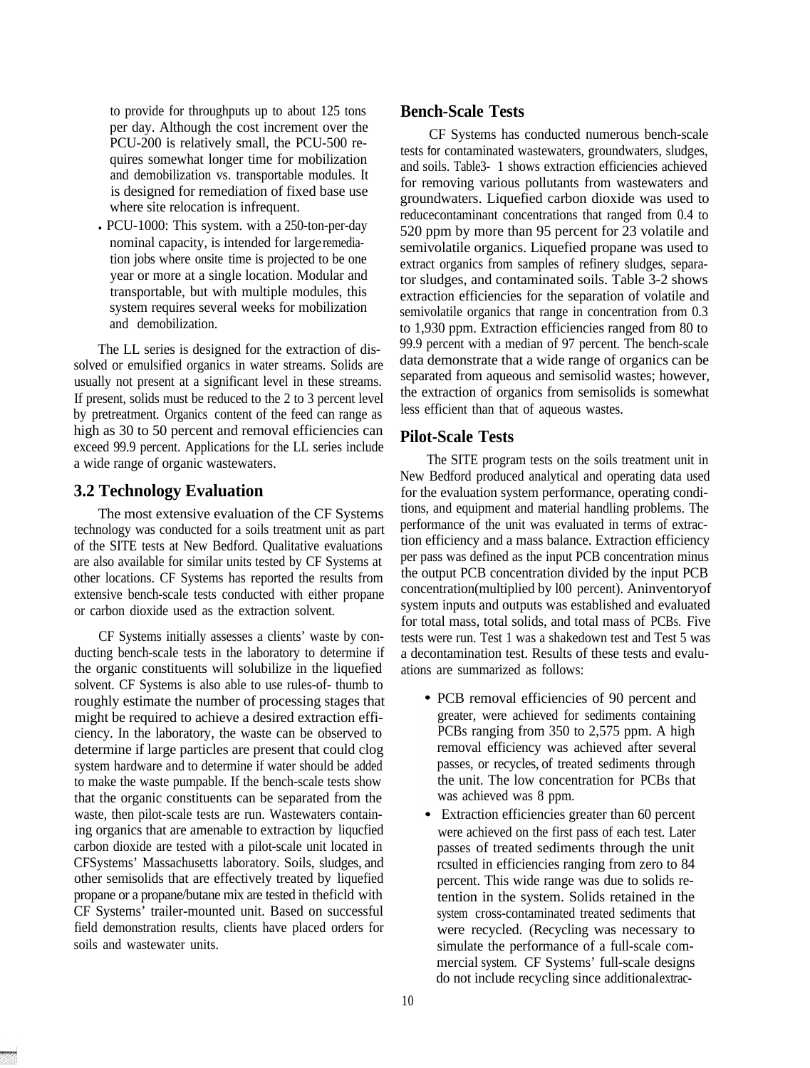to provide for throughputs up to about 125 tons per day. Although the cost increment over the PCU-200 is relatively small, the PCU-500 requires somewhat longer time for mobilization and demobilization vs. transportable modules. It is designed for remediation of fixed base use where site relocation is infrequent.

- PCU-1000: This system. with a 250-ton-per-day nominal capacity, is intended for large remediation jobs where onsite time is projected to be one year or more at a single location. Modular and transportable, but with multiple modules, this system requires several weeks for mobilization and demobilization.

The LL series is designed for the extraction of dissolved or emulsified organics in water streams. Solids are usually not present at a significant level in these streams. If present, solids must be reduced to the 2 to 3 percent level by pretreatment. Organics content of the feed can range as high as 30 to 50 percent and removal efficiencies can exceed 99.9 percent. Applications for the LL series include a wide range of organic wastewaters.

## 3.2 Technology Evaluation

The most extensive evaluation of the CF Systems technology was conducted for a soils treatment unit as part of the SITE tests at New Bedford. Qualitative evaluations are also available for similar units tested by CF Systems at other locations. CF Systems has reported the results from extensive bench-scale tests conducted with either propane or carbon dioxide used as the extraction solvent.

CF Systems initially assesses a clients' waste by conducting bench-scale tests in the laboratory to determine if the organic constituents will solubilize in the liquefied solvent. CF Systems is also able to use rules-of- thumb to roughly estimate the number of processing stages that might be required to achieve a desired extraction efficiency. In the laboratory, the waste can be observed to determine if large particles are present that could clog system hardware and to determine if water should be added to make the waste pumpable. If the bench-scale tests show that the organic constituents can be separated from the waste, then pilot-scale tests are run. Wastewaters containing organics that are amenable to extraction by liqucfied carbon dioxide are tested with a pilot-scale unit located in CFSystems' Massachusetts laboratory. Soils, sludges, and other semisolids that are effectively treated by liquefied propane or a propane/butane mix are tested in theficld with CF Systems' trailer-mounted unit. Based on successful field demonstration results, clients have placed orders for soils and wastewater units.

### Bench-Scale Tests

CF Systems has conducted numerous bench-scale tests for contaminated wastewaters, groundwaters, sludges, and soils. Table3- 1 shows extraction efficiencies achieved for removing various pollutants from wastewaters and groundwaters. Liquefied carbon dioxide was used to reducecontaminant concentrations that ranged from 0.4 to 520 ppm by more than 95 percent for 23 volatile and semivolatile organics. Liquefied propane was used to extract organics from samples of refinery sludges, separator sludges, and contaminated soils. Table 3-2 shows extraction efficiencies for the separation of volatile and semivolatile organics that range in concentration from 0.3 to 1,930 ppm. Extraction efficiencies ranged from 80 to 99.9 percent with a median of 97 percent. The bench-scale data demonstrate that a wide range of organics can be separated from aqueous and semisolid wastes; however, the extraction of organics from semisolids is somewhat less efficient than that of aqueous wastes.

### Pilot-Scale Tests

The SITE program tests on the soils treatment unit in New Bedford produced analytical and operating data used for the evaluation system performance, operating conditions, and equipment and material handling problems. The performance of the unit was evaluated in terms of extraction efficiency and a mass balance. Extraction efficiency per pass was defined as the input PCB concentration minus the output PCB concentration divided by the input PCB concentration(multiplied by l00 percent). Aninventoryof system inputs and outputs was established and evaluated for total mass, total solids, and total mass of PCBs. Five tests were run. Test 1 was a shakedown test and Test 5 was a decontamination test. Results of these tests and evaluations are summarized as follows:

- PCB removal efficiencies of 90 percent and greater, were achieved for sediments containing PCBs ranging from 350 to 2,575 ppm. A high removal efficiency was achieved after several passes, or recycles, of treated sediments through the unit. The low concentration for PCBs that was achieved was 8 ppm.
- Extraction efficiencies greater than 60 percent were achieved on the first pass of each test. Later passes of treated sediments through the unit rcsulted in efficiencies ranging from zero to 84 percent. This wide range was due to solids retention in the system. Solids retained in the system cross-contaminated treated sediments that were recycled. (Recycling was necessary to simulate the performance of a full-scale commercial system. CF Systems' full-scale designs do not include recycling since additionalextrac-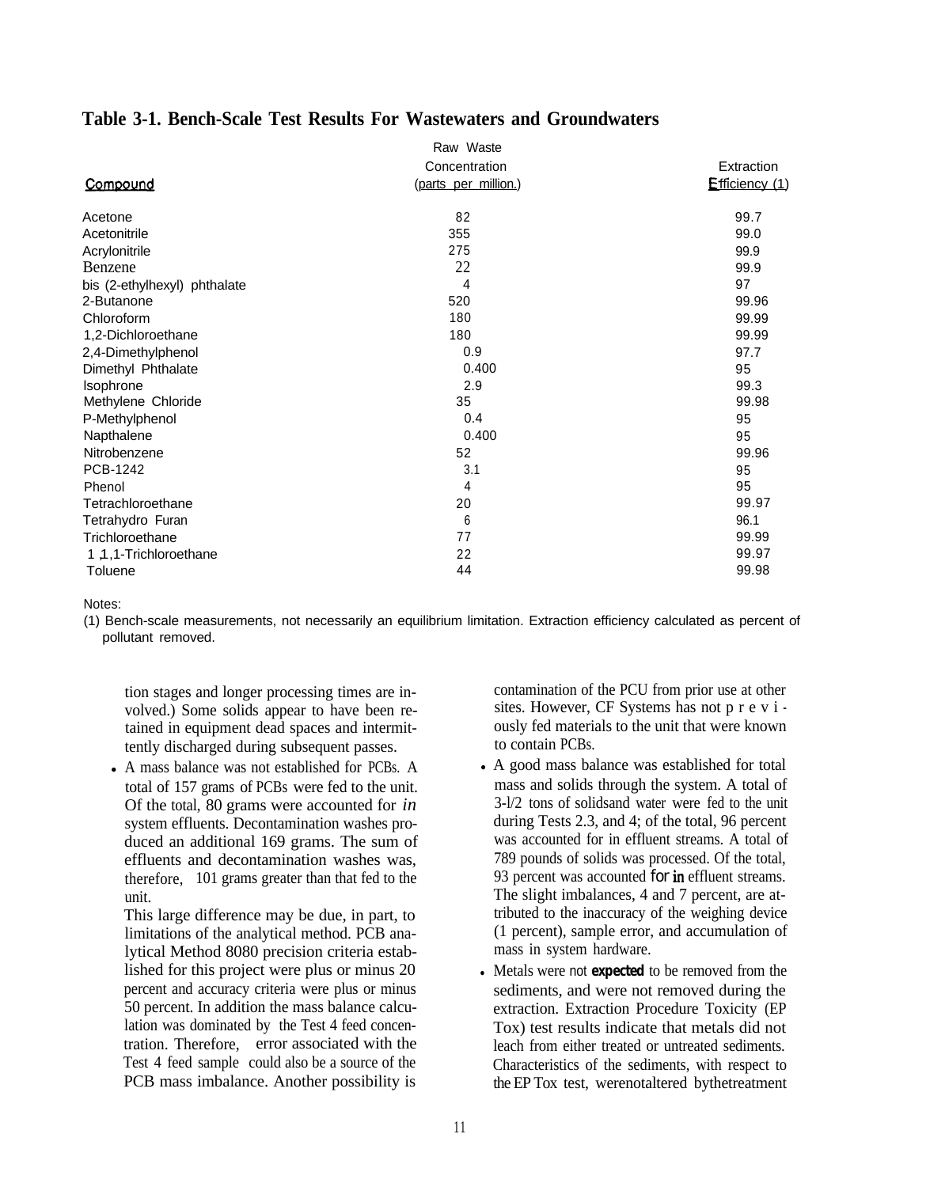**Table 3-1. Bench-Scale Test Results For Wastewaters and Groundwaters**

| Compound | Raw Waste Concentration (parts per million.) | Extraction Efficiency (1) |
|---|---|---|
| Acetone | 82 | 99.7 |
| Acetonitrile | 355 | 99.0 |
| Acrylonitrile | 275 | 99.9 |
| Benzene | 22 | 99.9 |
| bis (2-ethylhexyl) phthalate | 4 | 97 |
| 2-Butanone | 520 | 99.96 |
| Chloroform | 180 | 99.99 |
| 1,2-Dichloroethane | 180 | 99.99 |
| 2,4-Dimethylphenol | 0.9 | 97.7 |
| Dimethyl Phthalate | 0.400 | 95 |
| Isophrone | 2.9 | 99.3 |
| Methylene Chloride | 35 | 99.98 |
| P-Methylphenol | 0.4 | 95 |
| Napthalene | 0.400 | 95 |
| Nitrobenzene | 52 | 99.96 |
| PCB-1242 | 3.1 | 95 |
| Phenol | 4 | 95 |
| Tetrachloroethane | 20 | 99.97 |
| Tetrahydro Furan | 6 | 96.1 |
| Trichloroethane | 77 | 99.99 |
| 1,1,1-Trichloroethane | 22 | 99.97 |
| Toluene | 44 | 99.98 |

Notes:

(1) Bench-scale measurements, not necessarily an equilibrium limitation. Extraction efficiency calculated as percent of pollutant removed.

tion stages and longer processing times are involved.) Some solids appear to have been retained in equipment dead spaces and intermittently discharged during subsequent passes.

- A mass balance was not established for PCBs. A total of 157 grams of PCBs were fed to the unit. Of the total, 80 grams were accounted for *in* system effluents. Decontamination washes produced an additional 169 grams. The sum of effluents and decontamination washes was, therefore, 101 grams greater than that fed to the unit.

  This large difference may be due, in part, to limitations of the analytical method. PCB analytical Method 8080 precision criteria established for this project were plus or minus 20 percent and accuracy criteria were plus or minus 50 percent. In addition the mass balance calculation was dominated by the Test 4 feed concentration. Therefore, error associated with the Test 4 feed sample could also be a source of the PCB mass imbalance. Another possibility is contamination of the PCU from prior use at other sites. However, CF Systems has not previously fed materials to the unit that were known to contain PCBs.

- A good mass balance was established for total mass and solids through the system. A total of 3-1/2 tons of solids and water were fed to the unit during Tests 2.3, and 4; of the total, 96 percent was accounted for in effluent streams. A total of 789 pounds of solids was processed. Of the total, 93 percent was accounted for in effluent streams. The slight imbalances, 4 and 7 percent, are attributed to the inaccuracy of the weighing device (1 percent), sample error, and accumulation of mass in system hardware.

- Metals were not **expected** to be removed from the sediments, and were not removed during the extraction. Extraction Procedure Toxicity (EP Tox) test results indicate that metals did not leach from either treated or untreated sediments. Characteristics of the sediments, with respect to the EP Tox test, were not altered by the treatment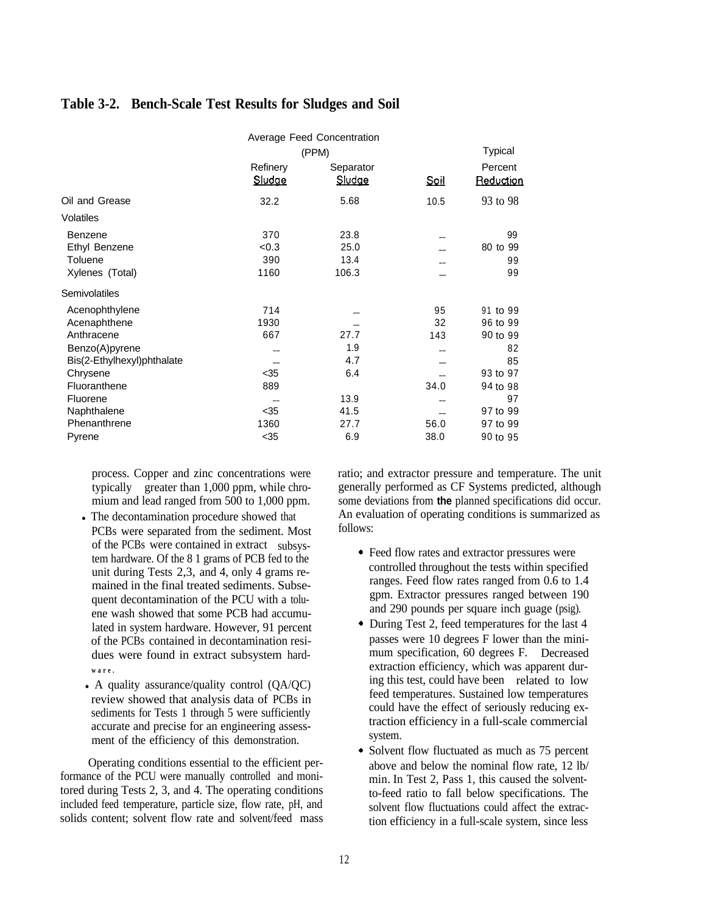## Table 3-2. Bench-Scale Test Results for Sludges and Soil

| | Average Feed Concentration (PPM) | | | Typical |
|---|---|---|---|---|
| | Refinery Sludge | Separator Sludge | Soil | Percent Reduction |
| Oil and Grease | 32.2 | 5.68 | 10.5 | 93 to 98 |
| Volatiles | | | | |
| Benzene | 370 | 23.8 | -- | 99 |
| Ethyl Benzene | <0.3 | 25.0 | -- | 80 to 99 |
| Toluene | 390 | 13.4 | -- | 99 |
| Xylenes (Total) | 1160 | 106.3 | -- | 99 |
| Semivolatiles | | | | |
| Acenophthylene | 714 | -- | 95 | 91 to 99 |
| Acenaphthene | 1930 | -- | 32 | 96 to 99 |
| Anthracene | 667 | 27.7 | 143 | 90 to 99 |
| Benzo(A)pyrene | -- | 1.9 | -- | 82 |
| Bis(2-Ethylhexyl)phthalate | -- | 4.7 | -- | 85 |
| Chrysene | <35 | 6.4 | -- | 93 to 97 |
| Fluoranthene | 889 | | 34.0 | 94 to 98 |
| Fluorene | -- | 13.9 | -- | 97 |
| Naphthalene | <35 | 41.5 | -- | 97 to 99 |
| Phenanthrene | 1360 | 27.7 | 56.0 | 97 to 99 |
| Pyrene | <35 | 6.9 | 38.0 | 90 to 95 |

process. Copper and zinc concentrations were typically greater than 1,000 ppm, while chromium and lead ranged from 500 to 1,000 ppm.

- The decontamination procedure showed that PCBs were separated from the sediment. Most of the PCBs were contained in extract subsystem hardware. Of the 8 1 grams of PCB fed to the unit during Tests 2,3, and 4, only 4 grams remained in the final treated sediments. Subsequent decontamination of the PCU with a toluene wash showed that some PCB had accumulated in system hardware. However, 91 percent of the PCBs contained in decontamination residues were found in extract subsystem hardware.
- A quality assurance/quality control (QA/QC) review showed that analysis data of PCBs in sediments for Tests 1 through 5 were sufficiently accurate and precise for an engineering assessment of the efficiency of this demonstration.

Operating conditions essential to the efficient performance of the PCU were manually controlled and monitored during Tests 2, 3, and 4. The operating conditions included feed temperature, particle size, flow rate, pH, and solids content; solvent flow rate and solvent/feed mass ratio; and extractor pressure and temperature. The unit generally performed as CF Systems predicted, although some deviations from **the** planned specifications did occur. An evaluation of operating conditions is summarized as follows:

- Feed flow rates and extractor pressures were controlled throughout the tests within specified ranges. Feed flow rates ranged from 0.6 to 1.4 gpm. Extractor pressures ranged between 190 and 290 pounds per square inch guage (psig).
- During Test 2, feed temperatures for the last 4 passes were 10 degrees F lower than the minimum specification, 60 degrees F. Decreased extraction efficiency, which was apparent during this test, could have been related to low feed temperatures. Sustained low temperatures could have the effect of seriously reducing extraction efficiency in a full-scale commercial system.
- Solvent flow fluctuated as much as 75 percent above and below the nominal flow rate, 12 lb/min. In Test 2, Pass 1, this caused the solvent-to-feed ratio to fall below specifications. The solvent flow fluctuations could affect the extraction efficiency in a full-scale system, since less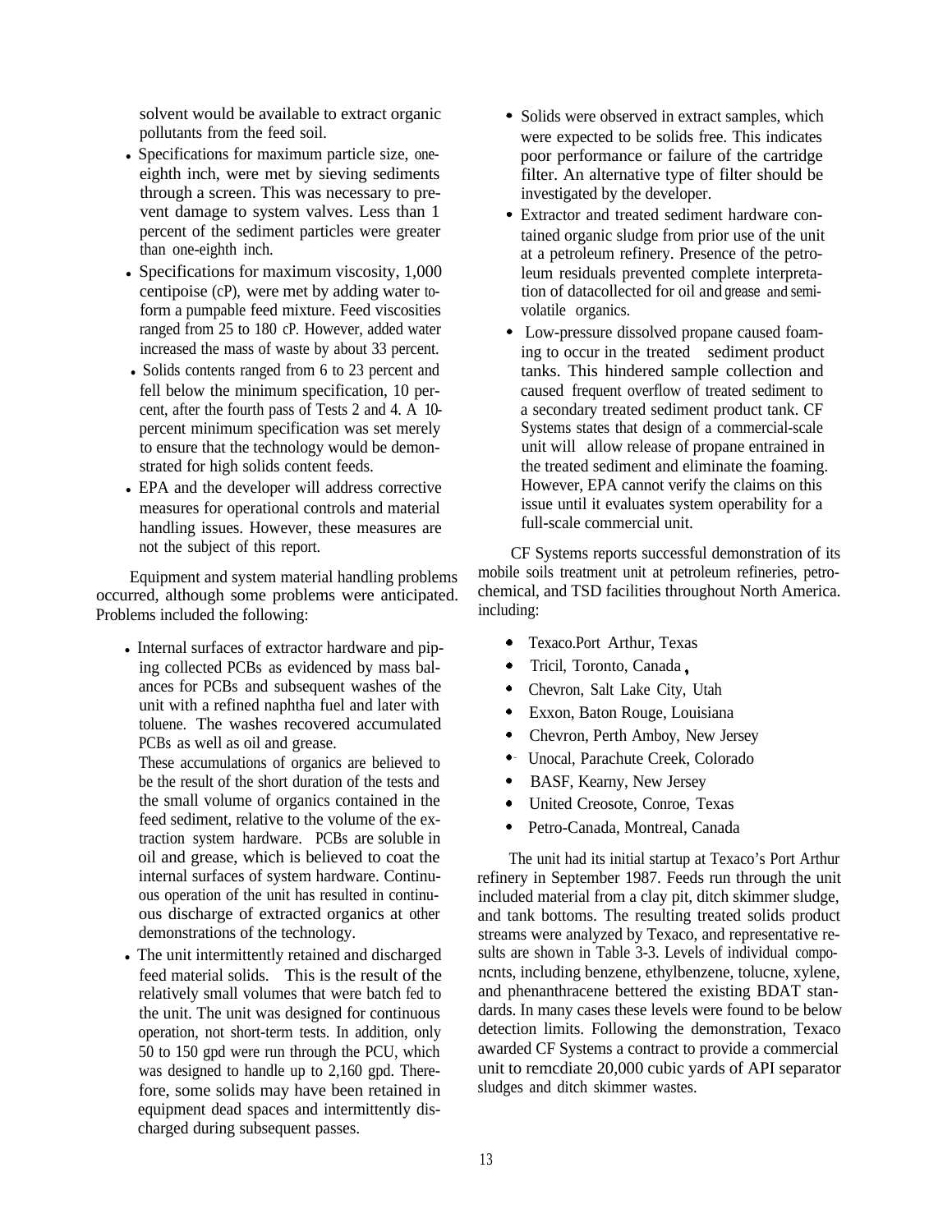solvent would be available to extract organic pollutants from the feed soil.

- Specifications for maximum particle size, one-eighth inch, were met by sieving sediments through a screen. This was necessary to prevent damage to system valves. Less than 1 percent of the sediment particles were greater than one-eighth inch.
- Specifications for maximum viscosity, 1,000 centipoise (cP), were met by adding water to form a pumpable feed mixture. Feed viscosities ranged from 25 to 180 cP. However, added water increased the mass of waste by about 33 percent.
- Solids contents ranged from 6 to 23 percent and fell below the minimum specification, 10 percent, after the fourth pass of Tests 2 and 4. A 10-percent minimum specification was set merely to ensure that the technology would be demonstrated for high solids content feeds.
- EPA and the developer will address corrective measures for operational controls and material handling issues. However, these measures are not the subject of this report.

Equipment and system material handling problems occurred, although some problems were anticipated. Problems included the following:

- Internal surfaces of extractor hardware and piping collected PCBs as evidenced by mass balances for PCBs and subsequent washes of the unit with a refined naphtha fuel and later with toluene. The washes recovered accumulated PCBs as well as oil and grease.

  These accumulations of organics are believed to be the result of the short duration of the tests and the small volume of organics contained in the feed sediment, relative to the volume of the extraction system hardware. PCBs are soluble in oil and grease, which is believed to coat the internal surfaces of system hardware. Continuous operation of the unit has resulted in continuous discharge of extracted organics at other demonstrations of the technology.
- The unit intermittently retained and discharged feed material solids. This is the result of the relatively small volumes that were batch fed to the unit. The unit was designed for continuous operation, not short-term tests. In addition, only 50 to 150 gpd were run through the PCU, which was designed to handle up to 2,160 gpd. Therefore, some solids may have been retained in equipment dead spaces and intermittently discharged during subsequent passes.
- Solids were observed in extract samples, which were expected to be solids free. This indicates poor performance or failure of the cartridge filter. An alternative type of filter should be investigated by the developer.
- Extractor and treated sediment hardware contained organic sludge from prior use of the unit at a petroleum refinery. Presence of the petroleum residuals prevented complete interpretation of datacollected for oil and grease and semivolatile organics.
- Low-pressure dissolved propane caused foaming to occur in the treated sediment product tanks. This hindered sample collection and caused frequent overflow of treated sediment to a secondary treated sediment product tank. CF Systems states that design of a commercial-scale unit will allow release of propane entrained in the treated sediment and eliminate the foaming. However, EPA cannot verify the claims on this issue until it evaluates system operability for a full-scale commercial unit.

CF Systems reports successful demonstration of its mobile soils treatment unit at petroleum refineries, petrochemical, and TSD facilities throughout North America. including:

- Texaco.Port Arthur, Texas
- Tricil, Toronto, Canada,
- Chevron, Salt Lake City, Utah
- Exxon, Baton Rouge, Louisiana
- Chevron, Perth Amboy, New Jersey
- Unocal, Parachute Creek, Colorado
- BASF, Kearny, New Jersey
- United Creosote, Conroe, Texas
- Petro-Canada, Montreal, Canada

The unit had its initial startup at Texaco's Port Arthur refinery in September 1987. Feeds run through the unit included material from a clay pit, ditch skimmer sludge, and tank bottoms. The resulting treated solids product streams were analyzed by Texaco, and representative results are shown in Table 3-3. Levels of individual componcnts, including benzene, ethylbenzene, tolucne, xylene, and phenanthracene bettered the existing BDAT standards. In many cases these levels were found to be below detection limits. Following the demonstration, Texaco awarded CF Systems a contract to provide a commercial unit to remcdiate 20,000 cubic yards of API separator sludges and ditch skimmer wastes.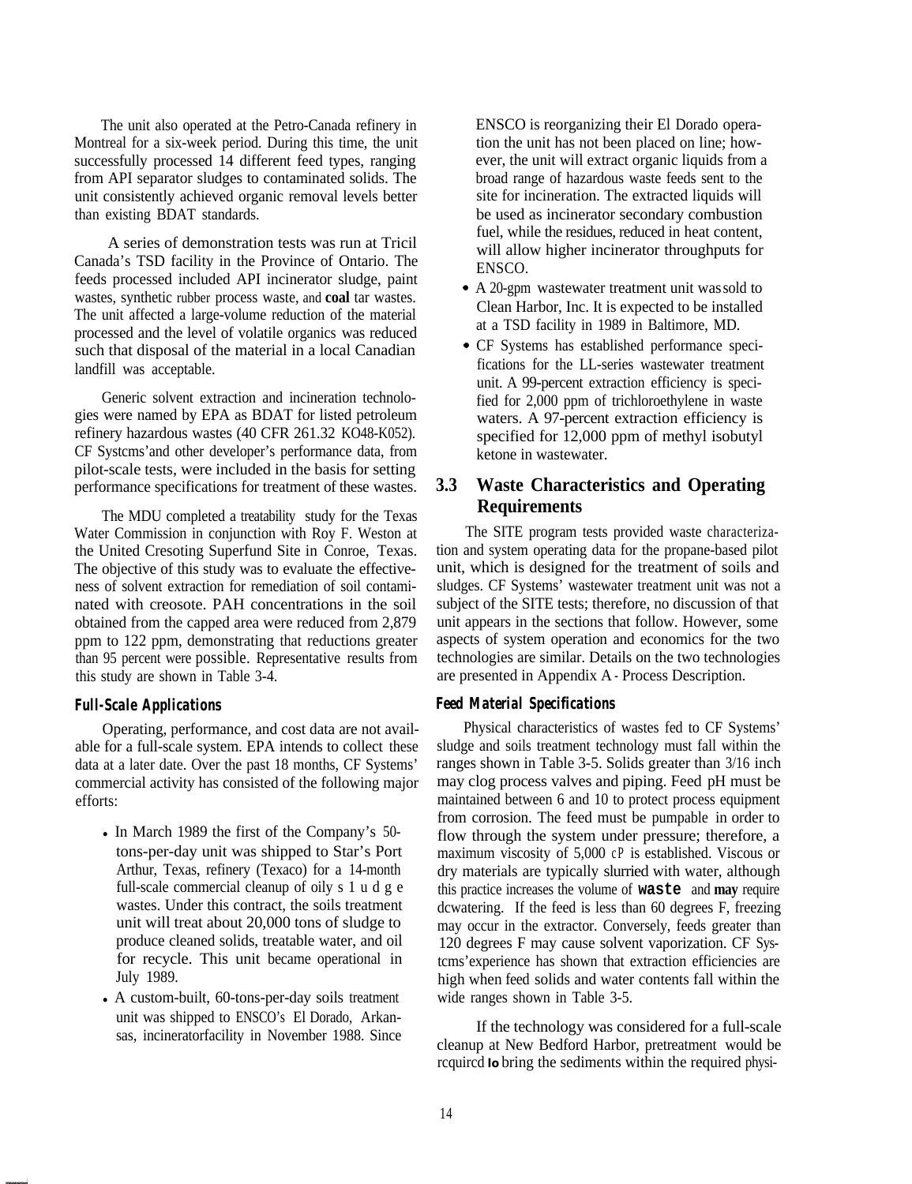The unit also operated at the Petro-Canada refinery in Montreal for a six-week period. During this time, the unit successfully processed 14 different feed types, ranging from API separator sludges to contaminated solids. The unit consistently achieved organic removal levels better than existing BDAT standards.

A series of demonstration tests was run at Tricil Canada's TSD facility in the Province of Ontario. The feeds processed included API incinerator sludge, paint wastes, synthetic rubber process waste, and **coal** tar wastes. The unit affected a large-volume reduction of the material processed and the level of volatile organics was reduced such that disposal of the material in a local Canadian landfill was acceptable.

Generic solvent extraction and incineration technologies were named by EPA as BDAT for listed petroleum refinery hazardous wastes (40 CFR 261.32 KO48-K052). CF Systcms'and other developer's performance data, from pilot-scale tests, were included in the basis for setting performance specifications for treatment of these wastes.

The MDU completed a treatability study for the Texas Water Commission in conjunction with Roy F. Weston at the United Cresoting Superfund Site in Conroe, Texas. The objective of this study was to evaluate the effectiveness of solvent extraction for remediation of soil contaminated with creosote. PAH concentrations in the soil obtained from the capped area were reduced from 2,879 ppm to 122 ppm, demonstrating that reductions greater than 95 percent were possible. Representative results from this study are shown in Table 3-4.

#### Full-Scale Applications

Operating, performance, and cost data are not available for a full-scale system. EPA intends to collect these data at a later date. Over the past 18 months, CF Systems' commercial activity has consisted of the following major efforts:

- In March 1989 the first of the Company's 50-tons-per-day unit was shipped to Star's Port Arthur, Texas, refinery (Texaco) for a 14-month full-scale commercial cleanup of oily s l u d g e wastes. Under this contract, the soils treatment unit will treat about 20,000 tons of sludge to produce cleaned solids, treatable water, and oil for recycle. This unit became operational in July 1989.
- A custom-built, 60-tons-per-day soils treatment unit was shipped to ENSCO's El Dorado, Arkansas, incineratorfacility in November 1988. Since ENSCO is reorganizing their El Dorado operation the unit has not been placed on line; however, the unit will extract organic liquids from a broad range of hazardous waste feeds sent to the site for incineration. The extracted liquids will be used as incinerator secondary combustion fuel, while the residues, reduced in heat content, will allow higher incinerator throughputs for ENSCO.
- A 20-gpm wastewater treatment unit was sold to Clean Harbor, Inc. It is expected to be installed at a TSD facility in 1989 in Baltimore, MD.
- CF Systems has established performance specifications for the LL-series wastewater treatment unit. A 99-percent extraction efficiency is specified for 2,000 ppm of trichloroethylene in waste waters. A 97-percent extraction efficiency is specified for 12,000 ppm of methyl isobutyl ketone in wastewater.

## 3.3 Waste Characteristics and Operating Requirements

The SITE program tests provided waste characterization and system operating data for the propane-based pilot unit, which is designed for the treatment of soils and sludges. CF Systems' wastewater treatment unit was not a subject of the SITE tests; therefore, no discussion of that unit appears in the sections that follow. However, some aspects of system operation and economics for the two technologies are similar. Details on the two technologies are presented in Appendix A - Process Description.

#### Feed Material Specifications

Physical characteristics of wastes fed to CF Systems' sludge and soils treatment technology must fall within the ranges shown in Table 3-5. Solids greater than 3/16 inch may clog process valves and piping. Feed pH must be maintained between 6 and 10 to protect process equipment from corrosion. The feed must be pumpable in order to flow through the system under pressure; therefore, a maximum viscosity of 5,000 cP is established. Viscous or dry materials are typically slurried with water, although this practice increases the volume of **waste** and **may** require dcwatering. If the feed is less than 60 degrees F, freezing may occur in the extractor. Conversely, feeds greater than 120 degrees F may cause solvent vaporization. CF Systcms'experience has shown that extraction efficiencies are high when feed solids and water contents fall within the wide ranges shown in Table 3-5.

If the technology was considered for a full-scale cleanup at New Bedford Harbor, pretreatment would be rcquircd **lo** bring the sediments within the required physi-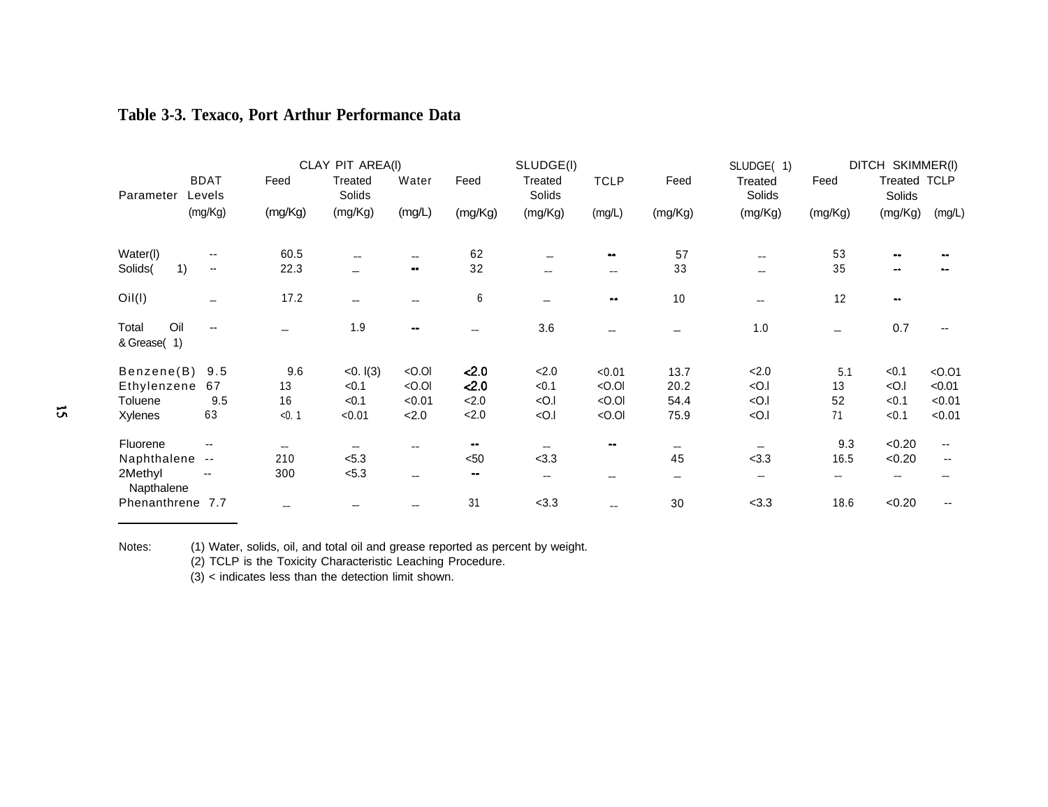## Table 3-3. Texaco, Port Arthur Performance Data

| Parameter | BDAT Levels | CLAY PIT AREA(l) | | | SLUDGE(l) | | | SLUDGE( 1) | | DITCH SKIMMER(l) | | |
|---|---|---|---|---|---|---|---|---|---|---|---|---|
| | | Feed | Treated Solids | Water | Feed | Treated Solids | TCLP | Feed | Treated Solids | Feed | Treated Solids | TCLP |
| | (mg/Kg) | (mg/Kg) | (mg/Kg) | (mg/L) | (mg/Kg) | (mg/Kg) | (mg/L) | (mg/Kg) | (mg/Kg) | (mg/Kg) | (mg/Kg) | (mg/L) |
| Water(l) | -- | 60.5 | -- | -- | 62 | -- | -- | 57 | -- | 53 | -- | -- |
| Solids( 1) | -- | 22.3 | -- | -- | 32 | -- | -- | 33 | -- | 35 | -- | -- |
| Oil(l) | -- | 17.2 | -- | -- | 6 | -- | -- | 10 | -- | 12 | -- | |
| Total Oil & Grease( 1) | -- | -- | 1.9 | -- | -- | 3.6 | -- | -- | 1.0 | -- | 0.7 | -- |
| Benzene(B) | 9.5 | 9.6 | <0. l(3) | <O.Ol | <2.0 | <2.0 | <0.01 | 13.7 | <2.0 | 5.1 | <0.1 | <O.O1 |
| Ethylenzene | 67 | 13 | <0.1 | <O.Ol | <2.0 | <0.1 | <O.Ol | 20.2 | <O.l | 13 | <O.l | <0.01 |
| Toluene | 9.5 | 16 | <0.1 | <0.01 | <2.0 | <O.l | <O.Ol | 54.4 | <O.l | 52 | <0.1 | <0.01 |
| Xylenes | 63 | <0. 1 | <0.01 | <2.0 | <2.0 | <O.l | <O.Ol | 75.9 | <O.l | 71 | <0.1 | <0.01 |
| Fluorene | -- | -- | -- | -- | -- | -- | -- | -- | -- | 9.3 | <0.20 | -- |
| Naphthalene | -- | 210 | <5.3 | | <50 | <3.3 | | 45 | <3.3 | 16.5 | <0.20 | -- |
| 2Methyl Napthalene | -- | 300 | <5.3 | -- | -- | -- | -- | -- | -- | -- | -- | -- |
| Phenanthrene | 7.7 | -- | -- | -- | 31 | <3.3 | -- | 30 | <3.3 | 18.6 | <0.20 | -- |

Notes: (1) Water, solids, oil, and total oil and grease reported as percent by weight.
(2) TCLP is the Toxicity Characteristic Leaching Procedure.
(3) < indicates less than the detection limit shown.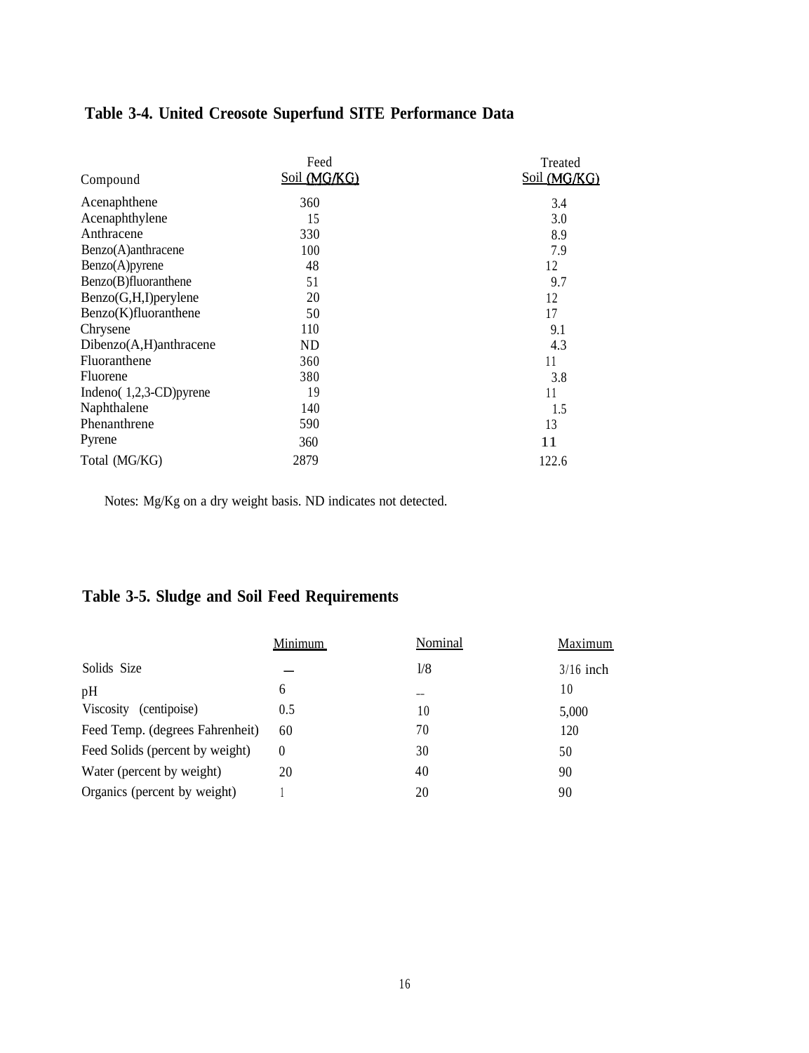## Table 3-4. United Creosote Superfund SITE Performance Data

| Compound | Feed Soil (MG/KG) | Treated Soil (MG/KG) |
|---|---|---|
| Acenaphthene | 360 | 3.4 |
| Acenaphthylene | 15 | 3.0 |
| Anthracene | 330 | 8.9 |
| Benzo(A)anthracene | 100 | 7.9 |
| Benzo(A)pyrene | 48 | 12 |
| Benzo(B)fluoranthene | 51 | 9.7 |
| Benzo(G,H,I)perylene | 20 | 12 |
| Benzo(K)fluoranthene | 50 | 17 |
| Chrysene | 110 | 9.1 |
| Dibenzo(A,H)anthracene | ND | 4.3 |
| Fluoranthene | 360 | 11 |
| Fluorene | 380 | 3.8 |
| Indeno( 1,2,3-CD)pyrene | 19 | 11 |
| Naphthalene | 140 | 1.5 |
| Phenanthrene | 590 | 13 |
| Pyrene | 360 | 11 |
| Total (MG/KG) | 2879 | 122.6 |

Notes: Mg/Kg on a dry weight basis. ND indicates not detected.

## Table 3-5. Sludge and Soil Feed Requirements

| | Minimum | Nominal | Maximum |
|---|---|---|---|
| Solids Size | — | 1/8 | 3/16 inch |
| pH | 6 | -- | 10 |
| Viscosity (centipoise) | 0.5 | 10 | 5,000 |
| Feed Temp. (degrees Fahrenheit) | 60 | 70 | 120 |
| Feed Solids (percent by weight) | 0 | 30 | 50 |
| Water (percent by weight) | 20 | 40 | 90 |
| Organics (percent by weight) | 1 | 20 | 90 |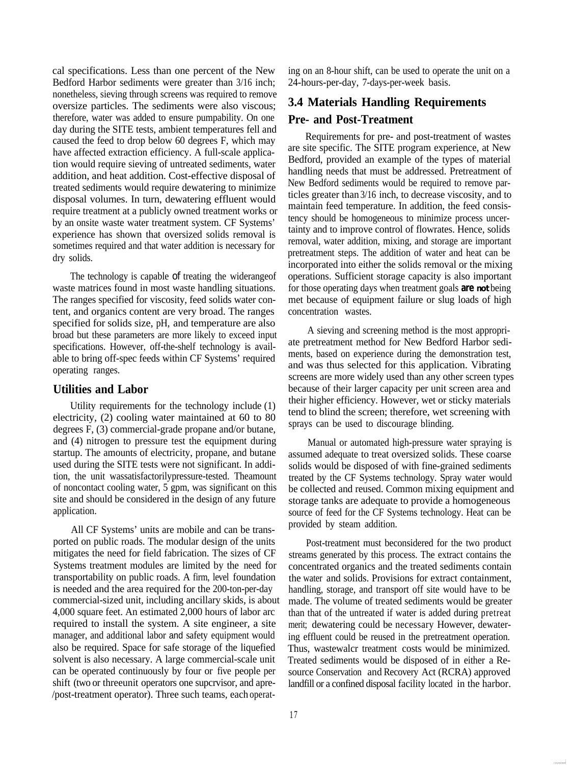cal specifications. Less than one percent of the New Bedford Harbor sediments were greater than 3/16 inch; nonetheless, sieving through screens was required to remove oversize particles. The sediments were also viscous; therefore, water was added to ensure pumpability. On one day during the SITE tests, ambient temperatures fell and caused the feed to drop below 60 degrees F, which may have affected extraction efficiency. A full-scale application would require sieving of untreated sediments, water addition, and heat addition. Cost-effective disposal of treated sediments would require dewatering to minimize disposal volumes. In turn, dewatering effluent would require treatment at a publicly owned treatment works or by an onsite waste water treatment system. CF Systems' experience has shown that oversized solids removal is sometimes required and that water addition is necessary for dry solids.

The technology is capable of treating the widerangeof waste matrices found in most waste handling situations. The ranges specified for viscosity, feed solids water content, and organics content are very broad. The ranges specified for solids size, pH, and temperature are also broad but these parameters are more likely to exceed input specifications. However, off-the-shelf technology is available to bring off-spec feeds within CF Systems' required operating ranges.

### Utilities and Labor

Utility requirements for the technology include (1) electricity, (2) cooling water maintained at 60 to 80 degrees F, (3) commercial-grade propane and/or butane, and (4) nitrogen to pressure test the equipment during startup. The amounts of electricity, propane, and butane used during the SITE tests were not significant. In addition, the unit wassatisfactorilypressure-tested. Theamount of noncontact cooling water, 5 gpm, was significant on this site and should be considered in the design of any future application.

All CF Systems' units are mobile and can be transported on public roads. The modular design of the units mitigates the need for field fabrication. The sizes of CF Systems treatment modules are limited by the need for transportability on public roads. A firm, level foundation is needed and the area required for the 200-ton-per-day commercial-sized unit, including ancillary skids, is about 4,000 square feet. An estimated 2,000 hours of labor arc required to install the system. A site engineer, a site manager, and additional labor and safety equipment would also be required. Space for safe storage of the liquefied solvent is also necessary. A large commercial-scale unit can be operated continuously by four or five people per shift (two or threeunit operators one supcrvisor, and apre-/post-treatment operator). Three such teams, each operating on an 8-hour shift, can be used to operate the unit on a 24-hours-per-day, 7-days-per-week basis.

## 3.4 Materials Handling Requirements

### Pre- and Post-Treatment

Requirements for pre- and post-treatment of wastes are site specific. The SITE program experience, at New Bedford, provided an example of the types of material handling needs that must be addressed. Pretreatment of New Bedford sediments would be required to remove particles greater than 3/16 inch, to decrease viscosity, and to maintain feed temperature. In addition, the feed consistency should be homogeneous to minimize process uncertainty and to improve control of flowrates. Hence, solids removal, water addition, mixing, and storage are important pretreatment steps. The addition of water and heat can be incorporated into either the solids removal or the mixing operations. Sufficient storage capacity is also important for those operating days when treatment goals **are not** being met because of equipment failure or slug loads of high concentration wastes.

A sieving and screening method is the most appropriate pretreatment method for New Bedford Harbor sediments, based on experience during the demonstration test, and was thus selected for this application. Vibrating screens are more widely used than any other screen types because of their larger capacity per unit screen area and their higher efficiency. However, wet or sticky materials tend to blind the screen; therefore, wet screening with sprays can be used to discourage blinding.

Manual or automated high-pressure water spraying is assumed adequate to treat oversized solids. These coarse solids would be disposed of with fine-grained sediments treated by the CF Systems technology. Spray water would be collected and reused. Common mixing equipment and storage tanks are adequate to provide a homogeneous source of feed for the CF Systems technology. Heat can be provided by steam addition.

Post-treatment must beconsidered for the two product streams generated by this process. The extract contains the concentrated organics and the treated sediments contain the water and solids. Provisions for extract containment, handling, storage, and transport off site would have to be made. The volume of treated sediments would be greater than that of the untreated if water is added during pretreat merit; dewatering could be necessary However, dewatering effluent could be reused in the pretreatment operation. Thus, wastewalcr treatment costs would be minimized. Treated sediments would be disposed of in either a Resource Conservation and Recovery Act (RCRA) approved landfill or a confined disposal facility located in the harbor.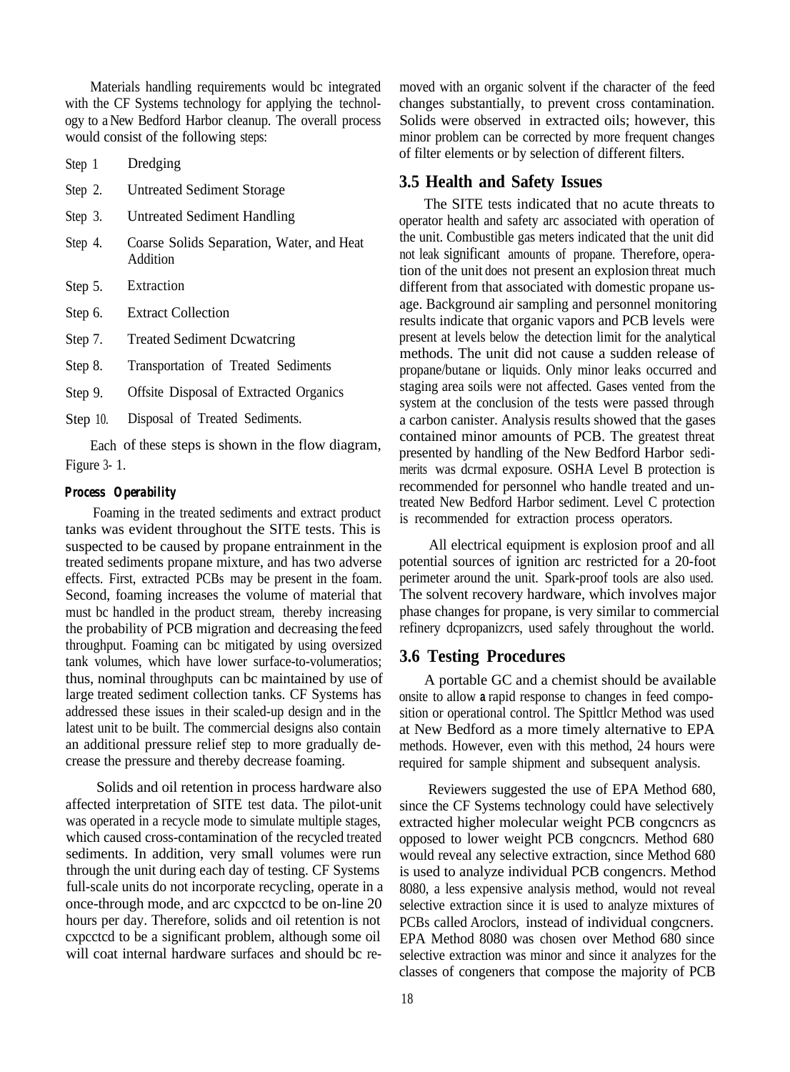Materials handling requirements would bc integrated with the CF Systems technology for applying the technology to a New Bedford Harbor cleanup. The overall process would consist of the following steps:

- Step 1 Dredging
- Step 2. Untreated Sediment Storage
- Step 3. Untreated Sediment Handling
- Step 4. Coarse Solids Separation, Water, and Heat Addition
- Step 5. Extraction
- Step 6. Extract Collection
- Step 7. Treated Sediment Dcwatcring
- Step 8. Transportation of Treated Sediments
- Step 9. Offsite Disposal of Extracted Organics
- Step 10. Disposal of Treated Sediments.

Each of these steps is shown in the flow diagram, Figure 3- 1.

***Process Operability***

Foaming in the treated sediments and extract product tanks was evident throughout the SITE tests. This is suspected to be caused by propane entrainment in the treated sediments propane mixture, and has two adverse effects. First, extracted PCBs may be present in the foam. Second, foaming increases the volume of material that must bc handled in the product stream, thereby increasing the probability of PCB migration and decreasing the feed throughput. Foaming can bc mitigated by using oversized tank volumes, which have lower surface-to-volumeratios; thus, nominal throughputs can bc maintained by use of large treated sediment collection tanks. CF Systems has addressed these issues in their scaled-up design and in the latest unit to be built. The commercial designs also contain an additional pressure relief step to more gradually decrease the pressure and thereby decrease foaming.

Solids and oil retention in process hardware also affected interpretation of SITE test data. The pilot-unit was operated in a recycle mode to simulate multiple stages, which caused cross-contamination of the recycled treated sediments. In addition, very small volumes were run through the unit during each day of testing. CF Systems full-scale units do not incorporate recycling, operate in a once-through mode, and arc cxpcctcd to be on-line 20 hours per day. Therefore, solids and oil retention is not cxpcctcd to be a significant problem, although some oil will coat internal hardware surfaces and should bc removed with an organic solvent if the character of the feed changes substantially, to prevent cross contamination. Solids were observed in extracted oils; however, this minor problem can be corrected by more frequent changes of filter elements or by selection of different filters.

## 3.5 Health and Safety Issues

The SITE tests indicated that no acute threats to operator health and safety arc associated with operation of the unit. Combustible gas meters indicated that the unit did not leak significant amounts of propane. Therefore, operation of the unit does not present an explosion threat much different from that associated with domestic propane usage. Background air sampling and personnel monitoring results indicate that organic vapors and PCB levels were present at levels below the detection limit for the analytical methods. The unit did not cause a sudden release of propane/butane or liquids. Only minor leaks occurred and staging area soils were not affected. Gases vented from the system at the conclusion of the tests were passed through a carbon canister. Analysis results showed that the gases contained minor amounts of PCB. The greatest threat presented by handling of the New Bedford Harbor sedimerits was dcrmal exposure. OSHA Level B protection is recommended for personnel who handle treated and untreated New Bedford Harbor sediment. Level C protection is recommended for extraction process operators.

All electrical equipment is explosion proof and all potential sources of ignition arc restricted for a 20-foot perimeter around the unit. Spark-proof tools are also used. The solvent recovery hardware, which involves major phase changes for propane, is very similar to commercial refinery dcpropanizcrs, used safely throughout the world.

## 3.6 Testing Procedures

A portable GC and a chemist should be available onsite to allow a rapid response to changes in feed composition or operational control. The Spittlcr Method was used at New Bedford as a more timely alternative to EPA methods. However, even with this method, 24 hours were required for sample shipment and subsequent analysis.

Reviewers suggested the use of EPA Method 680, since the CF Systems technology could have selectively extracted higher molecular weight PCB congcncrs as opposed to lower weight PCB congcncrs. Method 680 would reveal any selective extraction, since Method 680 is used to analyze individual PCB congencrs. Method 8080, a less expensive analysis method, would not reveal selective extraction since it is used to analyze mixtures of PCBs called Aroclors, instead of individual congcners. EPA Method 8080 was chosen over Method 680 since selective extraction was minor and since it analyzes for the classes of congeners that compose the majority of PCB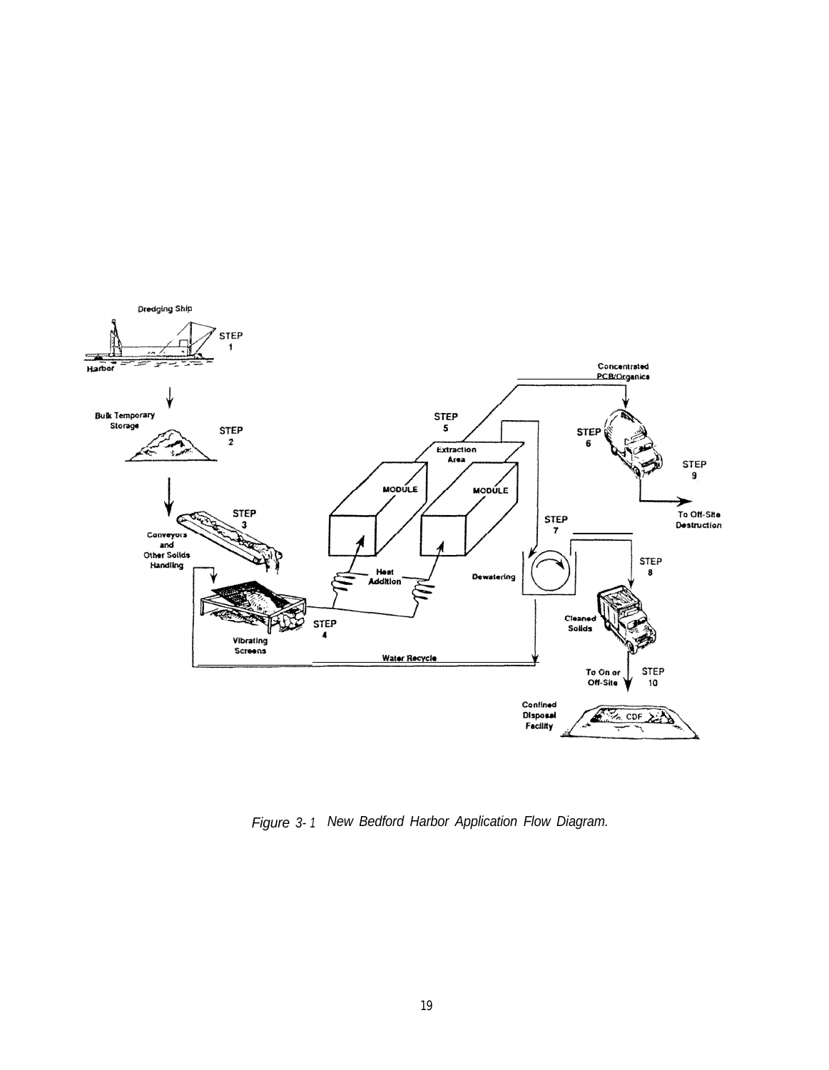*Figure 3-1 New Bedford Harbor Application Flow Diagram.*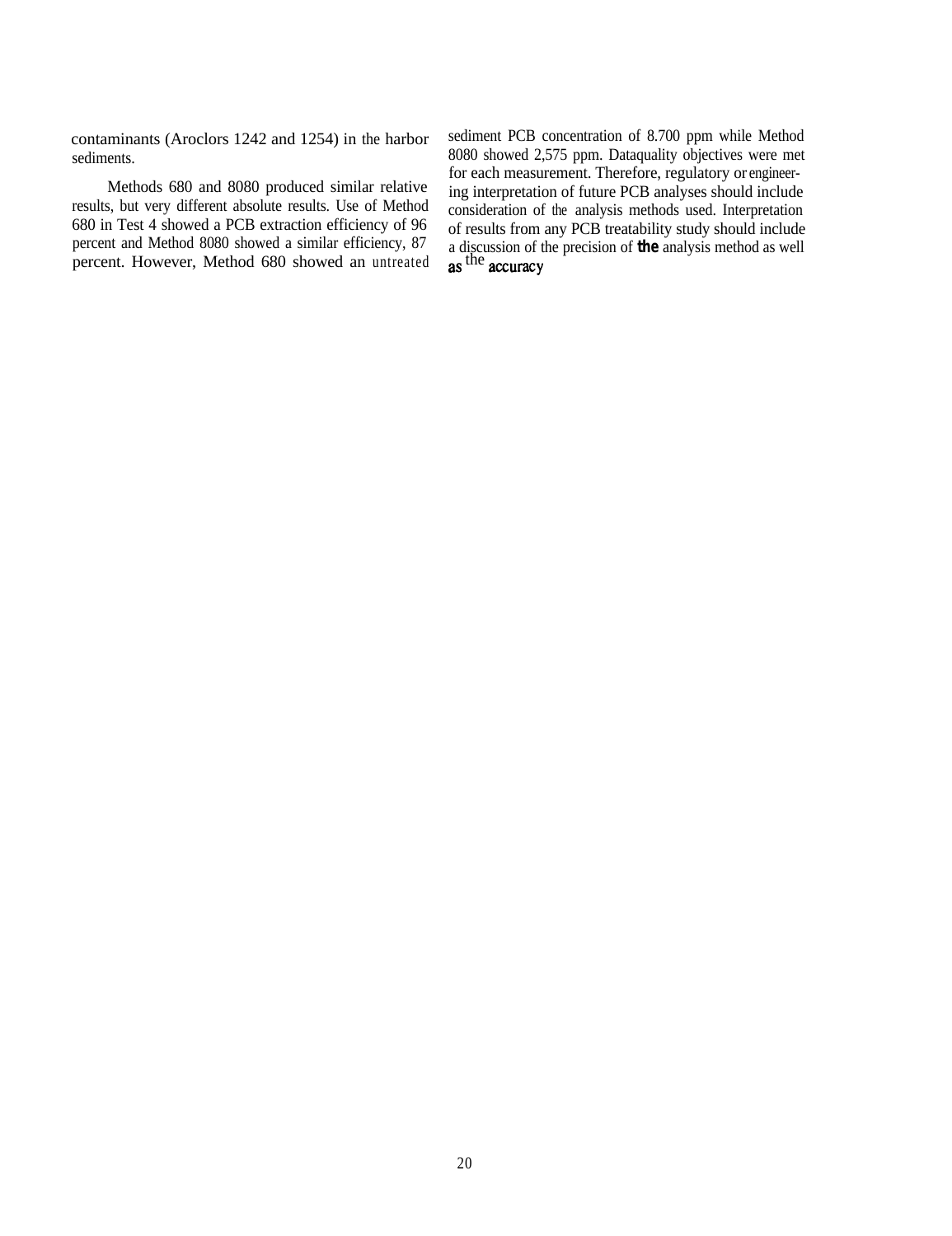contaminants (Aroclors 1242 and 1254) in the harbor sediments.

Methods 680 and 8080 produced similar relative results, but very different absolute results. Use of Method 680 in Test 4 showed a PCB extraction efficiency of 96 percent and Method 8080 showed a similar efficiency, 87 percent. However, Method 680 showed an untreated sediment PCB concentration of 8.700 ppm while Method 8080 showed 2,575 ppm. Dataquality objectives were met for each measurement. Therefore, regulatory or engineering interpretation of future PCB analyses should include consideration of the analysis methods used. Interpretation of results from any PCB treatability study should include a discussion of the precision of the analysis method as well as the accuracy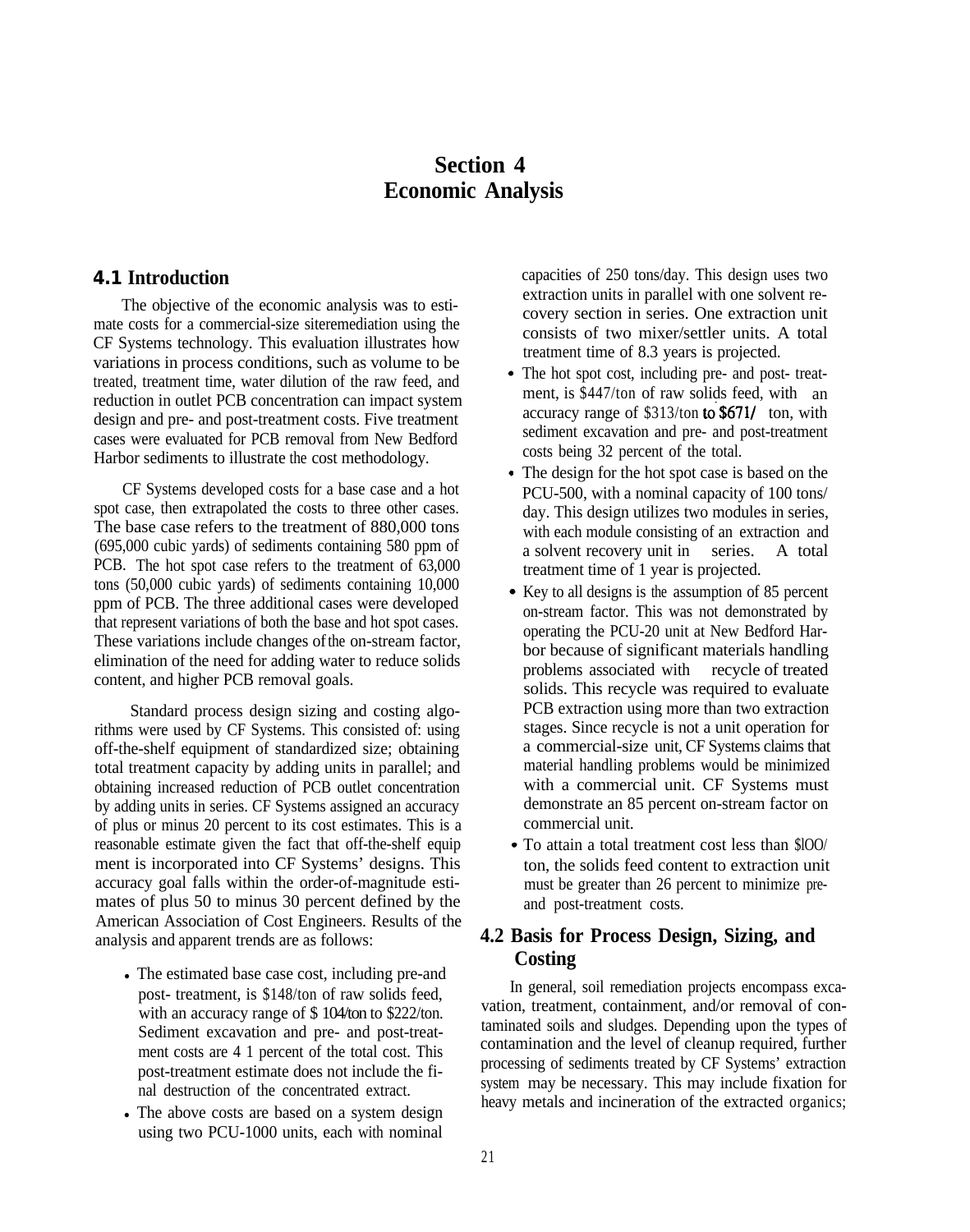# Section 4
# Economic Analysis

## 4.1 Introduction

The objective of the economic analysis was to estimate costs for a commercial-size siteremediation using the CF Systems technology. This evaluation illustrates how variations in process conditions, such as volume to be treated, treatment time, water dilution of the raw feed, and reduction in outlet PCB concentration can impact system design and pre- and post-treatment costs. Five treatment cases were evaluated for PCB removal from New Bedford Harbor sediments to illustrate the cost methodology.

CF Systems developed costs for a base case and a hot spot case, then extrapolated the costs to three other cases. The base case refers to the treatment of 880,000 tons (695,000 cubic yards) of sediments containing 580 ppm of PCB. The hot spot case refers to the treatment of 63,000 tons (50,000 cubic yards) of sediments containing 10,000 ppm of PCB. The three additional cases were developed that represent variations of both the base and hot spot cases. These variations include changes of the on-stream factor, elimination of the need for adding water to reduce solids content, and higher PCB removal goals.

Standard process design sizing and costing algorithms were used by CF Systems. This consisted of: using off-the-shelf equipment of standardized size; obtaining total treatment capacity by adding units in parallel; and obtaining increased reduction of PCB outlet concentration by adding units in series. CF Systems assigned an accuracy of plus or minus 20 percent to its cost estimates. This is a reasonable estimate given the fact that off-the-shelf equip ment is incorporated into CF Systems' designs. This accuracy goal falls within the order-of-magnitude estimates of plus 50 to minus 30 percent defined by the American Association of Cost Engineers. Results of the analysis and apparent trends are as follows:

- The estimated base case cost, including pre-and post- treatment, is $148/ton of raw solids feed, with an accuracy range of $ 104/ton to $222/ton. Sediment excavation and pre- and post-treatment costs are 4 1 percent of the total cost. This post-treatment estimate does not include the final destruction of the concentrated extract.
- The above costs are based on a system design using two PCU-1000 units, each with nominal capacities of 250 tons/day. This design uses two extraction units in parallel with one solvent recovery section in series. One extraction unit consists of two mixer/settler units. A total treatment time of 8.3 years is projected.
- The hot spot cost, including pre- and post- treatment, is $447/ton of raw solids feed, with an accuracy range of $313/ton to $671/ ton, with sediment excavation and pre- and post-treatment costs being 32 percent of the total.
- The design for the hot spot case is based on the PCU-500, with a nominal capacity of 100 tons/ day. This design utilizes two modules in series, with each module consisting of an extraction and a solvent recovery unit in series. A total treatment time of 1 year is projected.
- Key to all designs is the assumption of 85 percent on-stream factor. This was not demonstrated by operating the PCU-20 unit at New Bedford Harbor because of significant materials handling problems associated with recycle of treated solids. This recycle was required to evaluate PCB extraction using more than two extraction stages. Since recycle is not a unit operation for a commercial-size unit, CF Systems claims that material handling problems would be minimized with a commercial unit. CF Systems must demonstrate an 85 percent on-stream factor on commercial unit.
- To attain a total treatment cost less than $lOO/ ton, the solids feed content to extraction unit must be greater than 26 percent to minimize pre- and post-treatment costs.

## 4.2 Basis for Process Design, Sizing, and Costing

In general, soil remediation projects encompass excavation, treatment, containment, and/or removal of contaminated soils and sludges. Depending upon the types of contamination and the level of cleanup required, further processing of sediments treated by CF Systems' extraction system may be necessary. This may include fixation for heavy metals and incineration of the extracted organics;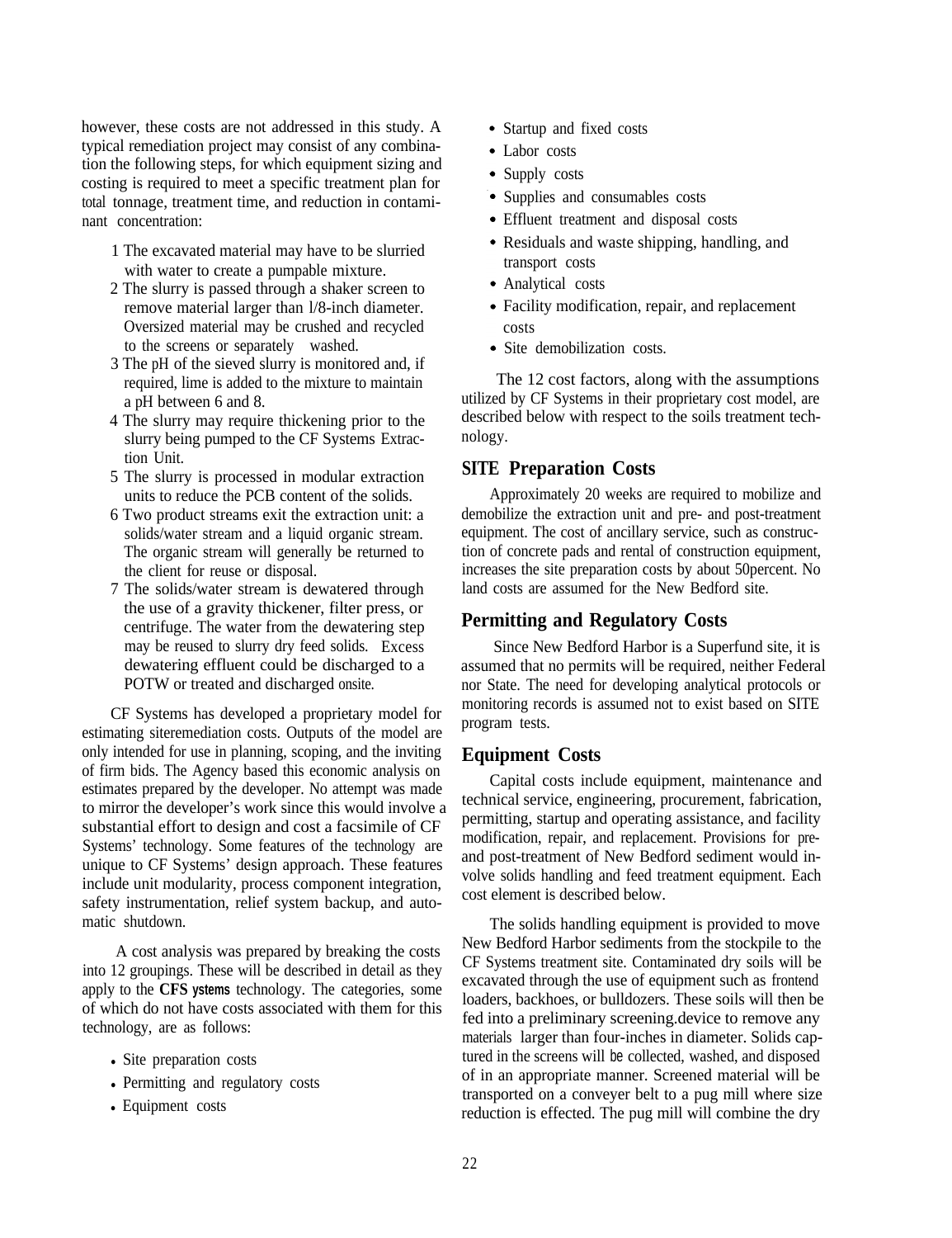however, these costs are not addressed in this study. A typical remediation project may consist of any combination the following steps, for which equipment sizing and costing is required to meet a specific treatment plan for total tonnage, treatment time, and reduction in contaminant concentration:

1. The excavated material may have to be slurried with water to create a pumpable mixture.
2. The slurry is passed through a shaker screen to remove material larger than l/8-inch diameter. Oversized material may be crushed and recycled to the screens or separately washed.
3. The pH of the sieved slurry is monitored and, if required, lime is added to the mixture to maintain a pH between 6 and 8.
4. The slurry may require thickening prior to the slurry being pumped to the CF Systems Extraction Unit.
5. The slurry is processed in modular extraction units to reduce the PCB content of the solids.
6. Two product streams exit the extraction unit: a solids/water stream and a liquid organic stream. The organic stream will generally be returned to the client for reuse or disposal.
7. The solids/water stream is dewatered through the use of a gravity thickener, filter press, or centrifuge. The water from the dewatering step may be reused to slurry dry feed solids. Excess dewatering effluent could be discharged to a POTW or treated and discharged onsite.

CF Systems has developed a proprietary model for estimating siteremediation costs. Outputs of the model are only intended for use in planning, scoping, and the inviting of firm bids. The Agency based this economic analysis on estimates prepared by the developer. No attempt was made to mirror the developer's work since this would involve a substantial effort to design and cost a facsimile of CF Systems' technology. Some features of the technology are unique to CF Systems' design approach. These features include unit modularity, process component integration, safety instrumentation, relief system backup, and automatic shutdown.

A cost analysis was prepared by breaking the costs into 12 groupings. These will be described in detail as they apply to the **CFS ystems** technology. The categories, some of which do not have costs associated with them for this technology, are as follows:

- Site preparation costs
- Permitting and regulatory costs
- Equipment costs
- Startup and fixed costs
- Labor costs
- Supply costs
- Supplies and consumables costs
- Effluent treatment and disposal costs
- Residuals and waste shipping, handling, and transport costs
- Analytical costs
- Facility modification, repair, and replacement costs
- Site demobilization costs.

The 12 cost factors, along with the assumptions utilized by CF Systems in their proprietary cost model, are described below with respect to the soils treatment technology.

## SITE Preparation Costs

Approximately 20 weeks are required to mobilize and demobilize the extraction unit and pre- and post-treatment equipment. The cost of ancillary service, such as construction of concrete pads and rental of construction equipment, increases the site preparation costs by about 50percent. No land costs are assumed for the New Bedford site.

## Permitting and Regulatory Costs

Since New Bedford Harbor is a Superfund site, it is assumed that no permits will be required, neither Federal nor State. The need for developing analytical protocols or monitoring records is assumed not to exist based on SITE program tests.

## Equipment Costs

Capital costs include equipment, maintenance and technical service, engineering, procurement, fabrication, permitting, startup and operating assistance, and facility modification, repair, and replacement. Provisions for pre- and post-treatment of New Bedford sediment would involve solids handling and feed treatment equipment. Each cost element is described below.

The solids handling equipment is provided to move New Bedford Harbor sediments from the stockpile to the CF Systems treatment site. Contaminated dry soils will be excavated through the use of equipment such as frontend loaders, backhoes, or bulldozers. These soils will then be fed into a preliminary screening.device to remove any materials larger than four-inches in diameter. Solids captured in the screens will be collected, washed, and disposed of in an appropriate manner. Screened material will be transported on a conveyer belt to a pug mill where size reduction is effected. The pug mill will combine the dry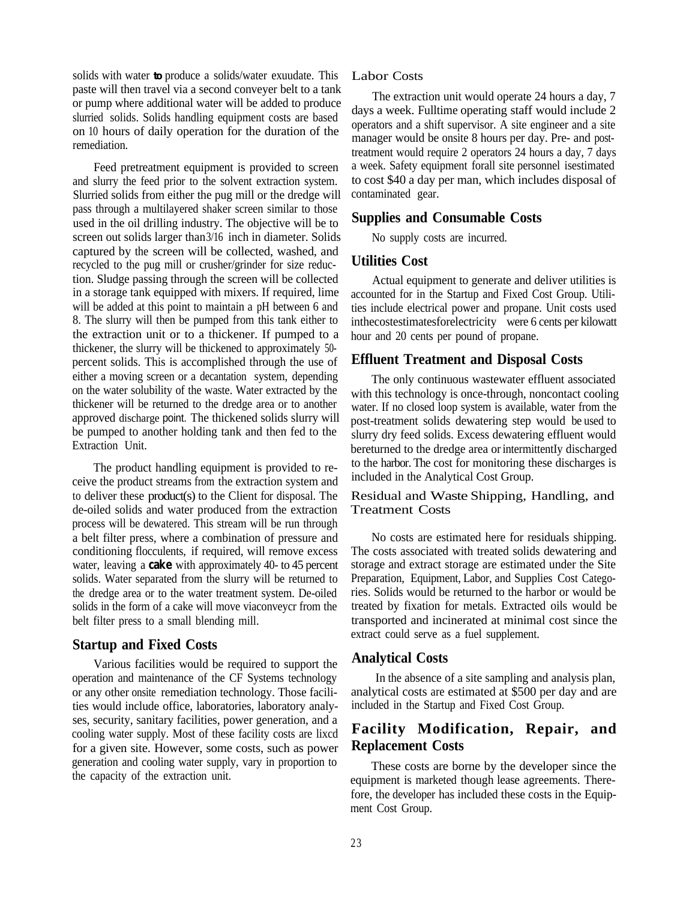solids with water to produce a solids/water exuudate. This paste will then travel via a second conveyer belt to a tank or pump where additional water will be added to produce slurried solids. Solids handling equipment costs are based on 10 hours of daily operation for the duration of the remediation.

Feed pretreatment equipment is provided to screen and slurry the feed prior to the solvent extraction system. Slurried solids from either the pug mill or the dredge will pass through a multilayered shaker screen similar to those used in the oil drilling industry. The objective will be to screen out solids larger than 3/16 inch in diameter. Solids captured by the screen will be collected, washed, and recycled to the pug mill or crusher/grinder for size reduction. Sludge passing through the screen will be collected in a storage tank equipped with mixers. If required, lime will be added at this point to maintain a pH between 6 and 8. The slurry will then be pumped from this tank either to the extraction unit or to a thickener. If pumped to a thickener, the slurry will be thickened to approximately 50-percent solids. This is accomplished through the use of either a moving screen or a decantation system, depending on the water solubility of the waste. Water extracted by the thickener will be returned to the dredge area or to another approved discharge point. The thickened solids slurry will be pumped to another holding tank and then fed to the Extraction Unit.

The product handling equipment is provided to receive the product streams from the extraction system and to deliver these product(s) to the Client for disposal. The de-oiled solids and water produced from the extraction process will be dewatered. This stream will be run through a belt filter press, where a combination of pressure and conditioning flocculents, if required, will remove excess water, leaving a **cake** with approximately 40- to 45 percent solids. Water separated from the slurry will be returned to the dredge area or to the water treatment system. De-oiled solids in the form of a cake will move viaconveycr from the belt filter press to a small blending mill.

## Startup and Fixed Costs

Various facilities would be required to support the operation and maintenance of the CF Systems technology or any other onsite remediation technology. Those facilities would include office, laboratories, laboratory analyses, security, sanitary facilities, power generation, and a cooling water supply. Most of these facility costs are lixcd for a given site. However, some costs, such as power generation and cooling water supply, vary in proportion to the capacity of the extraction unit.

## Labor Costs

The extraction unit would operate 24 hours a day, 7 days a week. Fulltime operating staff would include 2 operators and a shift supervisor. A site engineer and a site manager would be onsite 8 hours per day. Pre- and post-treatment would require 2 operators 24 hours a day, 7 days a week. Safety equipment forall site personnel isestimated to cost $40 a day per man, which includes disposal of contaminated gear.

## Supplies and Consumable Costs

No supply costs are incurred.

## Utilities Cost

Actual equipment to generate and deliver utilities is accounted for in the Startup and Fixed Cost Group. Utilities include electrical power and propane. Unit costs used inthecostestimatesforelectricity were 6 cents per kilowatt hour and 20 cents per pound of propane.

## Effluent Treatment and Disposal Costs

The only continuous wastewater effluent associated with this technology is once-through, noncontact cooling water. If no closed loop system is available, water from the post-treatment solids dewatering step would be used to slurry dry feed solids. Excess dewatering effluent would bereturned to the dredge area or intermittently discharged to the harbor. The cost for monitoring these discharges is included in the Analytical Cost Group.

## Residual and Waste Shipping, Handling, and Treatment Costs

No costs are estimated here for residuals shipping. The costs associated with treated solids dewatering and storage and extract storage are estimated under the Site Preparation, Equipment, Labor, and Supplies Cost Categories. Solids would be returned to the harbor or would be treated by fixation for metals. Extracted oils would be transported and incinerated at minimal cost since the extract could serve as a fuel supplement.

## Analytical Costs

In the absence of a site sampling and analysis plan, analytical costs are estimated at $500 per day and are included in the Startup and Fixed Cost Group.

## Facility Modification, Repair, and Replacement Costs

These costs are borne by the developer since the equipment is marketed though lease agreements. Therefore, the developer has included these costs in the Equipment Cost Group.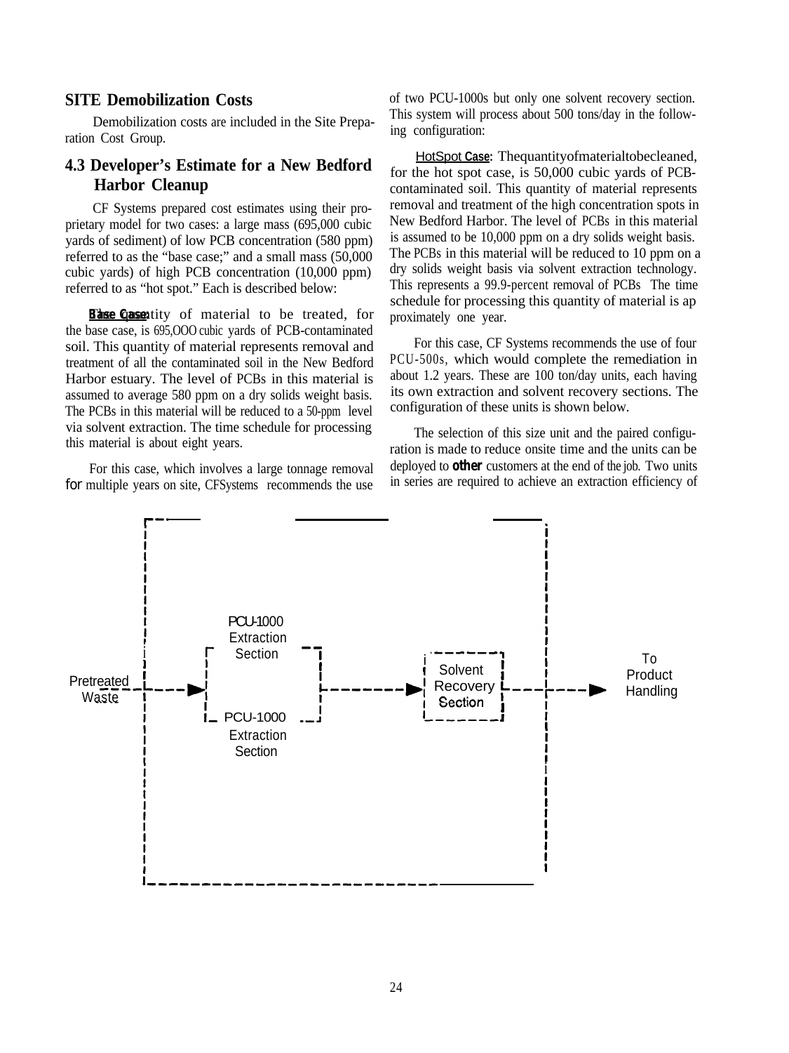### SITE Demobilization Costs

Demobilization costs are included in the Site Preparation Cost Group.

## 4.3 Developer's Estimate for a New Bedford Harbor Cleanup

CF Systems prepared cost estimates using their proprietary model for two cases: a large mass (695,000 cubic yards of sediment) of low PCB concentration (580 ppm) referred to as the "base case;" and a small mass (50,000 cubic yards) of high PCB concentration (10,000 ppm) referred to as "hot spot." Each is described below:

**Base Case:** The quantity of material to be treated, for the base case, is 695,000 cubic yards of PCB-contaminated soil. This quantity of material represents removal and treatment of all the contaminated soil in the New Bedford Harbor estuary. The level of PCBs in this material is assumed to average 580 ppm on a dry solids weight basis. The PCBs in this material will be reduced to a 50-ppm level via solvent extraction. The time schedule for processing this material is about eight years.

For this case, which involves a large tonnage removal for multiple years on site, CFSystems recommends the use of two PCU-1000s but only one solvent recovery section. This system will process about 500 tons/day in the following configuration:

**HotSpot Case:** The quantity of material to be cleaned, for the hot spot case, is 50,000 cubic yards of PCB-contaminated soil. This quantity of material represents removal and treatment of the high concentration spots in New Bedford Harbor. The level of PCBs in this material is assumed to be 10,000 ppm on a dry solids weight basis. The PCBs in this material will be reduced to 10 ppm on a dry solids weight basis via solvent extraction technology. This represents a 99.9-percent removal of PCBs The time schedule for processing this quantity of material is approximately one year.

For this case, CF Systems recommends the use of four PCU-500s, which would complete the remediation in about 1.2 years. These are 100 ton/day units, each having its own extraction and solvent recovery sections. The configuration of these units is shown below.

The selection of this size unit and the paired configuration is made to reduce onsite time and the units can be deployed to other customers at the end of the job. Two units in series are required to achieve an extraction efficiency of

Pretreated Waste → [PCU-1000 Extraction Section / PCU-1000 Extraction Section] → [Solvent Recovery Section] → To Product Handling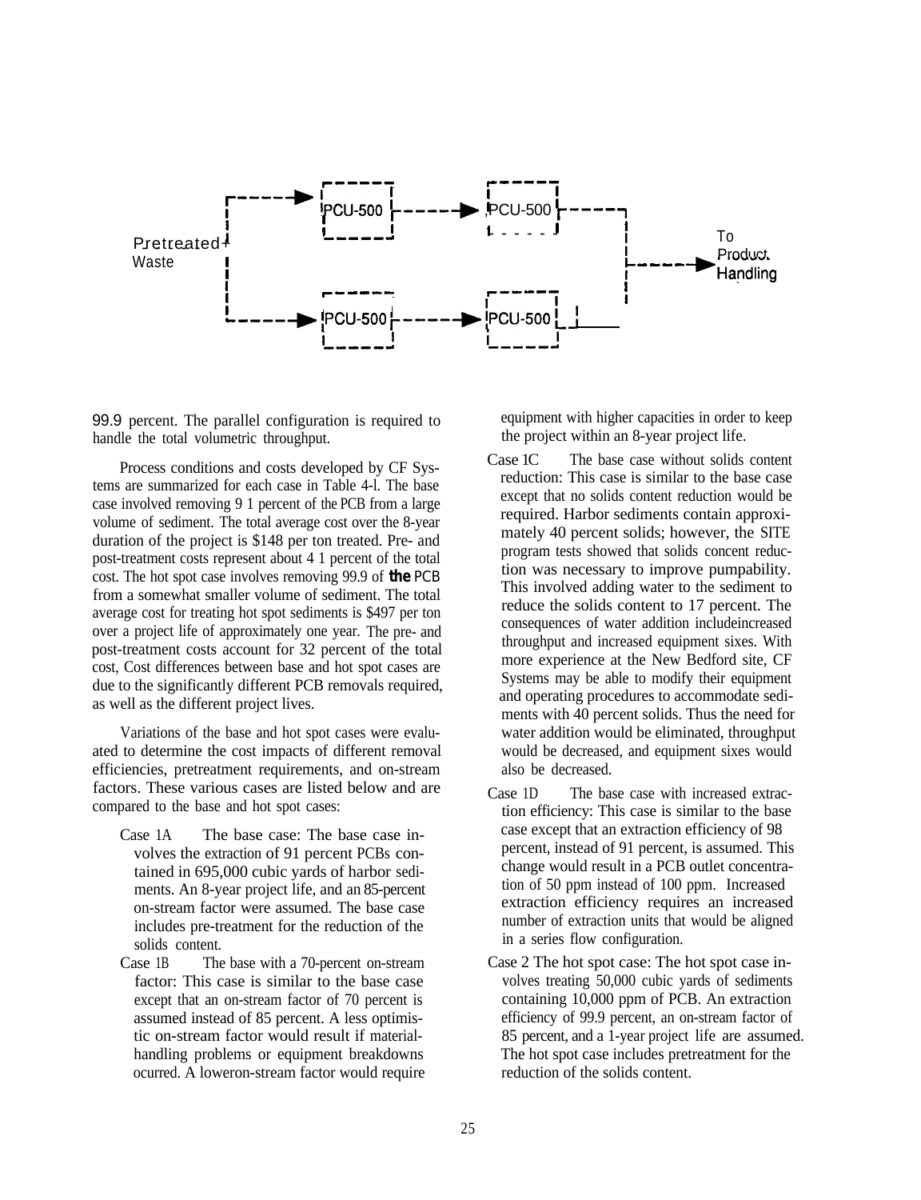Pretreated Waste → PCU-500 → PCU-500 → To Product Handling

Pretreated Waste → PCU-500 → PCU-500 → To Product Handling

99.9 percent. The parallel configuration is required to handle the total volumetric throughput.

Process conditions and costs developed by CF Systems are summarized for each case in Table 4-l. The base case involved removing 9 1 percent of the PCB from a large volume of sediment. The total average cost over the 8-year duration of the project is $148 per ton treated. Pre- and post-treatment costs represent about 4 1 percent of the total cost. The hot spot case involves removing 99.9 of **the** PCB from a somewhat smaller volume of sediment. The total average cost for treating hot spot sediments is $497 per ton over a project life of approximately one year. The pre- and post-treatment costs account for 32 percent of the total cost, Cost differences between base and hot spot cases are due to the significantly different PCB removals required, as well as the different project lives.

Variations of the base and hot spot cases were evaluated to determine the cost impacts of different removal efficiencies, pretreatment requirements, and on-stream factors. These various cases are listed below and are compared to the base and hot spot cases:

Case 1A The base case: The base case involves the extraction of 91 percent PCBs contained in 695,000 cubic yards of harbor sediments. An 8-year project life, and an 85-percent on-stream factor were assumed. The base case includes pre-treatment for the reduction of the solids content.

Case 1B The base with a 70-percent on-stream factor: This case is similar to the base case except that an on-stream factor of 70 percent is assumed instead of 85 percent. A less optimistic on-stream factor would result if material-handling problems or equipment breakdowns ocurred. A loweron-stream factor would require equipment with higher capacities in order to keep the project within an 8-year project life.

Case 1C The base case without solids content reduction: This case is similar to the base case except that no solids content reduction would be required. Harbor sediments contain approximately 40 percent solids; however, the SITE program tests showed that solids concent reduction was necessary to improve pumpability. This involved adding water to the sediment to reduce the solids content to 17 percent. The consequences of water addition includeincreased throughput and increased equipment sixes. With more experience at the New Bedford site, CF Systems may be able to modify their equipment and operating procedures to accommodate sediments with 40 percent solids. Thus the need for water addition would be eliminated, throughput would be decreased, and equipment sixes would also be decreased.

Case 1D The base case with increased extraction efficiency: This case is similar to the base case except that an extraction efficiency of 98 percent, instead of 91 percent, is assumed. This change would result in a PCB outlet concentration of 50 ppm instead of 100 ppm. Increased extraction efficiency requires an increased number of extraction units that would be aligned in a series flow configuration.

Case 2 The hot spot case: The hot spot case involves treating 50,000 cubic yards of sediments containing 10,000 ppm of PCB. An extraction efficiency of 99.9 percent, an on-stream factor of 85 percent, and a 1-year project life are assumed. The hot spot case includes pretreatment for the reduction of the solids content.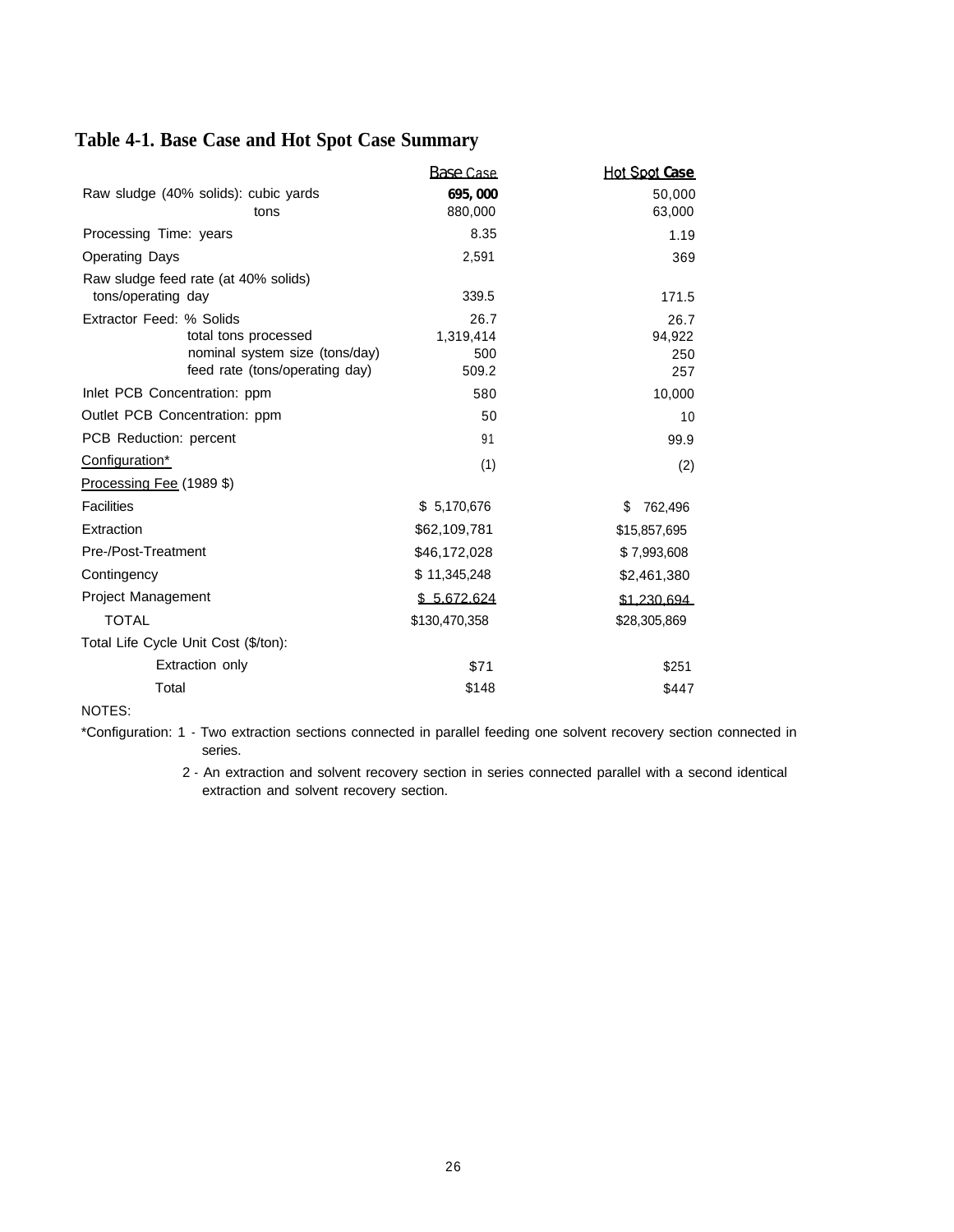## Table 4-1. Base Case and Hot Spot Case Summary

| | Base Case | Hot Spot Case |
|---|---|---|
| Raw sludge (40% solids): cubic yards | 695,000 | 50,000 |
| tons | 880,000 | 63,000 |
| Processing Time: years | 8.35 | 1.19 |
| Operating Days | 2,591 | 369 |
| Raw sludge feed rate (at 40% solids) tons/operating day | 339.5 | 171.5 |
| Extractor Feed: % Solids | 26.7 | 26.7 |
| total tons processed | 1,319,414 | 94,922 |
| nominal system size (tons/day) | 500 | 250 |
| feed rate (tons/operating day) | 509.2 | 257 |
| Inlet PCB Concentration: ppm | 580 | 10,000 |
| Outlet PCB Concentration: ppm | 50 | 10 |
| PCB Reduction: percent | 91 | 99.9 |
| Configuration* | (1) | (2) |
| Processing Fee (1989 $) | | |
| Facilities | $ 5,170,676 | $ 762,496 |
| Extraction | $62,109,781 | $15,857,695 |
| Pre-/Post-Treatment | $46,172,028 | $ 7,993,608 |
| Contingency | $ 11,345,248 | $2,461,380 |
| Project Management | $ 5,672,624 | $1,230,694 |
| TOTAL | $130,470,358 | $28,305,869 |
| Total Life Cycle Unit Cost ($/ton): | | |
| Extraction only | $71 | $251 |
| Total | $148 | $447 |

NOTES:

*Configuration: 1 - Two extraction sections connected in parallel feeding one solvent recovery section connected in series.

2 - An extraction and solvent recovery section in series connected parallel with a second identical extraction and solvent recovery section.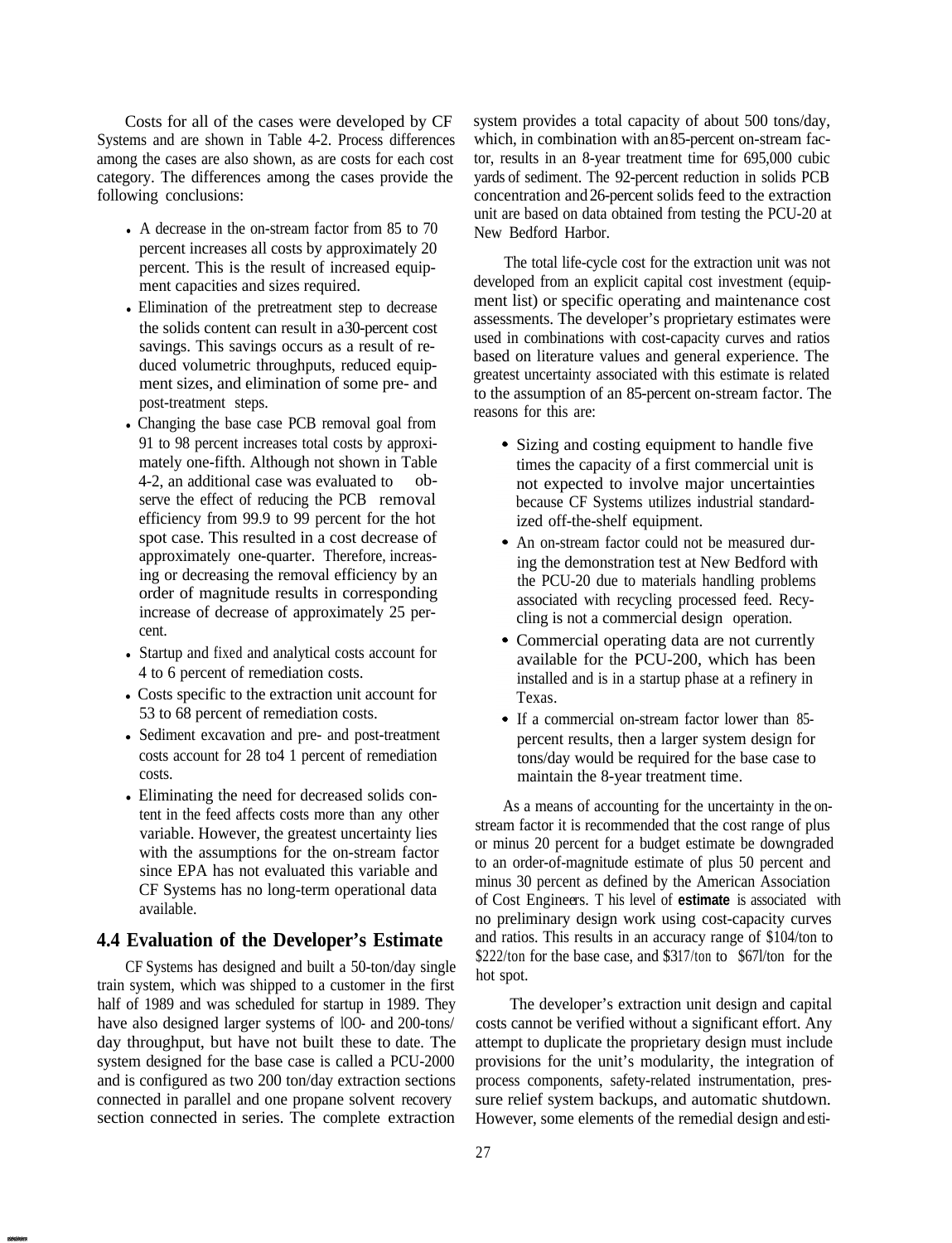Costs for all of the cases were developed by CF Systems and are shown in Table 4-2. Process differences among the cases are also shown, as are costs for each cost category. The differences among the cases provide the following conclusions:

- A decrease in the on-stream factor from 85 to 70 percent increases all costs by approximately 20 percent. This is the result of increased equipment capacities and sizes required.
- Elimination of the pretreatment step to decrease the solids content can result in a 30-percent cost savings. This savings occurs as a result of reduced volumetric throughputs, reduced equipment sizes, and elimination of some pre- and post-treatment steps.
- Changing the base case PCB removal goal from 91 to 98 percent increases total costs by approximately one-fifth. Although not shown in Table 4-2, an additional case was evaluated to observe the effect of reducing the PCB removal efficiency from 99.9 to 99 percent for the hot spot case. This resulted in a cost decrease of approximately one-quarter. Therefore, increasing or decreasing the removal efficiency by an order of magnitude results in corresponding increase of decrease of approximately 25 percent.
- Startup and fixed and analytical costs account for 4 to 6 percent of remediation costs.
- Costs specific to the extraction unit account for 53 to 68 percent of remediation costs.
- Sediment excavation and pre- and post-treatment costs account for 28 to 41 percent of remediation costs.
- Eliminating the need for decreased solids content in the feed affects costs more than any other variable. However, the greatest uncertainty lies with the assumptions for the on-stream factor since EPA has not evaluated this variable and CF Systems has no long-term operational data available.

## 4.4 Evaluation of the Developer's Estimate

CF Systems has designed and built a 50-ton/day single train system, which was shipped to a customer in the first half of 1989 and was scheduled for startup in 1989. They have also designed larger systems of 100- and 200-tons/day throughput, but have not built these to date. The system designed for the base case is called a PCU-2000 and is configured as two 200 ton/day extraction sections connected in parallel and one propane solvent recovery section connected in series. The complete extraction system provides a total capacity of about 500 tons/day, which, in combination with an 85-percent on-stream factor, results in an 8-year treatment time for 695,000 cubic yards of sediment. The 92-percent reduction in solids PCB concentration and 26-percent solids feed to the extraction unit are based on data obtained from testing the PCU-20 at New Bedford Harbor.

The total life-cycle cost for the extraction unit was not developed from an explicit capital cost investment (equipment list) or specific operating and maintenance cost assessments. The developer's proprietary estimates were used in combinations with cost-capacity curves and ratios based on literature values and general experience. The greatest uncertainty associated with this estimate is related to the assumption of an 85-percent on-stream factor. The reasons for this are:

- Sizing and costing equipment to handle five times the capacity of a first commercial unit is not expected to involve major uncertainties because CF Systems utilizes industrial standardized off-the-shelf equipment.
- An on-stream factor could not be measured during the demonstration test at New Bedford with the PCU-20 due to materials handling problems associated with recycling processed feed. Recycling is not a commercial design operation.
- Commercial operating data are not currently available for the PCU-200, which has been installed and is in a startup phase at a refinery in Texas.
- If a commercial on-stream factor lower than 85-percent results, then a larger system design for tons/day would be required for the base case to maintain the 8-year treatment time.

As a means of accounting for the uncertainty in the on-stream factor it is recommended that the cost range of plus or minus 20 percent for a budget estimate be downgraded to an order-of-magnitude estimate of plus 50 percent and minus 30 percent as defined by the American Association of Cost Engineers. This level of **estimate** is associated with no preliminary design work using cost-capacity curves and ratios. This results in an accuracy range of $104/ton to $222/ton for the base case, and $317/ton to $671/ton for the hot spot.

The developer's extraction unit design and capital costs cannot be verified without a significant effort. Any attempt to duplicate the proprietary design must include provisions for the unit's modularity, the integration of process components, safety-related instrumentation, pressure relief system backups, and automatic shutdown. However, some elements of the remedial design and esti-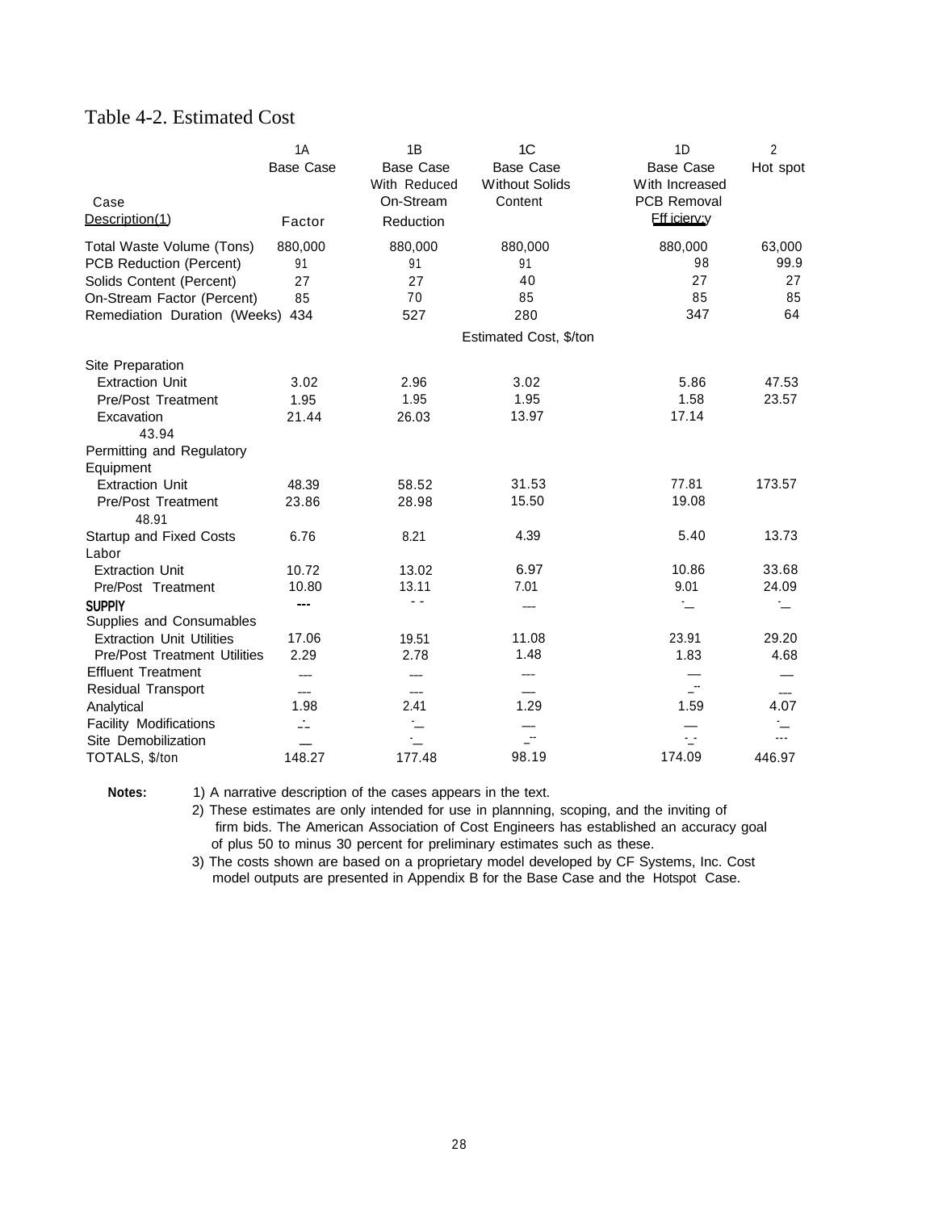# Table 4-2. Estimated Cost

| Case Description(1) | 1A Base Case Factor | 1B Base Case With Reduced On-Stream Reduction | 1C Base Case Without Solids Content | 1D Base Case With Increased PCB Removal Efficiency | 2 Hot spot |
|---|---|---|---|---|---|
| Total Waste Volume (Tons) | 880,000 | 880,000 | 880,000 | 880,000 | 63,000 |
| PCB Reduction (Percent) | 91 | 91 | 91 | 98 | 99.9 |
| Solids Content (Percent) | 27 | 27 | 40 | 27 | 27 |
| On-Stream Factor (Percent) | 85 | 70 | 85 | 85 | 85 |
| Remediation Duration (Weeks) | 434 | 527 | 280 | 347 | 64 |
| | | | Estimated Cost, $/ton | | |
| Site Preparation | | | | | |
| Extraction Unit | 3.02 | 2.96 | 3.02 | 5.86 | 47.53 |
| Pre/Post Treatment | 1.95 | 1.95 | 1.95 | 1.58 | 23.57 |
| Excavation | 21.44 | 26.03 | 13.97 | 17.14 | 43.94 |
| Permitting and Regulatory | | | | | |
| Equipment | | | | | |
| Extraction Unit | 48.39 | 58.52 | 31.53 | 77.81 | 173.57 |
| Pre/Post Treatment | 23.86 | 28.98 | 15.50 | 19.08 | 48.91 |
| Startup and Fixed Costs | 6.76 | 8.21 | 4.39 | 5.40 | 13.73 |
| Labor | | | | | |
| Extraction Unit | 10.72 | 13.02 | 6.97 | 10.86 | 33.68 |
| Pre/Post Treatment | 10.80 | 13.11 | 7.01 | 9.01 | 24.09 |
| Supply | --- | -- | --- | -- | -- |
| Supplies and Consumables | | | | | |
| Extraction Unit Utilities | 17.06 | 19.51 | 11.08 | 23.91 | 29.20 |
| Pre/Post Treatment Utilities | 2.29 | 2.78 | 1.48 | 1.83 | 4.68 |
| Effluent Treatment | --- | --- | --- | — | — |
| Residual Transport | --- | --- | — | -- | --- |
| Analytical | 1.98 | 2.41 | 1.29 | 1.59 | 4.07 |
| Facility Modifications | -- | -- | — | — | -- |
| Site Demobilization | — | -- | -- | -- | --- |
| TOTALS, $/ton | 148.27 | 177.48 | 98.19 | 174.09 | 446.97 |

**Notes:**

1) A narrative description of the cases appears in the text.

2) These estimates are only intended for use in plannning, scoping, and the inviting of firm bids. The American Association of Cost Engineers has established an accuracy goal of plus 50 to minus 30 percent for preliminary estimates such as these.

3) The costs shown are based on a proprietary model developed by CF Systems, Inc. Cost model outputs are presented in Appendix B for the Base Case and the Hotspot Case.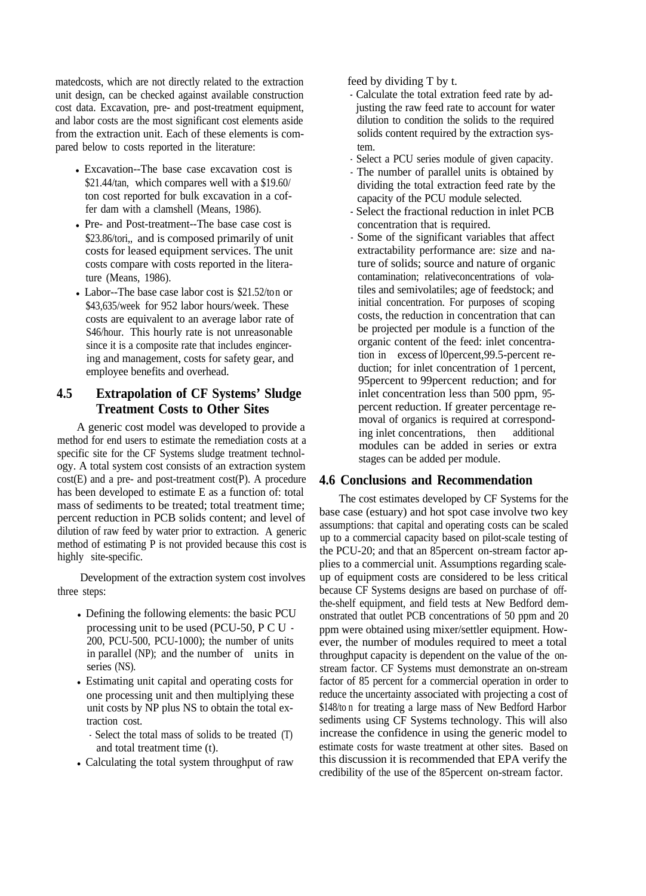matedcosts, which are not directly related to the extraction unit design, can be checked against available construction cost data. Excavation, pre- and post-treatment equipment, and labor costs are the most significant cost elements aside from the extraction unit. Each of these elements is compared below to costs reported in the literature:

- Excavation--The base case excavation cost is \$21.44/tan, which compares well with a \$19.60/ton cost reported for bulk excavation in a coffer dam with a clamshell (Means, 1986).
- Pre- and Post-treatment--The base case cost is \$23.86/tori,, and is composed primarily of unit costs for leased equipment services. The unit costs compare with costs reported in the literature (Means, 1986).
- Labor--The base case labor cost is \$21.52/ton or \$43,635/week for 952 labor hours/week. These costs are equivalent to an average labor rate of S46/hour. This hourly rate is not unreasonable since it is a composite rate that includes engincering and management, costs for safety gear, and employee benefits and overhead.

## 4.5 Extrapolation of CF Systems' Sludge Treatment Costs to Other Sites

A generic cost model was developed to provide a method for end users to estimate the remediation costs at a specific site for the CF Systems sludge treatment technology. A total system cost consists of an extraction system cost(E) and a pre- and post-treatment cost(P). A procedure has been developed to estimate E as a function of: total mass of sediments to be treated; total treatment time; percent reduction in PCB solids content; and level of dilution of raw feed by water prior to extraction. A generic method of estimating P is not provided because this cost is highly site-specific.

Development of the extraction system cost involves three steps:

- Defining the following elements: the basic PCU processing unit to be used (PCU-50, PCU-200, PCU-500, PCU-1000); the number of units in parallel (NP); and the number of units in series (NS).
- Estimating unit capital and operating costs for one processing unit and then multiplying these unit costs by NP plus NS to obtain the total extraction cost.
  - Select the total mass of solids to be treated (T) and total treatment time (t).
- Calculating the total system throughput of raw feed by dividing T by t.
  - Calculate the total extration feed rate by adjusting the raw feed rate to account for water dilution to condition the solids to the required solids content required by the extraction system.
  - Select a PCU series module of given capacity.
  - The number of parallel units is obtained by dividing the total extraction feed rate by the capacity of the PCU module selected.
  - Select the fractional reduction in inlet PCB concentration that is required.
  - Some of the significant variables that affect extractability performance are: size and nature of solids; source and nature of organic contamination; relativeconcentrations of volatiles and semivolatiles; age of feedstock; and initial concentration. For purposes of scoping costs, the reduction in concentration that can be projected per module is a function of the organic content of the feed: inlet concentration in excess of l0percent,99.5-percent reduction; for inlet concentration of 1 percent, 95percent to 99percent reduction; and for inlet concentration less than 500 ppm, 95-percent reduction. If greater percentage removal of organics is required at corresponding inlet concentrations, then additional modules can be added in series or extra stages can be added per module.

## 4.6 Conclusions and Recommendation

The cost estimates developed by CF Systems for the base case (estuary) and hot spot case involve two key assumptions: that capital and operating costs can be scaled up to a commercial capacity based on pilot-scale testing of the PCU-20; and that an 85percent on-stream factor applies to a commercial unit. Assumptions regarding scale-up of equipment costs are considered to be less critical because CF Systems designs are based on purchase of off-the-shelf equipment, and field tests at New Bedford demonstrated that outlet PCB concentrations of 50 ppm and 20 ppm were obtained using mixer/settler equipment. However, the number of modules required to meet a total throughput capacity is dependent on the value of the on-stream factor. CF Systems must demonstrate an on-stream factor of 85 percent for a commercial operation in order to reduce the uncertainty associated with projecting a cost of \$148/ton for treating a large mass of New Bedford Harbor sediments using CF Systems technology. This will also increase the confidence in using the generic model to estimate costs for waste treatment at other sites. Based on this discussion it is recommended that EPA verify the credibility of the use of the 85percent on-stream factor.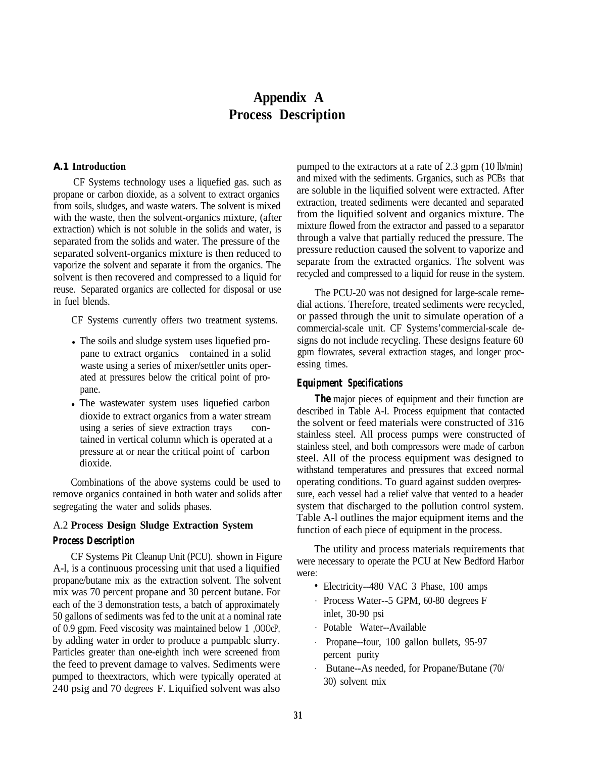# Appendix A
# Process Description

## A.1 Introduction

CF Systems technology uses a liquefied gas. such as propane or carbon dioxide, as a solvent to extract organics from soils, sludges, and waste waters. The solvent is mixed with the waste, then the solvent-organics mixture, (after extraction) which is not soluble in the solids and water, is separated from the solids and water. The pressure of the separated solvent-organics mixture is then reduced to vaporize the solvent and separate it from the organics. The solvent is then recovered and compressed to a liquid for reuse. Separated organics are collected for disposal or use in fuel blends.

CF Systems currently offers two treatment systems.

- The soils and sludge system uses liquefied propane to extract organics contained in a solid waste using a series of mixer/settler units operated at pressures below the critical point of propane.
- The wastewater system uses liquefied carbon dioxide to extract organics from a water stream using a series of sieve extraction trays contained in vertical column which is operated at a pressure at or near the critical point of carbon dioxide.

Combinations of the above systems could be used to remove organics contained in both water and solids after segregating the water and solids phases.

## A.2 Process Design Sludge Extraction System

### Process Description

CF Systems Pit Cleanup Unit (PCU). shown in Figure A-l, is a continuous processing unit that used a liquified propane/butane mix as the extraction solvent. The solvent mix was 70 percent propane and 30 percent butane. For each of the 3 demonstration tests, a batch of approximately 50 gallons of sediments was fed to the unit at a nominal rate of 0.9 gpm. Feed viscosity was maintained below 1 ,OOOcP, by adding water in order to produce a pumpablc slurry. Particles greater than one-eighth inch were screened from the feed to prevent damage to valves. Sediments were pumped to theextractors, which were typically operated at 240 psig and 70 degrees F. Liquified solvent was also pumped to the extractors at a rate of 2.3 gpm (10 lb/min) and mixed with the sediments. Grganics, such as PCBs that are soluble in the liquified solvent were extracted. After extraction, treated sediments were decanted and separated from the liquified solvent and organics mixture. The mixture flowed from the extractor and passed to a separator through a valve that partially reduced the pressure. The pressure reduction caused the solvent to vaporize and separate from the extracted organics. The solvent was recycled and compressed to a liquid for reuse in the system.

The PCU-20 was not designed for large-scale remedial actions. Therefore, treated sediments were recycled, or passed through the unit to simulate operation of a commercial-scale unit. CF Systems'commercial-scale designs do not include recycling. These designs feature 60 gpm flowrates, several extraction stages, and longer processing times.

### Equipment Specifications

**The** major pieces of equipment and their function are described in Table A-l. Process equipment that contacted the solvent or feed materials were constructed of 316 stainless steel. All process pumps were constructed of stainless steel, and both compressors were made of carbon steel. All of the process equipment was designed to withstand temperatures and pressures that exceed normal operating conditions. To guard against sudden overpressure, each vessel had a relief valve that vented to a header system that discharged to the pollution control system. Table A-l outlines the major equipment items and the function of each piece of equipment in the process.

The utility and process materials requirements that were necessary to operate the PCU at New Bedford Harbor were:

- Electricity--480 VAC 3 Phase, 100 amps
- Process Water--5 GPM, 60-80 degrees F inlet, 30-90 psi
- Potable Water--Available
- Propane--four, 100 gallon bullets, 95-97 percent purity
- Butane--As needed, for Propane/Butane (70/30) solvent mix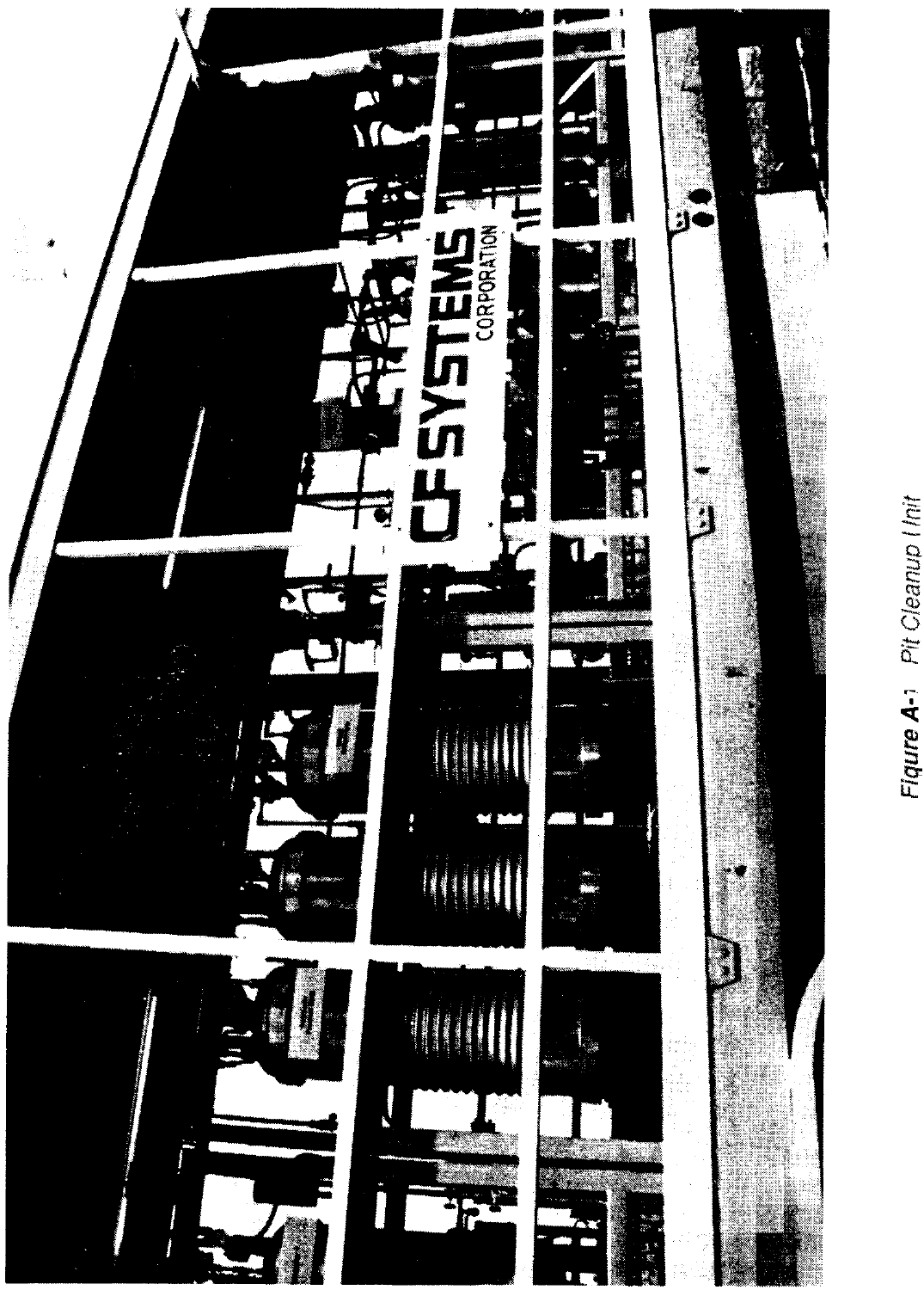Figure A-1 Pit Cleanup Unit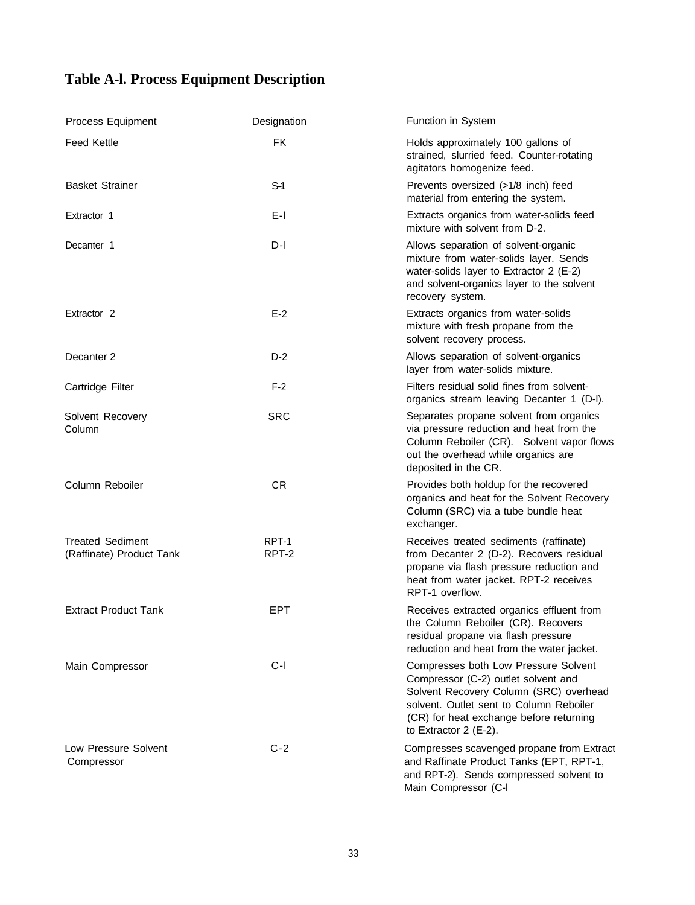## Table A-l. Process Equipment Description

| Process Equipment | Designation | Function in System |
|---|---|---|
| Feed Kettle | FK | Holds approximately 100 gallons of strained, slurried feed. Counter-rotating agitators homogenize feed. |
| Basket Strainer | S-1 | Prevents oversized (>1/8 inch) feed material from entering the system. |
| Extractor 1 | E-l | Extracts organics from water-solids feed mixture with solvent from D-2. |
| Decanter 1 | D-l | Allows separation of solvent-organic mixture from water-solids layer. Sends water-solids layer to Extractor 2 (E-2) and solvent-organics layer to the solvent recovery system. |
| Extractor 2 | E-2 | Extracts organics from water-solids mixture with fresh propane from the solvent recovery process. |
| Decanter 2 | D-2 | Allows separation of solvent-organics layer from water-solids mixture. |
| Cartridge Filter | F-2 | Filters residual solid fines from solvent-organics stream leaving Decanter 1 (D-l). |
| Solvent Recovery Column | SRC | Separates propane solvent from organics via pressure reduction and heat from the Column Reboiler (CR). Solvent vapor flows out the overhead while organics are deposited in the CR. |
| Column Reboiler | CR | Provides both holdup for the recovered organics and heat for the Solvent Recovery Column (SRC) via a tube bundle heat exchanger. |
| Treated Sediment (Raffinate) Product Tank | RPT-1 RPT-2 | Receives treated sediments (raffinate) from Decanter 2 (D-2). Recovers residual propane via flash pressure reduction and heat from water jacket. RPT-2 receives RPT-1 overflow. |
| Extract Product Tank | EPT | Receives extracted organics effluent from the Column Reboiler (CR). Recovers residual propane via flash pressure reduction and heat from the water jacket. |
| Main Compressor | C-l | Compresses both Low Pressure Solvent Compressor (C-2) outlet solvent and Solvent Recovery Column (SRC) overhead solvent. Outlet sent to Column Reboiler (CR) for heat exchange before returning to Extractor 2 (E-2). |
| Low Pressure Solvent Compressor | C-2 | Compresses scavenged propane from Extract and Raffinate Product Tanks (EPT, RPT-1, and RPT-2). Sends compressed solvent to Main Compressor (C-l |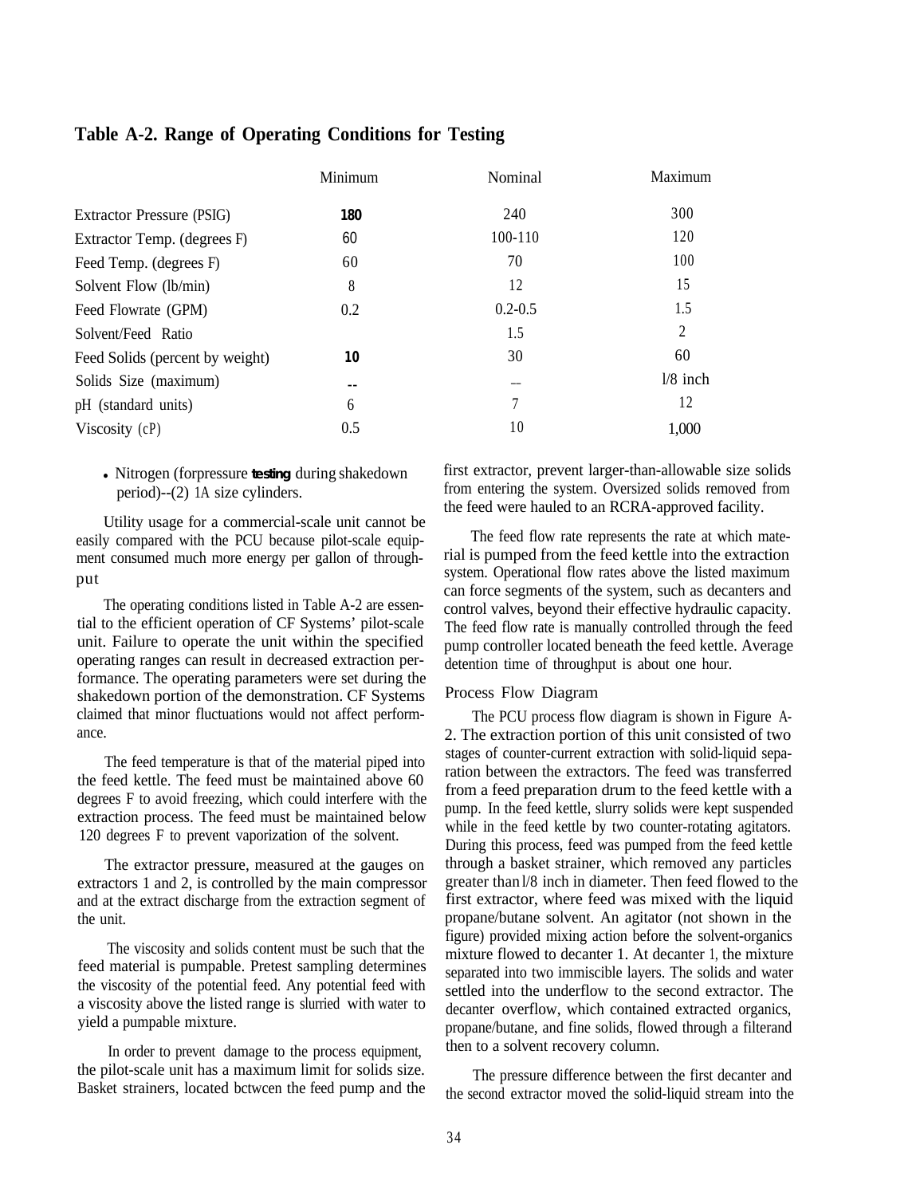## Table A-2. Range of Operating Conditions for Testing

| | Minimum | Nominal | Maximum |
|---|---|---|---|
| Extractor Pressure (PSIG) | 180 | 240 | 300 |
| Extractor Temp. (degrees F) | 60 | 100-110 | 120 |
| Feed Temp. (degrees F) | 60 | 70 | 100 |
| Solvent Flow (lb/min) | 8 | 12 | 15 |
| Feed Flowrate (GPM) | 0.2 | 0.2-0.5 | 1.5 |
| Solvent/Feed Ratio | | 1.5 | 2 |
| Feed Solids (percent by weight) | 10 | 30 | 60 |
| Solids Size (maximum) | -- | -- | l/8 inch |
| pH (standard units) | 6 | 7 | 12 |
| Viscosity (cP) | 0.5 | 10 | 1,000 |

- Nitrogen (forpressure **testing** during shakedown period)--(2) 1A size cylinders.

Utility usage for a commercial-scale unit cannot be easily compared with the PCU because pilot-scale equipment consumed much more energy per gallon of throughput

The operating conditions listed in Table A-2 are essential to the efficient operation of CF Systems' pilot-scale unit. Failure to operate the unit within the specified operating ranges can result in decreased extraction performance. The operating parameters were set during the shakedown portion of the demonstration. CF Systems claimed that minor fluctuations would not affect performance.

The feed temperature is that of the material piped into the feed kettle. The feed must be maintained above 60 degrees F to avoid freezing, which could interfere with the extraction process. The feed must be maintained below 120 degrees F to prevent vaporization of the solvent.

The extractor pressure, measured at the gauges on extractors 1 and 2, is controlled by the main compressor and at the extract discharge from the extraction segment of the unit.

The viscosity and solids content must be such that the feed material is pumpable. Pretest sampling determines the viscosity of the potential feed. Any potential feed with a viscosity above the listed range is slurried with water to yield a pumpable mixture.

In order to prevent damage to the process equipment, the pilot-scale unit has a maximum limit for solids size. Basket strainers, located bctwcen the feed pump and the first extractor, prevent larger-than-allowable size solids from entering the system. Oversized solids removed from the feed were hauled to an RCRA-approved facility.

The feed flow rate represents the rate at which material is pumped from the feed kettle into the extraction system. Operational flow rates above the listed maximum can force segments of the system, such as decanters and control valves, beyond their effective hydraulic capacity. The feed flow rate is manually controlled through the feed pump controller located beneath the feed kettle. Average detention time of throughput is about one hour.

### Process Flow Diagram

The PCU process flow diagram is shown in Figure A-2. The extraction portion of this unit consisted of two stages of counter-current extraction with solid-liquid separation between the extractors. The feed was transferred from a feed preparation drum to the feed kettle with a pump. In the feed kettle, slurry solids were kept suspended while in the feed kettle by two counter-rotating agitators. During this process, feed was pumped from the feed kettle through a basket strainer, which removed any particles greater than l/8 inch in diameter. Then feed flowed to the first extractor, where feed was mixed with the liquid propane/butane solvent. An agitator (not shown in the figure) provided mixing action before the solvent-organics mixture flowed to decanter 1. At decanter 1, the mixture separated into two immiscible layers. The solids and water settled into the underflow to the second extractor. The decanter overflow, which contained extracted organics, propane/butane, and fine solids, flowed through a filterand then to a solvent recovery column.

The pressure difference between the first decanter and the second extractor moved the solid-liquid stream into the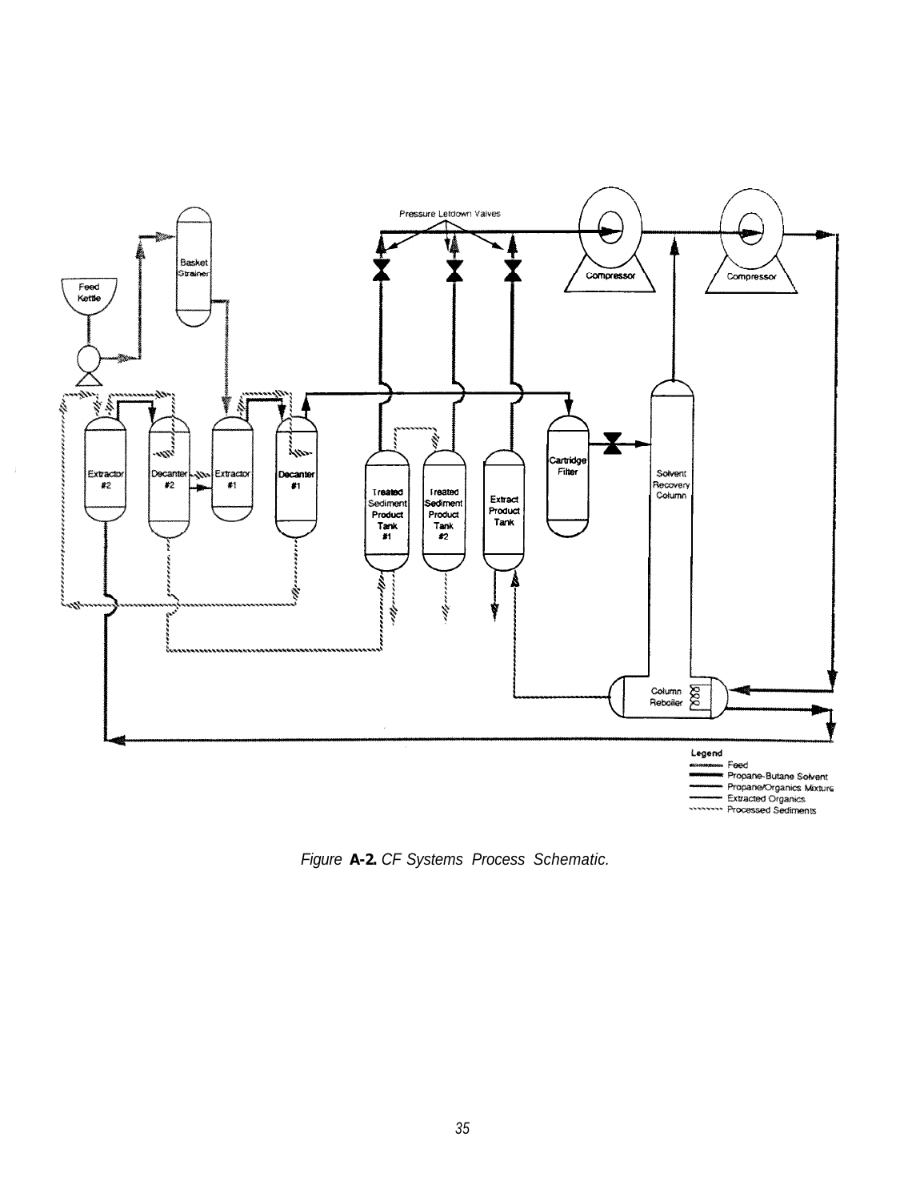Pressure Letdown Valves

Compressor

Compressor

Basket Strainer

Feed Kettle

Extractor #2

Decanter #2

Extractor #1

Decanter #1

Treated Sediment Product Tank #1

Treated Sediment Product Tank #2

Extract Product Tank

Cartridge Filter

Solvent Recovery Column

Column Reboiler

Legend
- Feed
- Propane-Butane Solvent
- Propane/Organics Mixture
- Extracted Organics
- Processed Sediments

*Figure* **A-2.** *CF Systems Process Schematic.*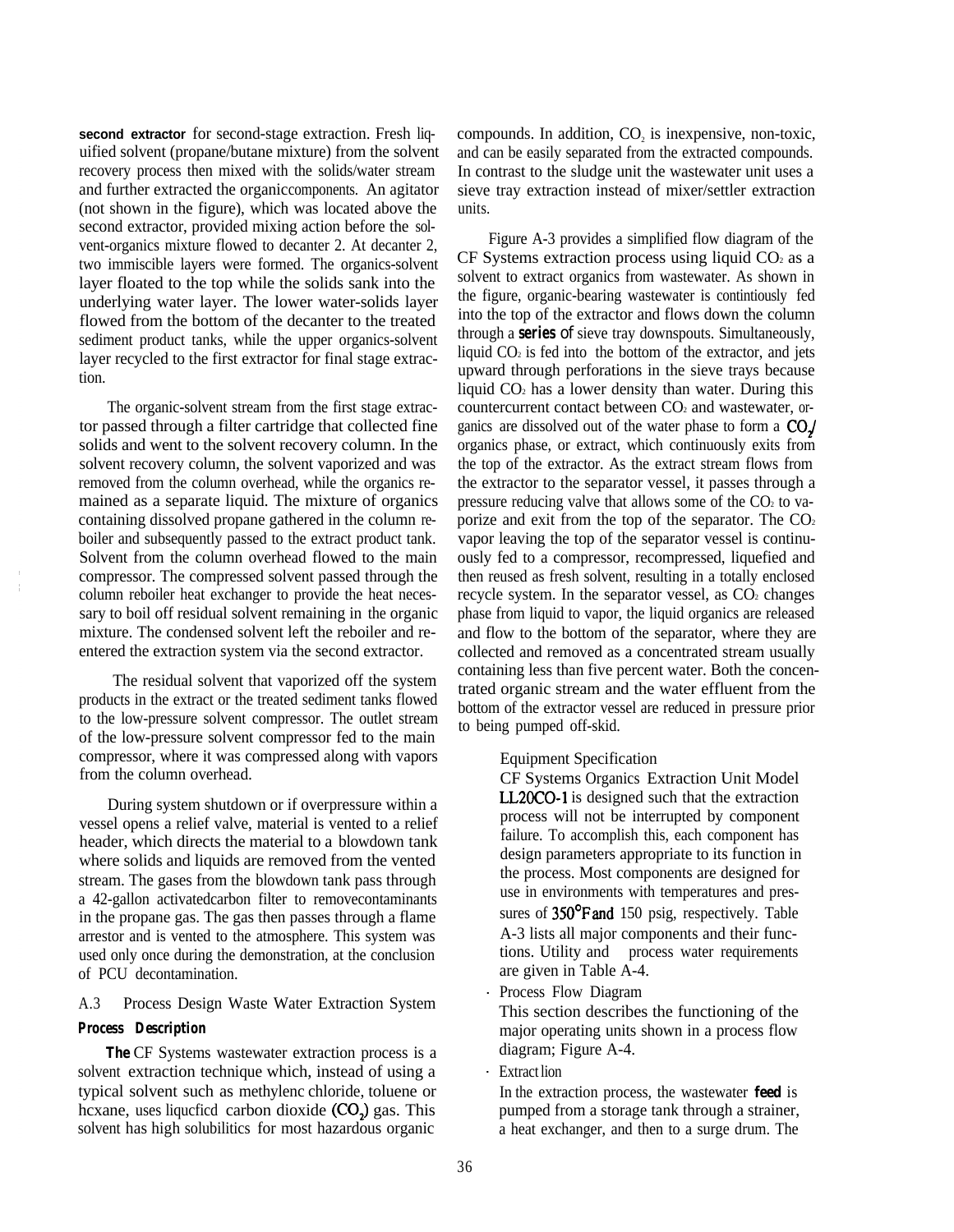**second extractor** for second-stage extraction. Fresh liquified solvent (propane/butane mixture) from the solvent recovery process then mixed with the solids/water stream and further extracted the organiccomponents. An agitator (not shown in the figure), which was located above the second extractor, provided mixing action before the solvent-organics mixture flowed to decanter 2. At decanter 2, two immiscible layers were formed. The organics-solvent layer floated to the top while the solids sank into the underlying water layer. The lower water-solids layer flowed from the bottom of the decanter to the treated sediment product tanks, while the upper organics-solvent layer recycled to the first extractor for final stage extraction.

The organic-solvent stream from the first stage extractor passed through a filter cartridge that collected fine solids and went to the solvent recovery column. In the solvent recovery column, the solvent vaporized and was removed from the column overhead, while the organics remained as a separate liquid. The mixture of organics containing dissolved propane gathered in the column reboiler and subsequently passed to the extract product tank. Solvent from the column overhead flowed to the main compressor. The compressed solvent passed through the column reboiler heat exchanger to provide the heat necessary to boil off residual solvent remaining in the organic mixture. The condensed solvent left the reboiler and reentered the extraction system via the second extractor.

The residual solvent that vaporized off the system products in the extract or the treated sediment tanks flowed to the low-pressure solvent compressor. The outlet stream of the low-pressure solvent compressor fed to the main compressor, where it was compressed along with vapors from the column overhead.

During system shutdown or if overpressure within a vessel opens a relief valve, material is vented to a relief header, which directs the material to a blowdown tank where solids and liquids are removed from the vented stream. The gases from the blowdown tank pass through a 42-gallon activatedcarbon filter to removecontaminants in the propane gas. The gas then passes through a flame arrestor and is vented to the atmosphere. This system was used only once during the demonstration, at the conclusion of PCU decontamination.

## A.3 Process Design Waste Water Extraction System

### *Process Description*

**The** CF Systems wastewater extraction process is a solvent extraction technique which, instead of using a typical solvent such as methylenc chloride, toluene or hcxane, uses liqucficd carbon dioxide ($CO_2$) gas. This solvent has high solubilitics for most hazardous organic compounds. In addition, $CO_2$ is inexpensive, non-toxic, and can be easily separated from the extracted compounds. In contrast to the sludge unit the wastewater unit uses a sieve tray extraction instead of mixer/settler extraction units.

Figure A-3 provides a simplified flow diagram of the CF Systems extraction process using liquid $CO_2$ as a solvent to extract organics from wastewater. As shown in the figure, organic-bearing wastewater is contintiously fed into the top of the extractor and flows down the column through a **series of** sieve tray downspouts. Simultaneously, liquid $CO_2$ is fed into the bottom of the extractor, and jets upward through perforations in the sieve trays because liquid $CO_2$ has a lower density than water. During this countercurrent contact between $CO_2$ and wastewater, organics are dissolved out of the water phase to form a $CO_2$/ organics phase, or extract, which continuously exits from the top of the extractor. As the extract stream flows from the extractor to the separator vessel, it passes through a pressure reducing valve that allows some of the $CO_2$ to vaporize and exit from the top of the separator. The $CO_2$ vapor leaving the top of the separator vessel is continuously fed to a compressor, recompressed, liquefied and then reused as fresh solvent, resulting in a totally enclosed recycle system. In the separator vessel, as $CO_2$ changes phase from liquid to vapor, the liquid organics are released and flow to the bottom of the separator, where they are collected and removed as a concentrated stream usually containing less than five percent water. Both the concentrated organic stream and the water effluent from the bottom of the extractor vessel are reduced in pressure prior to being pumped off-skid.

- Equipment Specification

  CF Systems Organics Extraction Unit Model **LL20CO-1** is designed such that the extraction process will not be interrupted by component failure. To accomplish this, each component has design parameters appropriate to its function in the process. Most components are designed for use in environments with temperatures and pressures of **350°F and** 150 psig, respectively. Table A-3 lists all major components and their functions. Utility and process water requirements are given in Table A-4.

- Process Flow Diagram

  This section describes the functioning of the major operating units shown in a process flow diagram; Figure A-4.

- Extract lion

  In the extraction process, the wastewater **feed** is pumped from a storage tank through a strainer, a heat exchanger, and then to a surge drum. The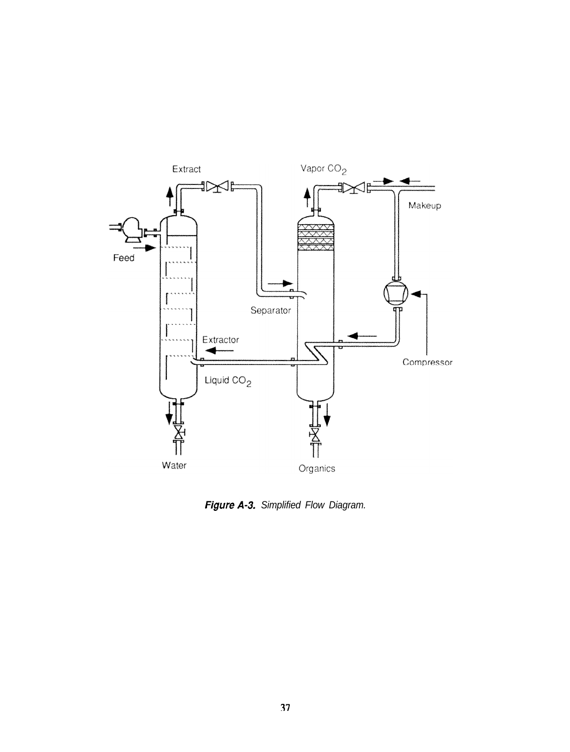*Figure A-3.* Simplified Flow Diagram.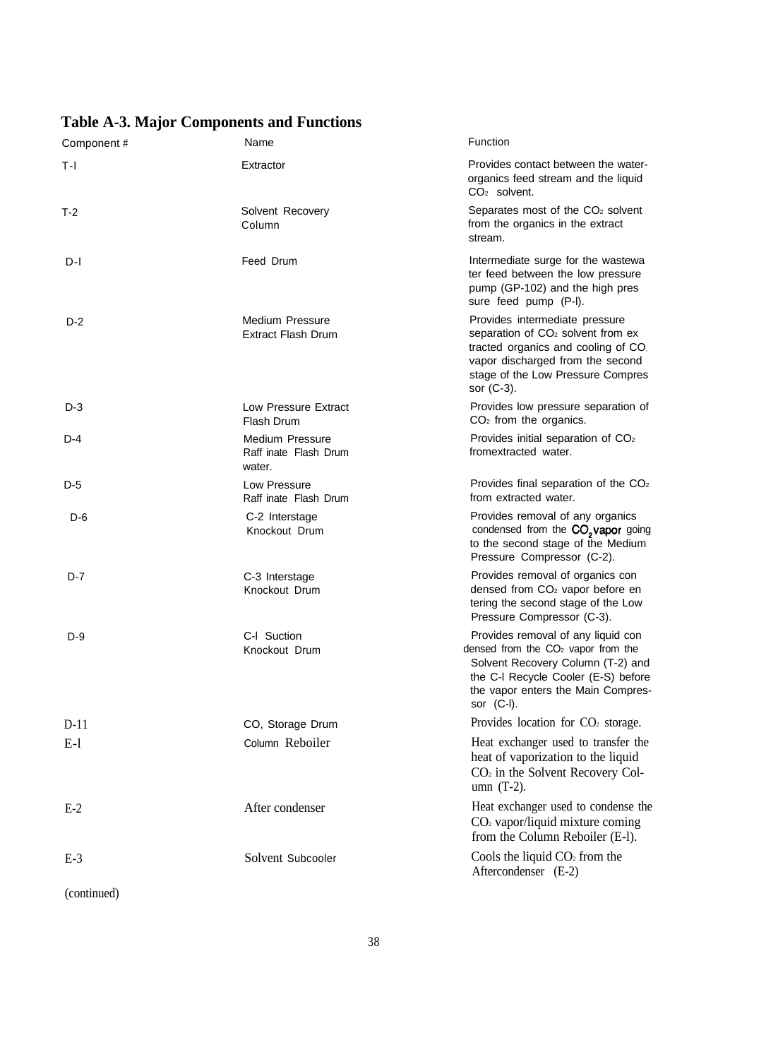## Table A-3. Major Components and Functions

| Component # | Name | Function |
|---|---|---|
| T-l | Extractor | Provides contact between the water-organics feed stream and the liquid $CO_2$ solvent. |
| T-2 | Solvent Recovery Column | Separates most of the $CO_2$ solvent from the organics in the extract stream. |
| D-l | Feed Drum | Intermediate surge for the wastewater feed between the low pressure pump (GP-102) and the high pressure feed pump (P-l). |
| D-2 | Medium Pressure Extract Flash Drum | Provides intermediate pressure separation of $CO_2$ solvent from extracted organics and cooling of $CO_2$ vapor discharged from the second stage of the Low Pressure Compressor (C-3). |
| D-3 | Low Pressure Extract Flash Drum | Provides low pressure separation of $CO_2$ from the organics. |
| D-4 | Medium Pressure Raffinate Flash Drum water. | Provides initial separation of $CO_2$ fromextracted water. |
| D-5 | Low Pressure Raffinate Flash Drum | Provides final separation of the $CO_2$ from extracted water. |
| D-6 | C-2 Interstage Knockout Drum | Provides removal of any organics condensed from the $CO_2$ vapor going to the second stage of the Medium Pressure Compressor (C-2). |
| D-7 | C-3 Interstage Knockout Drum | Provides removal of organics condensed from $CO_2$ vapor before entering the second stage of the Low Pressure Compressor (C-3). |
| D-9 | C-l Suction Knockout Drum | Provides removal of any liquid condensed from the $CO_2$ vapor from the Solvent Recovery Column (T-2) and the C-l Recycle Cooler (E-S) before the vapor enters the Main Compressor (C-l). |
| D-11 | $CO_2$ Storage Drum | Provides location for $CO_2$ storage. |
| E-l | Column Reboiler | Heat exchanger used to transfer the heat of vaporization to the liquid $CO_2$ in the Solvent Recovery Column (T-2). |
| E-2 | After condenser | Heat exchanger used to condense the $CO_2$ vapor/liquid mixture coming from the Column Reboiler (E-l). |
| E-3 | Solvent Subcooler | Cools the liquid $CO_2$ from the Aftercondenser (E-2) |

(continued)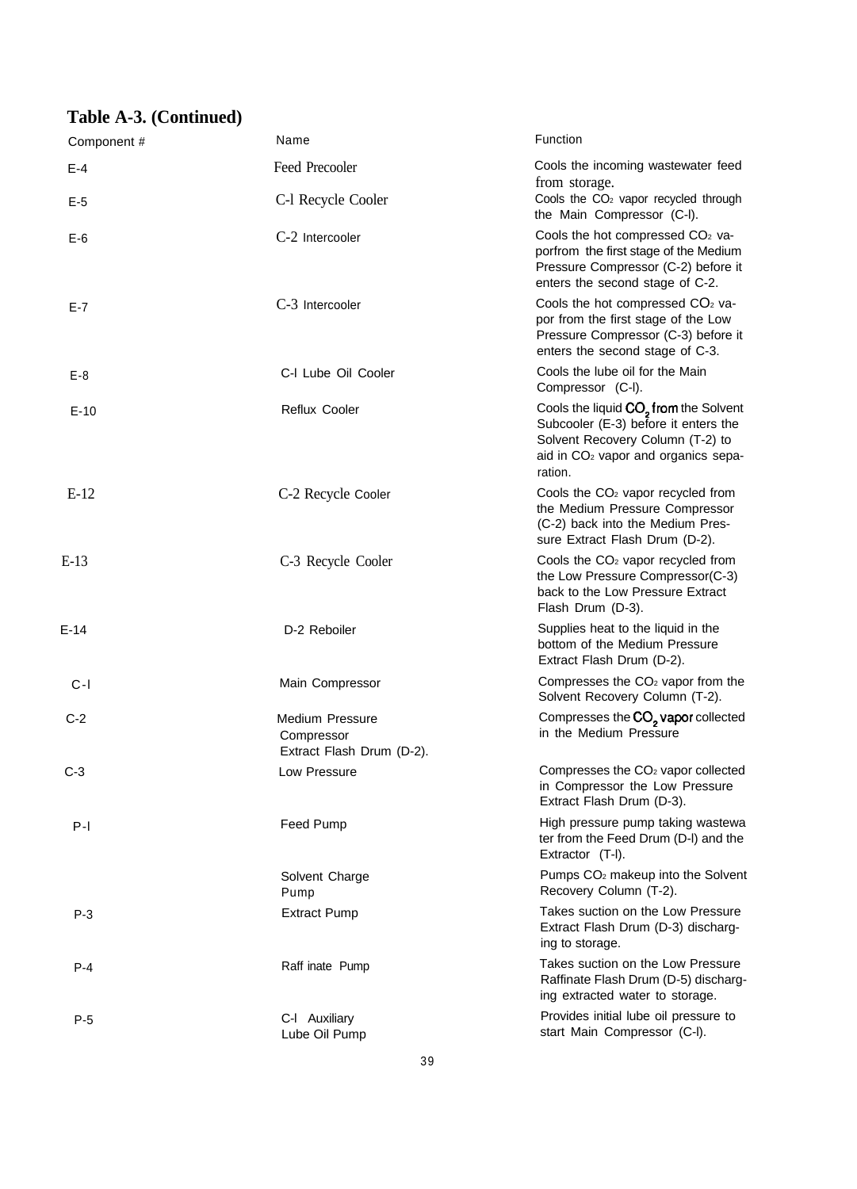**Table A-3. (Continued)**

| Component # | Name | Function |
|---|---|---|
| E-4 | Feed Precooler | Cools the incoming wastewater feed from storage. |
| E-5 | C-l Recycle Cooler | Cools the $CO_2$ vapor recycled through the Main Compressor (C-l). |
| E-6 | C-2 Intercooler | Cools the hot compressed $CO_2$ vaporfrom the first stage of the Medium Pressure Compressor (C-2) before it enters the second stage of C-2. |
| E-7 | C-3 Intercooler | Cools the hot compressed $CO_2$ vapor from the first stage of the Low Pressure Compressor (C-3) before it enters the second stage of C-3. |
| E-8 | C-l Lube Oil Cooler | Cools the lube oil for the Main Compressor (C-l). |
| E-10 | Reflux Cooler | Cools the liquid $CO_2$ from the Solvent Subcooler (E-3) before it enters the Solvent Recovery Column (T-2) to aid in $CO_2$ vapor and organics separation. |
| E-12 | C-2 Recycle Cooler | Cools the $CO_2$ vapor recycled from the Medium Pressure Compressor (C-2) back into the Medium Pressure Extract Flash Drum (D-2). |
| E-13 | C-3 Recycle Cooler | Cools the $CO_2$ vapor recycled from the Low Pressure Compressor(C-3) back to the Low Pressure Extract Flash Drum (D-3). |
| E-14 | D-2 Reboiler | Supplies heat to the liquid in the bottom of the Medium Pressure Extract Flash Drum (D-2). |
| C-l | Main Compressor | Compresses the $CO_2$ vapor from the Solvent Recovery Column (T-2). |
| C-2 | Medium Pressure Compressor | Compresses the $CO_2$ vapor collected in the Medium Pressure Extract Flash Drum (D-2). |
| C-3 | Low Pressure Compressor | Compresses the $CO_2$ vapor collected in the Low Pressure Extract Flash Drum (D-3). |
| P-l | Feed Pump | High pressure pump taking wastewater from the Feed Drum (D-l) and the Extractor (T-l). |
| | Solvent Charge Pump | Pumps $CO_2$ makeup into the Solvent Recovery Column (T-2). |
| P-3 | Extract Pump | Takes suction on the Low Pressure Extract Flash Drum (D-3) discharging to storage. |
| P-4 | Raff inate Pump | Takes suction on the Low Pressure Raffinate Flash Drum (D-5) discharging extracted water to storage. |
| P-5 | C-l Auxiliary Lube Oil Pump | Provides initial lube oil pressure to start Main Compressor (C-l). |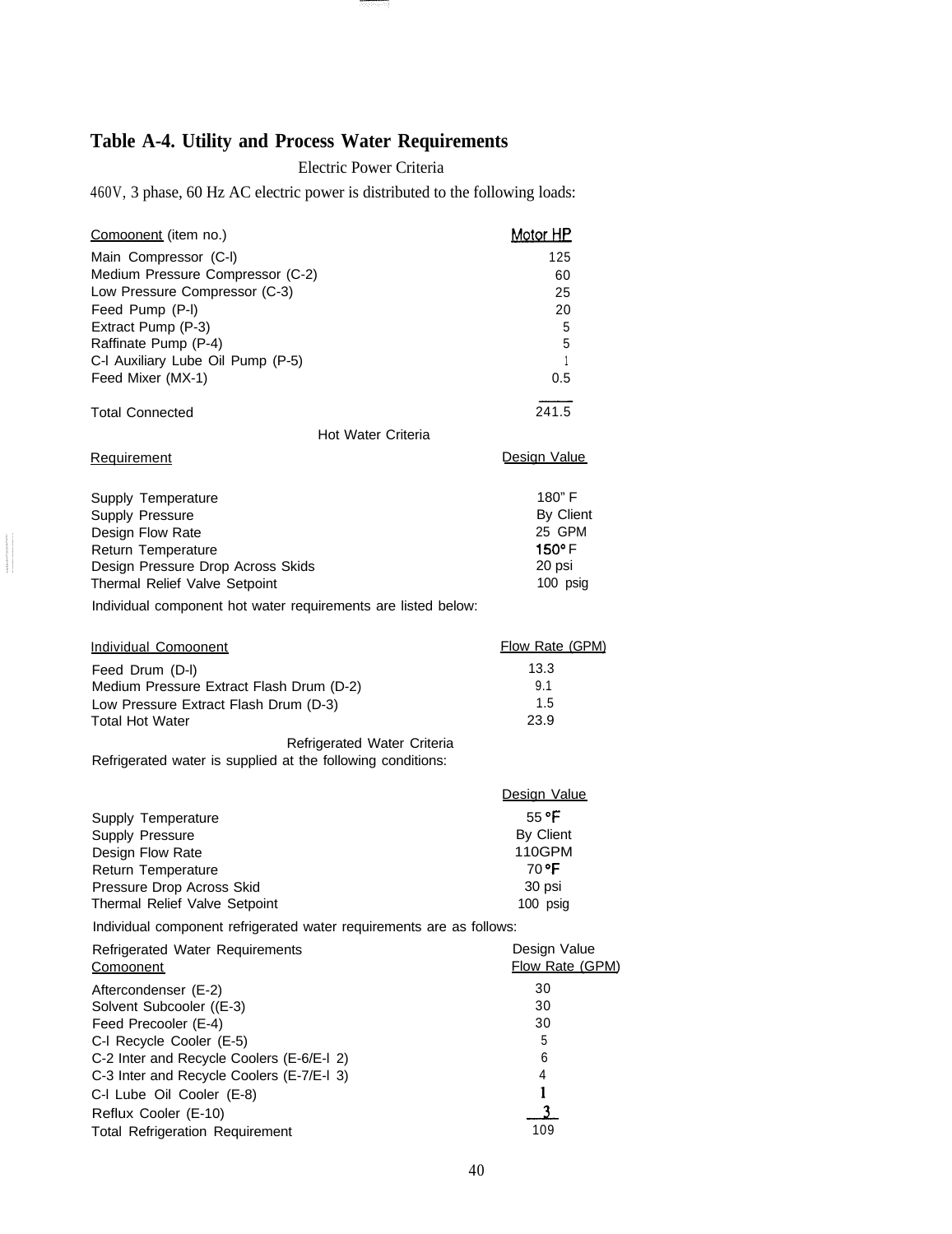## Table A-4. Utility and Process Water Requirements

Electric Power Criteria

460V, 3 phase, 60 Hz AC electric power is distributed to the following loads:

| Comoonent (item no.) | Motor HP |
|---|---|
| Main Compressor (C-l) | 125 |
| Medium Pressure Compressor (C-2) | 60 |
| Low Pressure Compressor (C-3) | 25 |
| Feed Pump (P-l) | 20 |
| Extract Pump (P-3) | 5 |
| Raffinate Pump (P-4) | 5 |
| C-l Auxiliary Lube Oil Pump (P-5) | 1 |
| Feed Mixer (MX-1) | 0.5 |
| Total Connected | 241.5 |

Hot Water Criteria

| Requirement | Design Value |
|---|---|
| Supply Temperature | 180" F |
| Supply Pressure | By Client |
| Design Flow Rate | 25 GPM |
| Return Temperature | 150° F |
| Design Pressure Drop Across Skids | 20 psi |
| Thermal Relief Valve Setpoint | 100 psig |

Individual component hot water requirements are listed below:

| Individual Comoonent | Flow Rate (GPM) |
|---|---|
| Feed Drum (D-l) | 13.3 |
| Medium Pressure Extract Flash Drum (D-2) | 9.1 |
| Low Pressure Extract Flash Drum (D-3) | 1.5 |
| Total Hot Water | 23.9 |

Refrigerated Water Criteria

Refrigerated water is supplied at the following conditions:

| | Design Value |
|---|---|
| Supply Temperature | 55 °F |
| Supply Pressure | By Client |
| Design Flow Rate | 110GPM |
| Return Temperature | 70 °F |
| Pressure Drop Across Skid | 30 psi |
| Thermal Relief Valve Setpoint | 100 psig |

Individual component refrigerated water requirements are as follows:

| Refrigerated Water Requirements<br>Comoonent | Design Value<br>Flow Rate (GPM) |
|---|---|
| Aftercondenser (E-2) | 30 |
| Solvent Subcooler ((E-3) | 30 |
| Feed Precooler (E-4) | 30 |
| C-l Recycle Cooler (E-5) | 5 |
| C-2 Inter and Recycle Coolers (E-6/E-l 2) | 6 |
| C-3 Inter and Recycle Coolers (E-7/E-l 3) | 4 |
| C-l Lube Oil Cooler (E-8) | 1 |
| Reflux Cooler (E-10) | 3 |
| Total Refrigeration Requirement | 109 |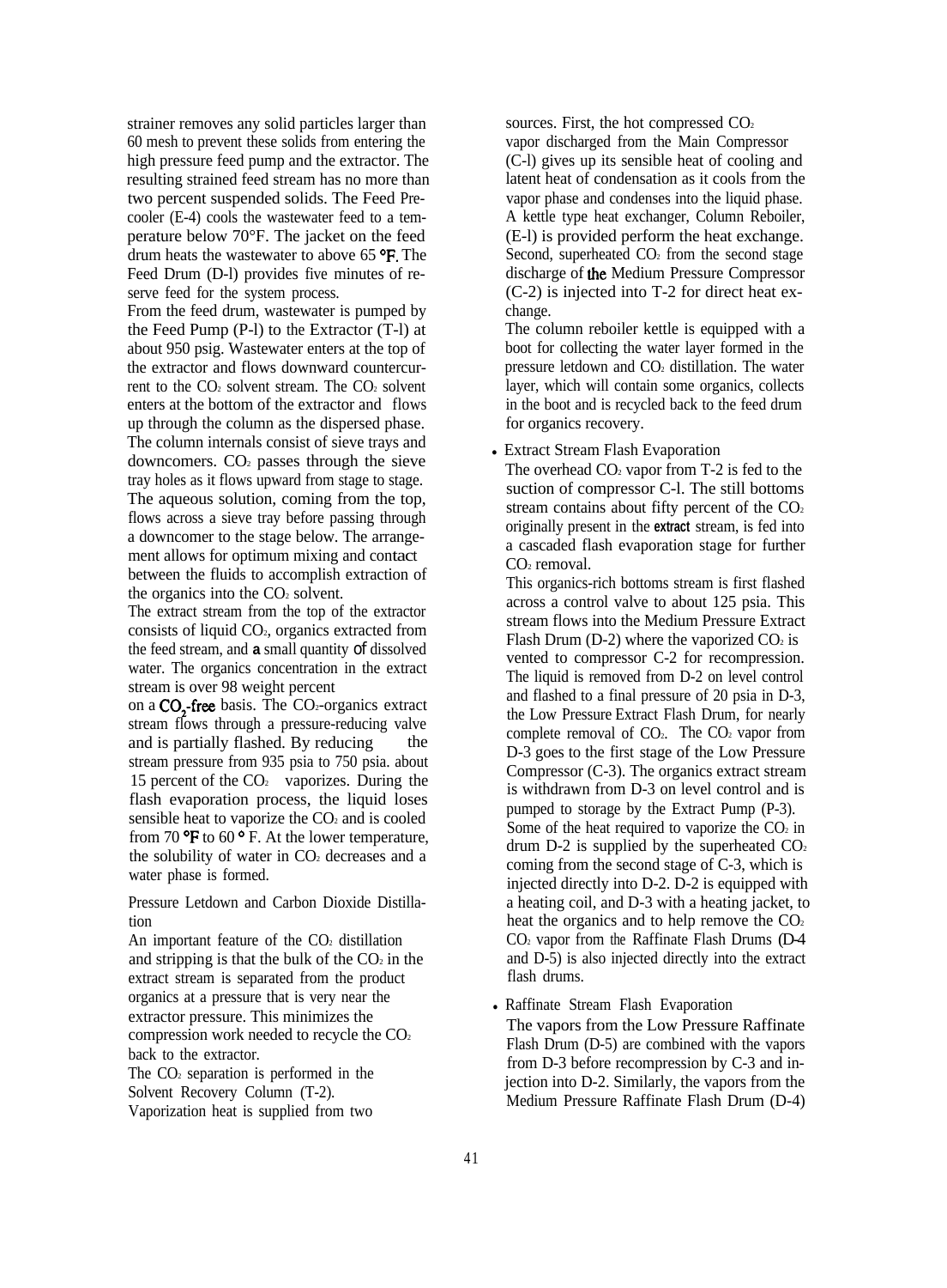strainer removes any solid particles larger than 60 mesh to prevent these solids from entering the high pressure feed pump and the extractor. The resulting strained feed stream has no more than two percent suspended solids. The Feed Precooler (E-4) cools the wastewater feed to a temperature below 70°F. The jacket on the feed drum heats the wastewater to above 65 °F. The Feed Drum (D-l) provides five minutes of reserve feed for the system process.

From the feed drum, wastewater is pumped by the Feed Pump (P-l) to the Extractor (T-l) at about 950 psig. Wastewater enters at the top of the extractor and flows downward countercurrent to the $CO_2$ solvent stream. The $CO_2$ solvent enters at the bottom of the extractor and flows up through the column as the dispersed phase. The column internals consist of sieve trays and downcomers. $CO_2$ passes through the sieve tray holes as it flows upward from stage to stage. The aqueous solution, coming from the top, flows across a sieve tray before passing through a downcomer to the stage below. The arrangement allows for optimum mixing and contact between the fluids to accomplish extraction of the organics into the $CO_2$ solvent.

The extract stream from the top of the extractor consists of liquid $CO_2$, organics extracted from the feed stream, and a small quantity of dissolved water. The organics concentration in the extract stream is over 98 weight percent on a $CO_2$-free basis. The $CO_2$-organics extract stream flows through a pressure-reducing valve and is partially flashed. By reducing the stream pressure from 935 psia to 750 psia. about 15 percent of the $CO_2$ vaporizes. During the flash evaporation process, the liquid loses sensible heat to vaporize the $CO_2$ and is cooled from 70 °F to 60 ° F. At the lower temperature, the solubility of water in $CO_2$ decreases and a water phase is formed.

Pressure Letdown and Carbon Dioxide Distillation

An important feature of the $CO_2$ distillation and stripping is that the bulk of the $CO_2$ in the extract stream is separated from the product organics at a pressure that is very near the extractor pressure. This minimizes the compression work needed to recycle the $CO_2$ back to the extractor.

The $CO_2$ separation is performed in the Solvent Recovery Column (T-2).

Vaporization heat is supplied from two sources. First, the hot compressed $CO_2$ vapor discharged from the Main Compressor (C-l) gives up its sensible heat of cooling and latent heat of condensation as it cools from the vapor phase and condenses into the liquid phase. A kettle type heat exchanger, Column Reboiler, (E-l) is provided perform the heat exchange. Second, superheated $CO_2$ from the second stage discharge of the Medium Pressure Compressor (C-2) is injected into T-2 for direct heat exchange.

The column reboiler kettle is equipped with a boot for collecting the water layer formed in the pressure letdown and $CO_2$ distillation. The water layer, which will contain some organics, collects in the boot and is recycled back to the feed drum for organics recovery.

- Extract Stream Flash Evaporation

  The overhead $CO_2$ vapor from T-2 is fed to the suction of compressor C-l. The still bottoms stream contains about fifty percent of the $CO_2$ originally present in the **extract** stream, is fed into a cascaded flash evaporation stage for further $CO_2$ removal.

  This organics-rich bottoms stream is first flashed across a control valve to about 125 psia. This stream flows into the Medium Pressure Extract Flash Drum (D-2) where the vaporized $CO_2$ is vented to compressor C-2 for recompression. The liquid is removed from D-2 on level control and flashed to a final pressure of 20 psia in D-3, the Low Pressure Extract Flash Drum, for nearly complete removal of $CO_2$. The $CO_2$ vapor from D-3 goes to the first stage of the Low Pressure Compressor (C-3). The organics extract stream is withdrawn from D-3 on level control and is pumped to storage by the Extract Pump (P-3). Some of the heat required to vaporize the $CO_2$ in drum D-2 is supplied by the superheated $CO_2$ coming from the second stage of C-3, which is injected directly into D-2. D-2 is equipped with a heating coil, and D-3 with a heating jacket, to heat the organics and to help remove the $CO_2$ $CO_2$ vapor from the Raffinate Flash Drums (D-4 and D-5) is also injected directly into the extract flash drums.

- Raffinate Stream Flash Evaporation

  The vapors from the Low Pressure Raffinate Flash Drum (D-5) are combined with the vapors from D-3 before recompression by C-3 and injection into D-2. Similarly, the vapors from the Medium Pressure Raffinate Flash Drum (D-4)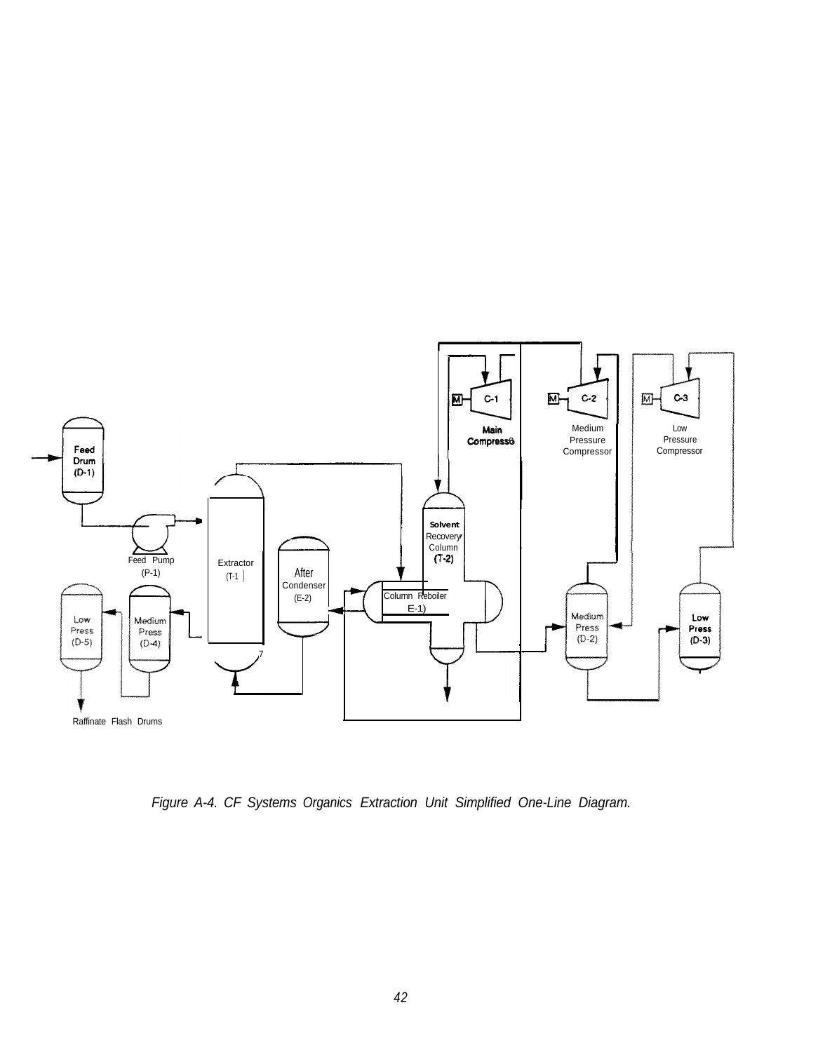Feed Drum (D-1)

Feed Pump (P-1)

Extractor (T-1)

After Condenser (E-2)

Column Reboiler E-1)

Solvent Recovery Column (T-2)

C-1 Main Compressor

C-2 Medium Pressure Compressor

C-3 Low Pressure Compressor

Medium Press (D-2)

Low Press (D-3)

Low Press (D-5)

Medium Press (D-4)

Raffinate Flash Drums

*Figure A-4. CF Systems Organics Extraction Unit Simplified One-Line Diagram.*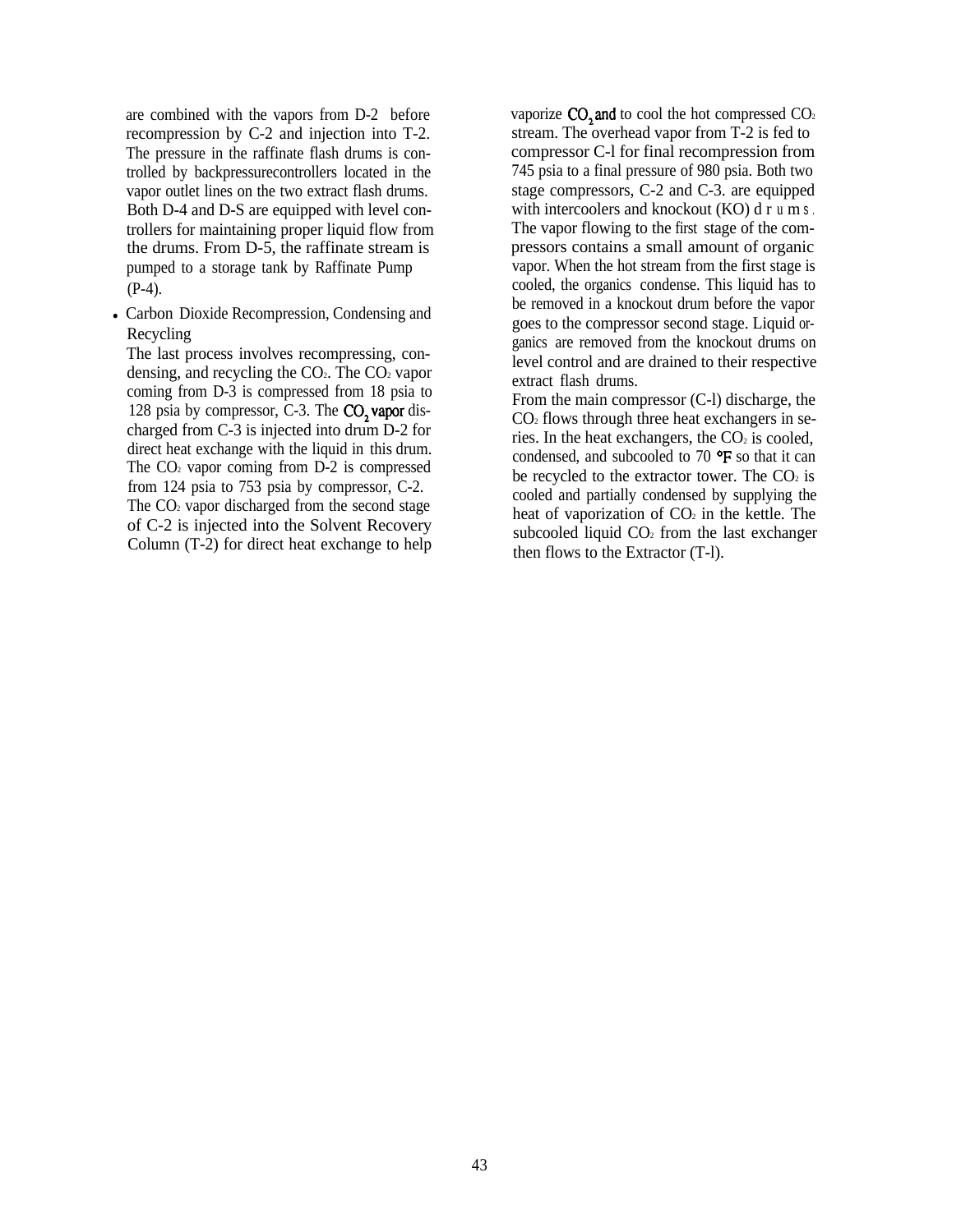are combined with the vapors from D-2 before recompression by C-2 and injection into T-2. The pressure in the raffinate flash drums is controlled by backpressurecontrollers located in the vapor outlet lines on the two extract flash drums. Both D-4 and D-S are equipped with level controllers for maintaining proper liquid flow from the drums. From D-5, the raffinate stream is pumped to a storage tank by Raffinate Pump (P-4).

- Carbon Dioxide Recompression, Condensing and Recycling

  The last process involves recompressing, condensing, and recycling the $CO_2$. The $CO_2$ vapor coming from D-3 is compressed from 18 psia to 128 psia by compressor, C-3. The $CO_2$ vapor discharged from C-3 is injected into drum D-2 for direct heat exchange with the liquid in this drum. The $CO_2$ vapor coming from D-2 is compressed from 124 psia to 753 psia by compressor, C-2. The $CO_2$ vapor discharged from the second stage of C-2 is injected into the Solvent Recovery Column (T-2) for direct heat exchange to help vaporize $CO_2$ and to cool the hot compressed $CO_2$ stream. The overhead vapor from T-2 is fed to compressor C-l for final recompression from 745 psia to a final pressure of 980 psia. Both two stage compressors, C-2 and C-3. are equipped with intercoolers and knockout (KO) drums. The vapor flowing to the first stage of the compressors contains a small amount of organic vapor. When the hot stream from the first stage is cooled, the organics condense. This liquid has to be removed in a knockout drum before the vapor goes to the compressor second stage. Liquid organics are removed from the knockout drums on level control and are drained to their respective extract flash drums.

  From the main compressor (C-l) discharge, the $CO_2$ flows through three heat exchangers in series. In the heat exchangers, the $CO_2$ is cooled, condensed, and subcooled to 70 °F so that it can be recycled to the extractor tower. The $CO_2$ is cooled and partially condensed by supplying the heat of vaporization of $CO_2$ in the kettle. The subcooled liquid $CO_2$ from the last exchanger then flows to the Extractor (T-l).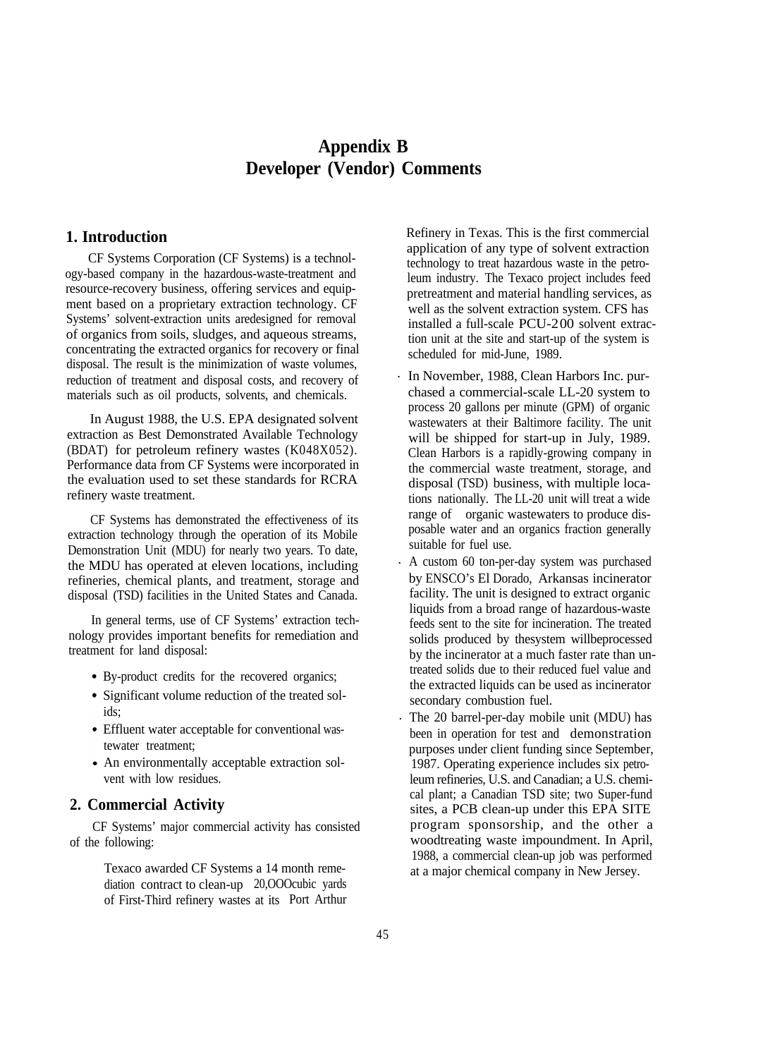# Appendix B
# Developer (Vendor) Comments

## 1. Introduction

CF Systems Corporation (CF Systems) is a technology-based company in the hazardous-waste-treatment and resource-recovery business, offering services and equipment based on a proprietary extraction technology. CF Systems' solvent-extraction units aredesigned for removal of organics from soils, sludges, and aqueous streams, concentrating the extracted organics for recovery or final disposal. The result is the minimization of waste volumes, reduction of treatment and disposal costs, and recovery of materials such as oil products, solvents, and chemicals.

In August 1988, the U.S. EPA designated solvent extraction as Best Demonstrated Available Technology (BDAT) for petroleum refinery wastes (K048X052). Performance data from CF Systems were incorporated in the evaluation used to set these standards for RCRA refinery waste treatment.

CF Systems has demonstrated the effectiveness of its extraction technology through the operation of its Mobile Demonstration Unit (MDU) for nearly two years. To date, the MDU has operated at eleven locations, including refineries, chemical plants, and treatment, storage and disposal (TSD) facilities in the United States and Canada.

In general terms, use of CF Systems' extraction technology provides important benefits for remediation and treatment for land disposal:

- By-product credits for the recovered organics;
- Significant volume reduction of the treated solids;
- Effluent water acceptable for conventional wastewater treatment;
- An environmentally acceptable extraction solvent with low residues.

## 2. Commercial Activity

CF Systems' major commercial activity has consisted of the following:

- Texaco awarded CF Systems a 14 month remediation contract to clean-up 20,OOOcubic yards of First-Third refinery wastes at its Port Arthur Refinery in Texas. This is the first commercial application of any type of solvent extraction technology to treat hazardous waste in the petroleum industry. The Texaco project includes feed pretreatment and material handling services, as well as the solvent extraction system. CFS has installed a full-scale PCU-200 solvent extraction unit at the site and start-up of the system is scheduled for mid-June, 1989.
- In November, 1988, Clean Harbors Inc. purchased a commercial-scale LL-20 system to process 20 gallons per minute (GPM) of organic wastewaters at their Baltimore facility. The unit will be shipped for start-up in July, 1989. Clean Harbors is a rapidly-growing company in the commercial waste treatment, storage, and disposal (TSD) business, with multiple locations nationally. The LL-20 unit will treat a wide range of organic wastewaters to produce disposable water and an organics fraction generally suitable for fuel use.
- A custom 60 ton-per-day system was purchased by ENSCO's El Dorado, Arkansas incinerator facility. The unit is designed to extract organic liquids from a broad range of hazardous-waste feeds sent to the site for incineration. The treated solids produced by thesystem willbeprocessed by the incinerator at a much faster rate than untreated solids due to their reduced fuel value and the extracted liquids can be used as incinerator secondary combustion fuel.
- The 20 barrel-per-day mobile unit (MDU) has been in operation for test and demonstration purposes under client funding since September, 1987. Operating experience includes six petroleum refineries, U.S. and Canadian; a U.S. chemical plant; a Canadian TSD site; two Super-fund sites, a PCB clean-up under this EPA SITE program sponsorship, and the other a woodtreating waste impoundment. In April, 1988, a commercial clean-up job was performed at a major chemical company in New Jersey.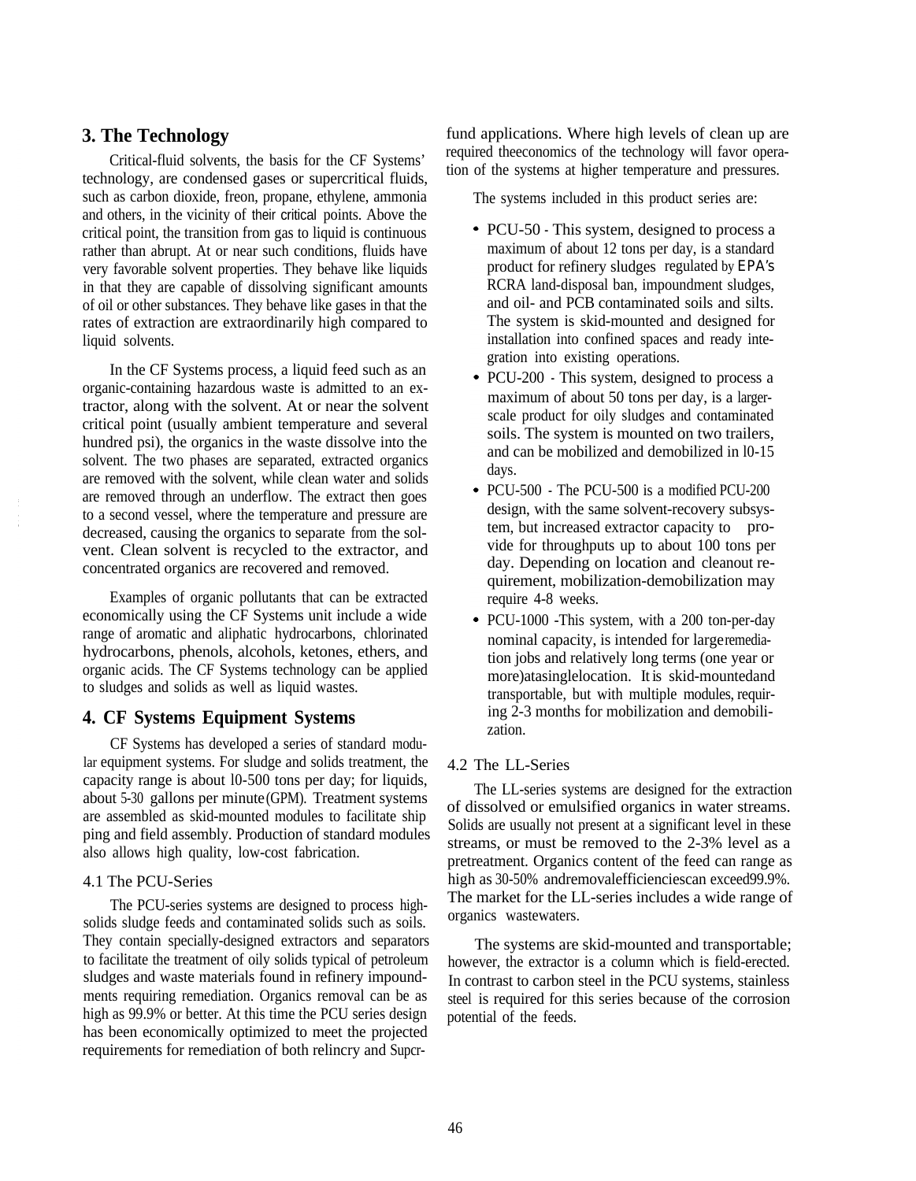## 3. The Technology

Critical-fluid solvents, the basis for the CF Systems' technology, are condensed gases or supercritical fluids, such as carbon dioxide, freon, propane, ethylene, ammonia and others, in the vicinity of their critical points. Above the critical point, the transition from gas to liquid is continuous rather than abrupt. At or near such conditions, fluids have very favorable solvent properties. They behave like liquids in that they are capable of dissolving significant amounts of oil or other substances. They behave like gases in that the rates of extraction are extraordinarily high compared to liquid solvents.

In the CF Systems process, a liquid feed such as an organic-containing hazardous waste is admitted to an extractor, along with the solvent. At or near the solvent critical point (usually ambient temperature and several hundred psi), the organics in the waste dissolve into the solvent. The two phases are separated, extracted organics are removed with the solvent, while clean water and solids are removed through an underflow. The extract then goes to a second vessel, where the temperature and pressure are decreased, causing the organics to separate from the solvent. Clean solvent is recycled to the extractor, and concentrated organics are recovered and removed.

Examples of organic pollutants that can be extracted economically using the CF Systems unit include a wide range of aromatic and aliphatic hydrocarbons, chlorinated hydrocarbons, phenols, alcohols, ketones, ethers, and organic acids. The CF Systems technology can be applied to sludges and solids as well as liquid wastes.

## 4. CF Systems Equipment Systems

CF Systems has developed a series of standard modular equipment systems. For sludge and solids treatment, the capacity range is about l0-500 tons per day; for liquids, about 5-30 gallons per minute (GPM). Treatment systems are assembled as skid-mounted modules to facilitate shipping and field assembly. Production of standard modules also allows high quality, low-cost fabrication.

### 4.1 The PCU-Series

The PCU-series systems are designed to process high-solids sludge feeds and contaminated solids such as soils. They contain specially-designed extractors and separators to facilitate the treatment of oily solids typical of petroleum sludges and waste materials found in refinery impoundments requiring remediation. Organics removal can be as high as 99.9% or better. At this time the PCU series design has been economically optimized to meet the projected requirements for remediation of both relincry and Supcrfund applications. Where high levels of clean up are required theeconomics of the technology will favor operation of the systems at higher temperature and pressures.

The systems included in this product series are:

- PCU-50 - This system, designed to process a maximum of about 12 tons per day, is a standard product for refinery sludges regulated by EPA's RCRA land-disposal ban, impoundment sludges, and oil- and PCB contaminated soils and silts. The system is skid-mounted and designed for installation into confined spaces and ready integration into existing operations.
- PCU-200 - This system, designed to process a maximum of about 50 tons per day, is a larger-scale product for oily sludges and contaminated soils. The system is mounted on two trailers, and can be mobilized and demobilized in l0-15 days.
- PCU-500 - The PCU-500 is a modified PCU-200 design, with the same solvent-recovery subsystem, but increased extractor capacity to provide for throughputs up to about 100 tons per day. Depending on location and cleanout requirement, mobilization-demobilization may require 4-8 weeks.
- PCU-1000 -This system, with a 200 ton-per-day nominal capacity, is intended for largeremediation jobs and relatively long terms (one year or more)atasinglelocation. It is skid-mountedand transportable, but with multiple modules, requiring 2-3 months for mobilization and demobilization.

### 4.2 The LL-Series

The LL-series systems are designed for the extraction of dissolved or emulsified organics in water streams. Solids are usually not present at a significant level in these streams, or must be removed to the 2-3% level as a pretreatment. Organics content of the feed can range as high as 30-50% andremovalefficienciescan exceed99.9%. The market for the LL-series includes a wide range of organics wastewaters.

The systems are skid-mounted and transportable; however, the extractor is a column which is field-erected. In contrast to carbon steel in the PCU systems, stainless steel is required for this series because of the corrosion potential of the feeds.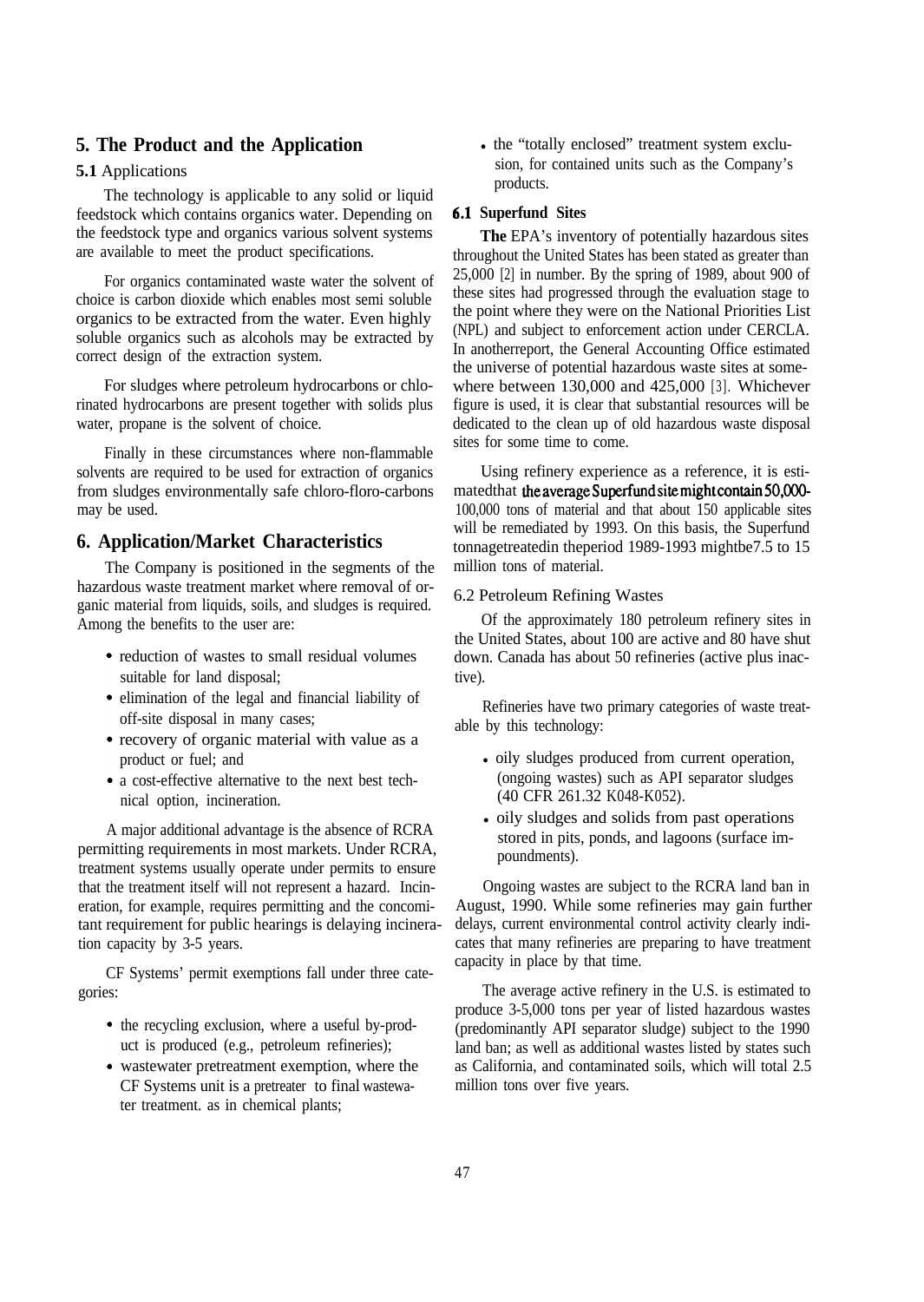## 5. The Product and the Application

**5.1** Applications

The technology is applicable to any solid or liquid feedstock which contains organics water. Depending on the feedstock type and organics various solvent systems are available to meet the product specifications.

For organics contaminated waste water the solvent of choice is carbon dioxide which enables most semi soluble organics to be extracted from the water. Even highly soluble organics such as alcohols may be extracted by correct design of the extraction system.

For sludges where petroleum hydrocarbons or chlorinated hydrocarbons are present together with solids plus water, propane is the solvent of choice.

Finally in these circumstances where non-flammable solvents are required to be used for extraction of organics from sludges environmentally safe chloro-floro-carbons may be used.

## 6. Application/Market Characteristics

The Company is positioned in the segments of the hazardous waste treatment market where removal of organic material from liquids, soils, and sludges is required. Among the benefits to the user are:

- reduction of wastes to small residual volumes suitable for land disposal;
- elimination of the legal and financial liability of off-site disposal in many cases;
- recovery of organic material with value as a product or fuel; and
- a cost-effective alternative to the next best technical option, incineration.

A major additional advantage is the absence of RCRA permitting requirements in most markets. Under RCRA, treatment systems usually operate under permits to ensure that the treatment itself will not represent a hazard. Incineration, for example, requires permitting and the concomitant requirement for public hearings is delaying incineration capacity by 3-5 years.

CF Systems' permit exemptions fall under three categories:

- the recycling exclusion, where a useful by-product is produced (e.g., petroleum refineries);
- wastewater pretreatment exemption, where the CF Systems unit is a pretreater to final wastewater treatment. as in chemical plants;
- the "totally enclosed" treatment system exclusion, for contained units such as the Company's products.

**6.1 Superfund Sites**

The EPA's inventory of potentially hazardous sites throughout the United States has been stated as greater than 25,000 [2] in number. By the spring of 1989, about 900 of these sites had progressed through the evaluation stage to the point where they were on the National Priorities List (NPL) and subject to enforcement action under CERCLA. In anotherreport, the General Accounting Office estimated the universe of potential hazardous waste sites at somewhere between 130,000 and 425,000 [3]. Whichever figure is used, it is clear that substantial resources will be dedicated to the clean up of old hazardous waste disposal sites for some time to come.

Using refinery experience as a reference, it is estimatedthat the average Superfund site might contain 50,000-100,000 tons of material and that about 150 applicable sites will be remediated by 1993. On this basis, the Superfund tonnagetreatedin theperiod 1989-1993 mightbe7.5 to 15 million tons of material.

6.2 Petroleum Refining Wastes

Of the approximately 180 petroleum refinery sites in the United States, about 100 are active and 80 have shut down. Canada has about 50 refineries (active plus inactive).

Refineries have two primary categories of waste treatable by this technology:

- oily sludges produced from current operation, (ongoing wastes) such as API separator sludges (40 CFR 261.32 K048-K052).
- oily sludges and solids from past operations stored in pits, ponds, and lagoons (surface impoundments).

Ongoing wastes are subject to the RCRA land ban in August, 1990. While some refineries may gain further delays, current environmental control activity clearly indicates that many refineries are preparing to have treatment capacity in place by that time.

The average active refinery in the U.S. is estimated to produce 3-5,000 tons per year of listed hazardous wastes (predominantly API separator sludge) subject to the 1990 land ban; as well as additional wastes listed by states such as California, and contaminated soils, which will total 2.5 million tons over five years.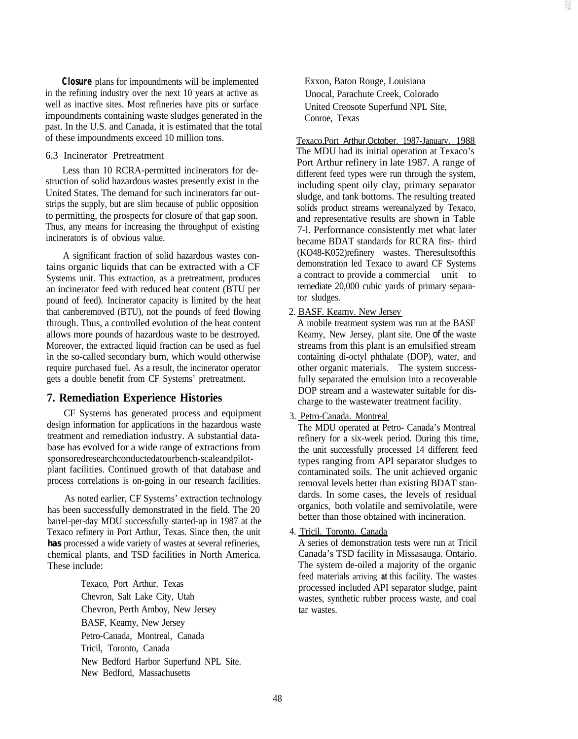**Closure** plans for impoundments will be implemented in the refining industry over the next 10 years at active as well as inactive sites. Most refineries have pits or surface impoundments containing waste sludges generated in the past. In the U.S. and Canada, it is estimated that the total of these impoundments exceed 10 million tons.

### 6.3 Incinerator Pretreatment

Less than 10 RCRA-permitted incinerators for destruction of solid hazardous wastes presently exist in the United States. The demand for such incinerators far outstrips the supply, but are slim because of public opposition to permitting, the prospects for closure of that gap soon. Thus, any means for increasing the throughput of existing incinerators is of obvious value.

A significant fraction of solid hazardous wastes contains organic liquids that can be extracted with a CF Systems unit. This extraction, as a pretreatment, produces an incinerator feed with reduced heat content (BTU per pound of feed). Incinerator capacity is limited by the heat that canberemoved (BTU), not the pounds of feed flowing through. Thus, a controlled evolution of the heat content allows more pounds of hazardous waste to be destroyed. Moreover, the extracted liquid fraction can be used as fuel in the so-called secondary burn, which would otherwise require purchased fuel. As a result, the incinerator operator gets a double benefit from CF Systems' pretreatment.

## 7. Remediation Experience Histories

CF Systems has generated process and equipment design information for applications in the hazardous waste treatment and remediation industry. A substantial database has evolved for a wide range of extractions from sponsoredresearchconductedatourbench-scaleandpilot-plant facilities. Continued growth of that database and process correlations is on-going in our research facilities.

As noted earlier, CF Systems' extraction technology has been successfully demonstrated in the field. The 20 barrel-per-day MDU successfully started-up in 1987 at the Texaco refinery in Port Arthur, Texas. Since then, the unit **has** processed a wide variety of wastes at several refineries, chemical plants, and TSD facilities in North America. These include:

- Texaco, Port Arthur, Texas
- Chevron, Salt Lake City, Utah
- Chevron, Perth Amboy, New Jersey
- BASF, Keamy, New Jersey
- Petro-Canada, Montreal, Canada
- Tricil, Toronto, Canada
- New Bedford Harbor Superfund NPL Site. New Bedford, Massachusetts
- Exxon, Baton Rouge, Louisiana
- Unocal, Parachute Creek, Colorado
- United Creosote Superfund NPL Site, Conroe, Texas

1. Texaco.Port Arthur.October. 1987-Januarv. 1988

   The MDU had its initial operation at Texaco's Port Arthur refinery in late 1987. A range of different feed types were run through the system, including spent oily clay, primary separator sludge, and tank bottoms. The resulting treated solids product streams wereanalyzed by Texaco, and representative results are shown in Table 7-l. Performance consistently met what later became BDAT standards for RCRA first- third (KO48-K052)refinery wastes. Theresultsofthis demonstration led Texaco to award CF Systems a contract to provide a commercial unit to remediate 20,000 cubic yards of primary separator sludges.

2. BASF. Keamv. New Jersey

   A mobile treatment system was run at the BASF Keamy, New Jersey, plant site. One of the waste streams from this plant is an emulsified stream containing di-octyl phthalate (DOP), water, and other organic materials. The system successfully separated the emulsion into a recoverable DOP stream and a wastewater suitable for discharge to the wastewater treatment facility.

3. Petro-Canada. Montreal

   The MDU operated at Petro- Canada's Montreal refinery for a six-week period. During this time, the unit successfully processed 14 different feed types ranging from API separator sludges to contaminated soils. The unit achieved organic removal levels better than existing BDAT standards. In some cases, the levels of residual organics, both volatile and semivolatile, were better than those obtained with incineration.

4. Tricil. Toronto. Canada

   A series of demonstration tests were run at Tricil Canada's TSD facility in Missasauga. Ontario. The system de-oiled a majority of the organic feed materials arriving **at** this facility. The wastes processed included API separator sludge, paint wastes, synthetic rubber process waste, and coal tar wastes.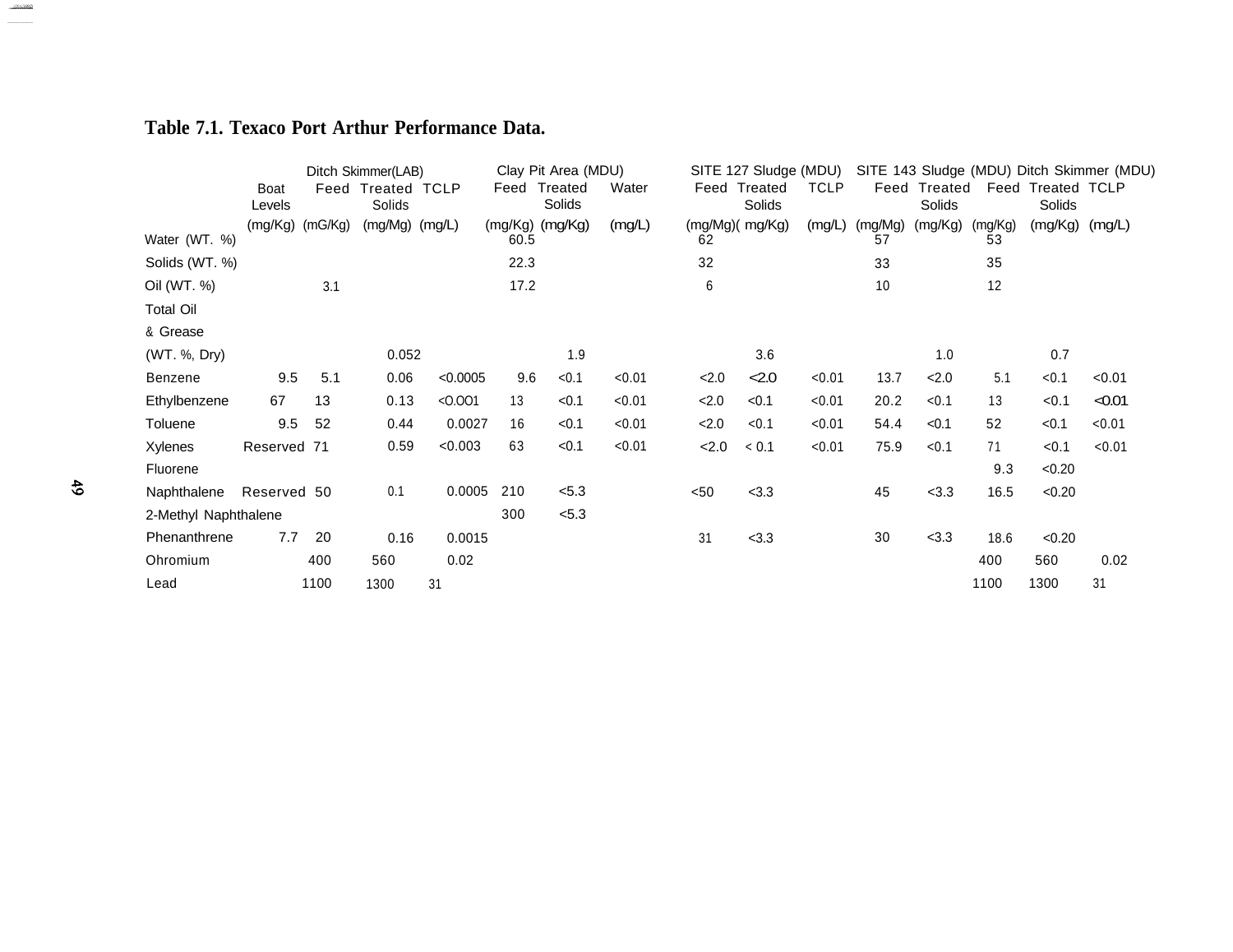**Table 7.1. Texaco Port Arthur Performance Data.**

| | Ditch Skimmer(LAB) | | | | Clay Pit Area (MDU) | | | SITE 127 Sludge (MDU) | | | SITE 143 Sludge (MDU) | | Ditch Skimmer (MDU) | | |
|---|---|---|---|---|---|---|---|---|---|---|---|---|---|---|---|
| | Boat Levels | Feed | Treated Solids | TCLP | Feed | Treated Solids | Water | Feed | Treated Solids | TCLP | Feed | Treated Solids | Feed | Treated Solids | TCLP |
| | (mg/Kg) | (mG/Kg) | (mg/Mg) | (mg/L) | (mg/Kg) | (mg/Kg) | (mg/L) | (mg/Mg) | ( mg/Kg) | (mg/L) | (mg/Mg) | (mg/Kg) | (mg/Kg) | (mg/Kg) | (mg/L) |
| Water (WT. %) | | | | | 60.5 | | | 62 | | | 57 | | 53 | | |
| Solids (WT. %) | | | | | 22.3 | | | 32 | | | 33 | | 35 | | |
| Oil (WT. %) | | 3.1 | | | 17.2 | | | 6 | | | 10 | | 12 | | |
| Total Oil & Grease (WT. %, Dry) | | | 0.052 | | | 1.9 | | | 3.6 | | | 1.0 | | 0.7 | |
| Benzene | 9.5 | 5.1 | 0.06 | <0.0005 | 9.6 | <0.1 | <0.01 | <2.0 | <2.0 | <0.01 | 13.7 | <2.0 | 5.1 | <0.1 | <0.01 |
| Ethylbenzene | 67 | 13 | 0.13 | <0.001 | 13 | <0.1 | <0.01 | <2.0 | <0.1 | <0.01 | 20.2 | <0.1 | 13 | <0.1 | <0.01 |
| Toluene | 9.5 | 52 | 0.44 | 0.0027 | 16 | <0.1 | <0.01 | <2.0 | <0.1 | <0.01 | 54.4 | <0.1 | 52 | <0.1 | <0.01 |
| Xylenes | Reserved | 71 | 0.59 | <0.003 | 63 | <0.1 | <0.01 | <2.0 | < 0.1 | <0.01 | 75.9 | <0.1 | 71 | <0.1 | <0.01 |
| Fluorene | | | | | | | | | | | | | 9.3 | <0.20 | |
| Naphthalene | Reserved | 50 | 0.1 | 0.0005 | 210 | <5.3 | | <50 | <3.3 | | 45 | <3.3 | 16.5 | <0.20 | |
| 2-Methyl Naphthalene | | | | | 300 | <5.3 | | | | | | | | | |
| Phenanthrene | 7.7 | 20 | 0.16 | 0.0015 | | | | 31 | <3.3 | | 30 | <3.3 | 18.6 | <0.20 | |
| Ohromium | | 400 | 560 | 0.02 | | | | | | | | | 400 | 560 | 0.02 |
| Lead | | 1100 | 1300 | 31 | | | | | | | | | 1100 | 1300 | 31 |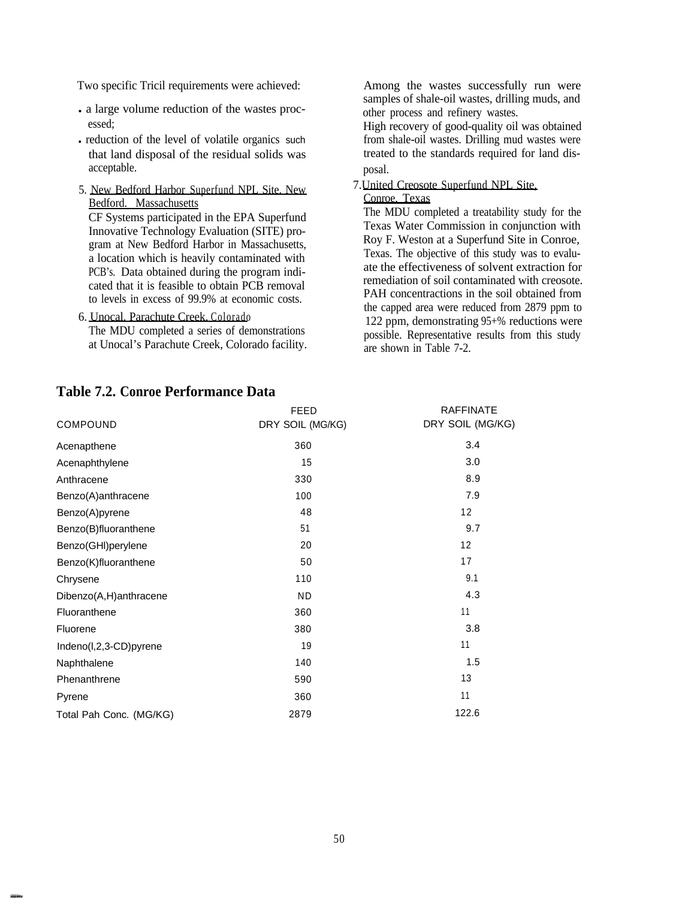Two specific Tricil requirements were achieved:

- a large volume reduction of the wastes processed;
- reduction of the level of volatile organics such that land disposal of the residual solids was acceptable.

5. New Bedford Harbor Superfund NPL Site, New Bedford, Massachusetts

   CF Systems participated in the EPA Superfund Innovative Technology Evaluation (SITE) program at New Bedford Harbor in Massachusetts, a location which is heavily contaminated with PCB's. Data obtained during the program indicated that it is feasible to obtain PCB removal to levels in excess of 99.9% at economic costs.

6. Unocal, Parachute Creek, Colorado

   The MDU completed a series of demonstrations at Unocal's Parachute Creek, Colorado facility. Among the wastes successfully run were samples of shale-oil wastes, drilling muds, and other process and refinery wastes.

   High recovery of good-quality oil was obtained from shale-oil wastes. Drilling mud wastes were treated to the standards required for land disposal.

7. United Creosote Superfund NPL Site, Conroe, Texas

   The MDU completed a treatability study for the Texas Water Commission in conjunction with Roy F. Weston at a Superfund Site in Conroe, Texas. The objective of this study was to evaluate the effectiveness of solvent extraction for remediation of soil contaminated with creosote. PAH concentractions in the soil obtained from the capped area were reduced from 2879 ppm to 122 ppm, demonstrating 95+% reductions were possible. Representative results from this study are shown in Table 7-2.

## Table 7.2. Conroe Performance Data

| COMPOUND | FEED DRY SOIL (MG/KG) | RAFFINATE DRY SOIL (MG/KG) |
|---|---|---|
| Acenapthene | 360 | 3.4 |
| Acenaphthylene | 15 | 3.0 |
| Anthracene | 330 | 8.9 |
| Benzo(A)anthracene | 100 | 7.9 |
| Benzo(A)pyrene | 48 | 12 |
| Benzo(B)fluoranthene | 51 | 9.7 |
| Benzo(GHI)perylene | 20 | 12 |
| Benzo(K)fluoranthene | 50 | 17 |
| Chrysene | 110 | 9.1 |
| Dibenzo(A,H)anthracene | ND | 4.3 |
| Fluoranthene | 360 | 11 |
| Fluorene | 380 | 3.8 |
| Indeno(l,2,3-CD)pyrene | 19 | 11 |
| Naphthalene | 140 | 1.5 |
| Phenanthrene | 590 | 13 |
| Pyrene | 360 | 11 |
| Total Pah Conc. (MG/KG) | 2879 | 122.6 |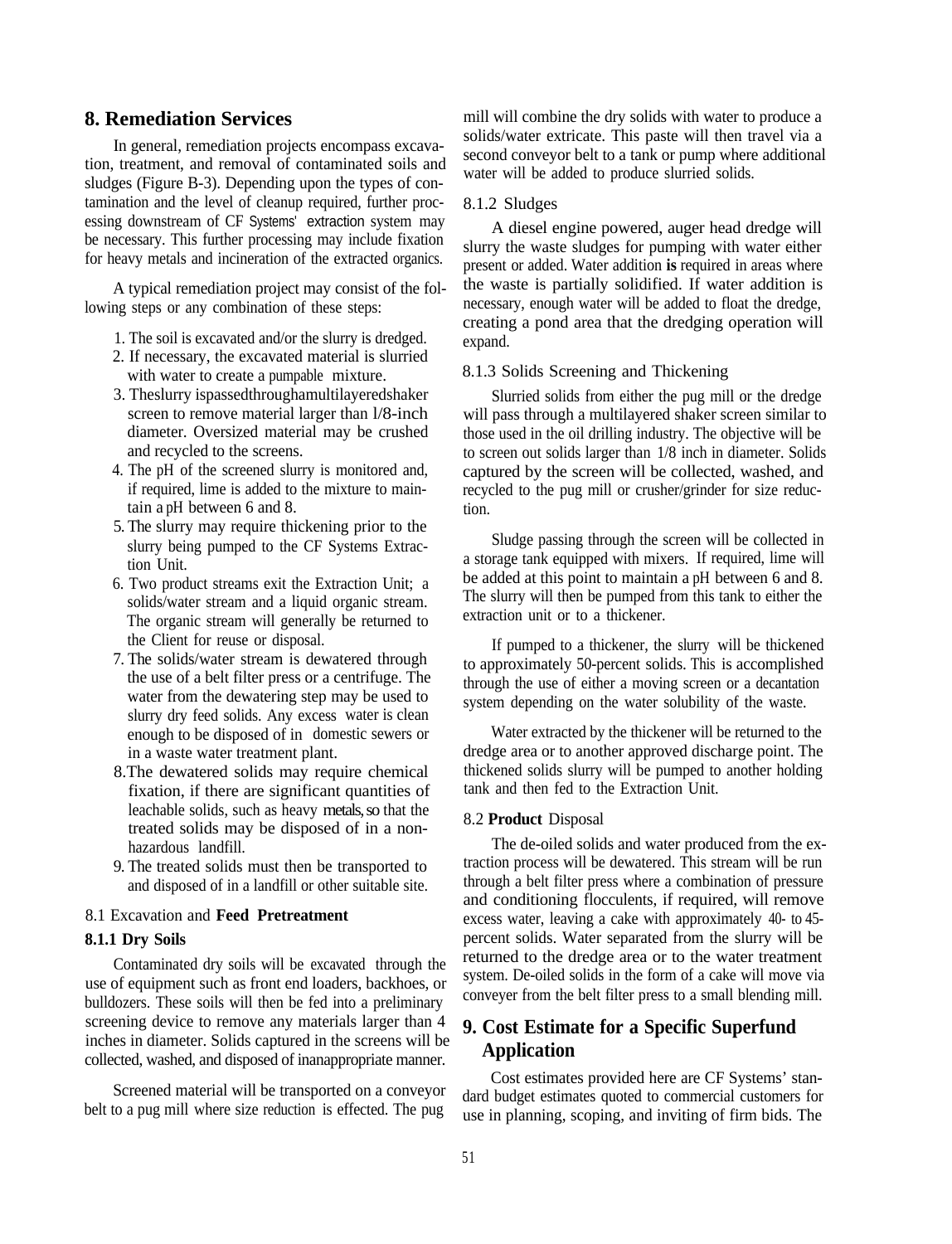## 8. Remediation Services

In general, remediation projects encompass excavation, treatment, and removal of contaminated soils and sludges (Figure B-3). Depending upon the types of contamination and the level of cleanup required, further processing downstream of CF Systems' extraction system may be necessary. This further processing may include fixation for heavy metals and incineration of the extracted organics.

A typical remediation project may consist of the following steps or any combination of these steps:

1. The soil is excavated and/or the slurry is dredged.
2. If necessary, the excavated material is slurried with water to create a pumpable mixture.
3. The slurry is passed through a multilayered shaker screen to remove material larger than 1/8-inch diameter. Oversized material may be crushed and recycled to the screens.
4. The pH of the screened slurry is monitored and, if required, lime is added to the mixture to maintain a pH between 6 and 8.
5. The slurry may require thickening prior to the slurry being pumped to the CF Systems Extraction Unit.
6. Two product streams exit the Extraction Unit; a solids/water stream and a liquid organic stream. The organic stream will generally be returned to the Client for reuse or disposal.
7. The solids/water stream is dewatered through the use of a belt filter press or a centrifuge. The water from the dewatering step may be used to slurry dry feed solids. Any excess water is clean enough to be disposed of in domestic sewers or in a waste water treatment plant.
8. The dewatered solids may require chemical fixation, if there are significant quantities of leachable solids, such as heavy metals, so that the treated solids may be disposed of in a nonhazardous landfill.
9. The treated solids must then be transported to and disposed of in a landfill or other suitable site.

### 8.1 Excavation and **Feed Pretreatment**

#### 8.1.1 Dry Soils

Contaminated dry soils will be excavated through the use of equipment such as front end loaders, backhoes, or bulldozers. These soils will then be fed into a preliminary screening device to remove any materials larger than 4 inches in diameter. Solids captured in the screens will be collected, washed, and disposed of in an appropriate manner.

Screened material will be transported on a conveyor belt to a pug mill where size reduction is effected. The pug mill will combine the dry solids with water to produce a solids/water extricate. This paste will then travel via a second conveyor belt to a tank or pump where additional water will be added to produce slurried solids.

#### 8.1.2 Sludges

A diesel engine powered, auger head dredge will slurry the waste sludges for pumping with water either present or added. Water addition **is** required in areas where the waste is partially solidified. If water addition is necessary, enough water will be added to float the dredge, creating a pond area that the dredging operation will expand.

#### 8.1.3 Solids Screening and Thickening

Slurried solids from either the pug mill or the dredge will pass through a multilayered shaker screen similar to those used in the oil drilling industry. The objective will be to screen out solids larger than 1/8 inch in diameter. Solids captured by the screen will be collected, washed, and recycled to the pug mill or crusher/grinder for size reduction.

Sludge passing through the screen will be collected in a storage tank equipped with mixers. If required, lime will be added at this point to maintain a pH between 6 and 8. The slurry will then be pumped from this tank to either the extraction unit or to a thickener.

If pumped to a thickener, the slurry will be thickened to approximately 50-percent solids. This is accomplished through the use of either a moving screen or a decantation system depending on the water solubility of the waste.

Water extracted by the thickener will be returned to the dredge area or to another approved discharge point. The thickened solids slurry will be pumped to another holding tank and then fed to the Extraction Unit.

### 8.2 **Product** Disposal

The de-oiled solids and water produced from the extraction process will be dewatered. This stream will be run through a belt filter press where a combination of pressure and conditioning flocculents, if required, will remove excess water, leaving a cake with approximately 40- to 45-percent solids. Water separated from the slurry will be returned to the dredge area or to the water treatment system. De-oiled solids in the form of a cake will move via conveyer from the belt filter press to a small blending mill.

## 9. Cost Estimate for a Specific Superfund Application

Cost estimates provided here are CF Systems' standard budget estimates quoted to commercial customers for use in planning, scoping, and inviting of firm bids. The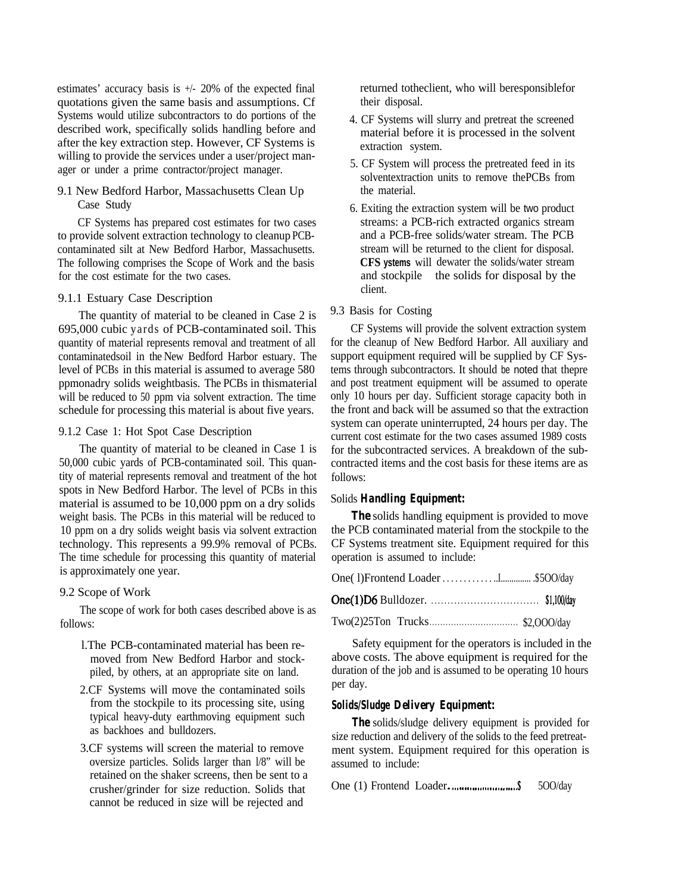estimates' accuracy basis is +/- 20% of the expected final quotations given the same basis and assumptions. Cf Systems would utilize subcontractors to do portions of the described work, specifically solids handling before and after the key extraction step. However, CF Systems is willing to provide the services under a user/project manager or under a prime contractor/project manager.

### 9.1 New Bedford Harbor, Massachusetts Clean Up Case Study

CF Systems has prepared cost estimates for two cases to provide solvent extraction technology to cleanup PCB-contaminated silt at New Bedford Harbor, Massachusetts. The following comprises the Scope of Work and the basis for the cost estimate for the two cases.

#### 9.1.1 Estuary Case Description

The quantity of material to be cleaned in Case 2 is 695,000 cubic yards of PCB-contaminated soil. This quantity of material represents removal and treatment of all contaminatedsoil in the New Bedford Harbor estuary. The level of PCBs in this material is assumed to average 580 ppmonadry solids weightbasis. The PCBs in thismaterial will be reduced to 50 ppm via solvent extraction. The time schedule for processing this material is about five years.

#### 9.1.2 Case 1: Hot Spot Case Description

The quantity of material to be cleaned in Case 1 is 50,000 cubic yards of PCB-contaminated soil. This quantity of material represents removal and treatment of the hot spots in New Bedford Harbor. The level of PCBs in this material is assumed to be 10,000 ppm on a dry solids weight basis. The PCBs in this material will be reduced to 10 ppm on a dry solids weight basis via solvent extraction technology. This represents a 99.9% removal of PCBs. The time schedule for processing this quantity of material is approximately one year.

### 9.2 Scope of Work

The scope of work for both cases described above is as follows:

1. The PCB-contaminated material has been removed from New Bedford Harbor and stockpiled, by others, at an appropriate site on land.
2. CF Systems will move the contaminated soils from the stockpile to its processing site, using typical heavy-duty earthmoving equipment such as backhoes and bulldozers.
3. CF systems will screen the material to remove oversize particles. Solids larger than l/8" will be retained on the shaker screens, then be sent to a crusher/grinder for size reduction. Solids that cannot be reduced in size will be rejected and returned totheclient, who will beresponsiblefor their disposal.
4. CF Systems will slurry and pretreat the screened material before it is processed in the solvent extraction system.
5. CF System will process the pretreated feed in its solventextraction units to remove thePCBs from the material.
6. Exiting the extraction system will be two product streams: a PCB-rich extracted organics stream and a PCB-free solids/water stream. The PCB stream will be returned to the client for disposal. **CFS ystems** will dewater the solids/water stream and stockpile the solids for disposal by the client.

### 9.3 Basis for Costing

CF Systems will provide the solvent extraction system for the cleanup of New Bedford Harbor. All auxiliary and support equipment required will be supplied by CF Systems through subcontractors. It should be noted that thepre and post treatment equipment will be assumed to operate only 10 hours per day. Sufficient storage capacity both in the front and back will be assumed so that the extraction system can operate uninterrupted, 24 hours per day. The current cost estimate for the two cases assumed 1989 costs for the subcontracted services. A breakdown of the subcontracted items and the cost basis for these items are as follows:

**Solids Handling Equipment:**

**The** solids handling equipment is provided to move the PCB contaminated material from the stockpile to the CF Systems treatment site. Equipment required for this operation is assumed to include:

One( l)Frontend Loader ..............................$5OO/day

One(1)D6 Bulldozer. ............................... $1,100/day

Two(2)25Ton Trucks................................ $2,OOO/day

Safety equipment for the operators is included in the above costs. The above equipment is required for the duration of the job and is assumed to be operating 10 hours per day.

**Solids/Sludge Delivery Equipment:**

**The** solids/sludge delivery equipment is provided for size reduction and delivery of the solids to the feed pretreatment system. Equipment required for this operation is assumed to include:

One (1) Frontend Loader.......................$ 5OO/day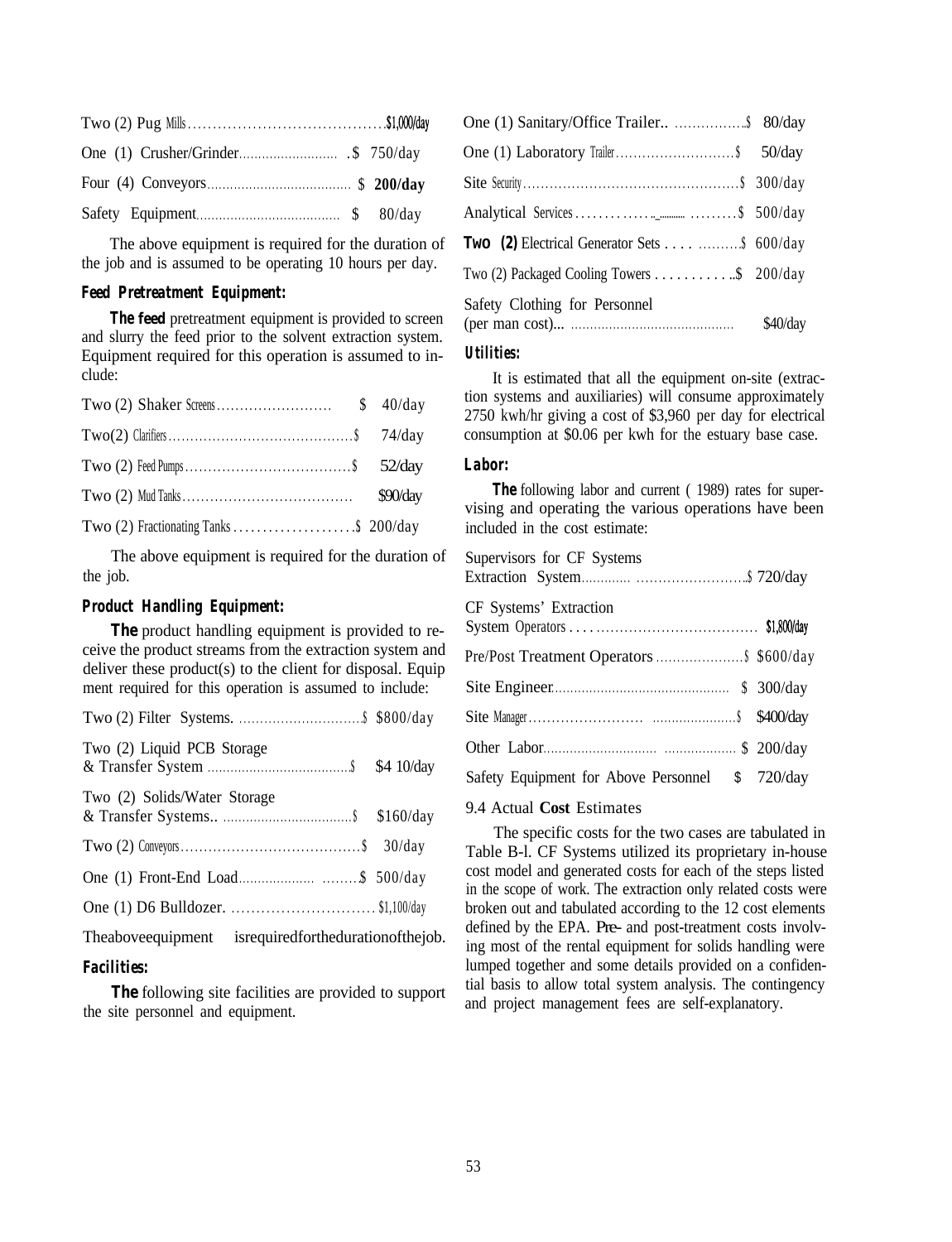Two (2) Pug Mills .......... $1,000/day

One (1) Crusher/Grinder .......... $ 750/day

Four (4) Conveyors .......... $ 200/day

Safety Equipment .......... $ 80/day

The above equipment is required for the duration of the job and is assumed to be operating 10 hours per day.

### Feed Pretreatment Equipment:

The feed pretreatment equipment is provided to screen and slurry the feed prior to the solvent extraction system. Equipment required for this operation is assumed to include:

Two (2) Shaker Screens .......... $ 40/day

Two(2) Clarifiers .......... $ 74/day

Two (2) Feed Pumps .......... $ 52/day

Two (2) Mud Tanks .......... $90/day

Two (2) Fractionating Tanks .......... $ 200/day

The above equipment is required for the duration of the job.

### Product Handling Equipment:

The product handling equipment is provided to receive the product streams from the extraction system and deliver these product(s) to the client for disposal. Equip ment required for this operation is assumed to include:

Two (2) Filter Systems. .......... $ $800/day

Two (2) Liquid PCB Storage & Transfer System .......... $ $4 10/day

Two (2) Solids/Water Storage & Transfer Systems.. .......... $ $160/day

Two (2) Conveyors .......... $ 30/day

One (1) Front-End Load .......... $ 500/day

One (1) D6 Bulldozer. .......... $1,100/day

The above equipment is required for the duration of the job.

### Facilities:

The following site facilities are provided to support the site personnel and equipment.

One (1) Sanitary/Office Trailer.. .......... $ 80/day

One (1) Laboratory Trailer .......... $ 50/day

Site Security .......... $ 300/day

Analytical Services .......... $ 500/day

Two (2) Electrical Generator Sets .......... $ 600/day

Two (2) Packaged Cooling Towers .......... $ 200/day

Safety Clothing for Personnel (per man cost)... .......... $40/day

### Utilities:

It is estimated that all the equipment on-site (extraction systems and auxiliaries) will consume approximately 2750 kwh/hr giving a cost of $3,960 per day for electrical consumption at $0.06 per kwh for the estuary base case.

### Labor:

The following labor and current ( 1989) rates for supervising and operating the various operations have been included in the cost estimate:

Supervisors for CF Systems Extraction System .......... $ 720/day

CF Systems' Extraction System Operators .......... $1,800/day

Pre/Post Treatment Operators .......... $ $600/day

Site Engineer .......... $ 300/day

Site Manager .......... $ $400/day

Other Labor .......... $ 200/day

Safety Equipment for Above Personnel $ 720/day

## 9.4 Actual Cost Estimates

The specific costs for the two cases are tabulated in Table B-l. CF Systems utilized its proprietary in-house cost model and generated costs for each of the steps listed in the scope of work. The extraction only related costs were broken out and tabulated according to the 12 cost elements defined by the EPA. Pre- and post-treatment costs involving most of the rental equipment for solids handling were lumped together and some details provided on a confidential basis to allow total system analysis. The contingency and project management fees are self-explanatory.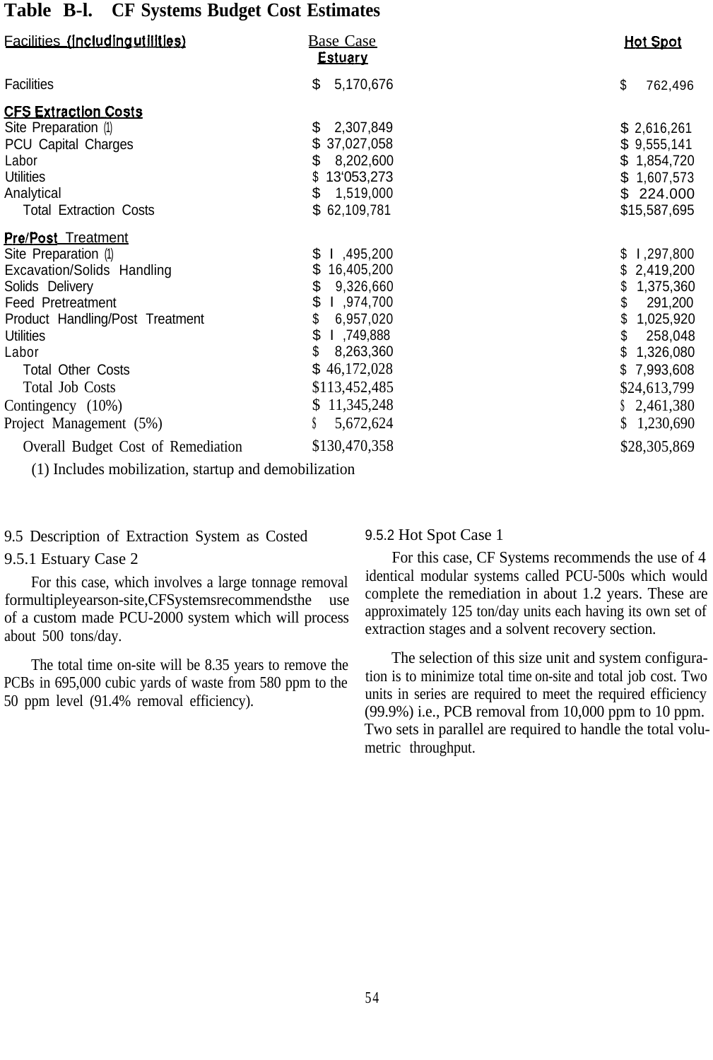**Table B-l. CF Systems Budget Cost Estimates**

| Facilities (Including utilities) | Base Case Estuary | Hot Spot |
|---|---|---|
| Facilities | $ 5,170,676 | $ 762,496 |
| **CFS Extraction Costs** | | |
| Site Preparation (1) | $ 2,307,849 | $ 2,616,261 |
| PCU Capital Charges | $ 37,027,058 | $ 9,555,141 |
| Labor | $ 8,202,600 | $ 1,854,720 |
| Utilities | $ 13'053,273 | $ 1,607,573 |
| Analytical | $ 1,519,000 | $ 224.000 |
| Total Extraction Costs | $ 62,109,781 | $15,587,695 |
| **Pre/Post Treatment** | | |
| Site Preparation (1) | $ I ,495,200 | $ I ,297,800 |
| Excavation/Solids Handling | $ 16,405,200 | $ 2,419,200 |
| Solids Delivery | $ 9,326,660 | $ 1,375,360 |
| Feed Pretreatment | $ I ,974,700 | $ 291,200 |
| Product Handling/Post Treatment | $ 6,957,020 | $ 1,025,920 |
| Utilities | $ I ,749,888 | $ 258,048 |
| Labor | $ 8,263,360 | $ 1,326,080 |
| Total Other Costs | $ 46,172,028 | $ 7,993,608 |
| Total Job Costs | $113,452,485 | $24,613,799 |
| Contingency (10%) | $ 11,345,248 | $ 2,461,380 |
| Project Management (5%) | $ 5,672,624 | $ 1,230,690 |
| Overall Budget Cost of Remediation | $130,470,358 | $28,305,869 |

(1) Includes mobilization, startup and demobilization

9.5 Description of Extraction System as Costed

9.5.1 Estuary Case 2

For this case, which involves a large tonnage removal for multiple years on-site, CF Systems recommends the use of a custom made PCU-2000 system which will process about 500 tons/day.

The total time on-site will be 8.35 years to remove the PCBs in 695,000 cubic yards of waste from 580 ppm to the 50 ppm level (91.4% removal efficiency).

9.5.2 Hot Spot Case 1

For this case, CF Systems recommends the use of 4 identical modular systems called PCU-500s which would complete the remediation in about 1.2 years. These are approximately 125 ton/day units each having its own set of extraction stages and a solvent recovery section.

The selection of this size unit and system configuration is to minimize total time on-site and total job cost. Two units in series are required to meet the required efficiency (99.9%) i.e., PCB removal from 10,000 ppm to 10 ppm. Two sets in parallel are required to handle the total volumetric throughput.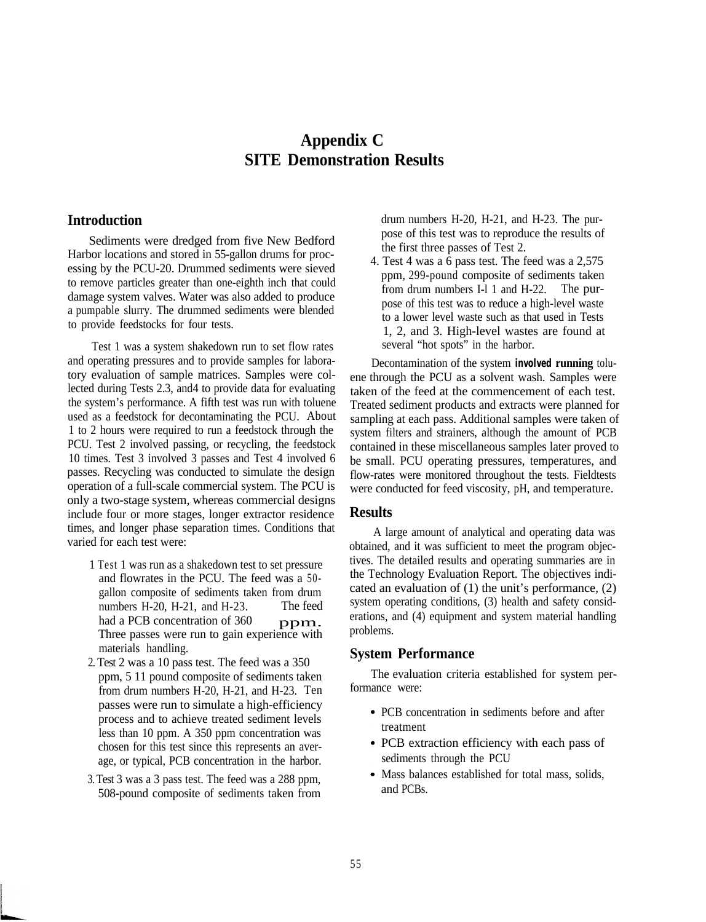# Appendix C
# SITE Demonstration Results

## Introduction

Sediments were dredged from five New Bedford Harbor locations and stored in 55-gallon drums for processing by the PCU-20. Drummed sediments were sieved to remove particles greater than one-eighth inch that could damage system valves. Water was also added to produce a pumpable slurry. The drummed sediments were blended to provide feedstocks for four tests.

Test 1 was a system shakedown run to set flow rates and operating pressures and to provide samples for laboratory evaluation of sample matrices. Samples were collected during Tests 2.3, and4 to provide data for evaluating the system's performance. A fifth test was run with toluene used as a feedstock for decontaminating the PCU. About 1 to 2 hours were required to run a feedstock through the PCU. Test 2 involved passing, or recycling, the feedstock 10 times. Test 3 involved 3 passes and Test 4 involved 6 passes. Recycling was conducted to simulate the design operation of a full-scale commercial system. The PCU is only a two-stage system, whereas commercial designs include four or more stages, longer extractor residence times, and longer phase separation times. Conditions that varied for each test were:

1. Test 1 was run as a shakedown test to set pressure and flowrates in the PCU. The feed was a 50-gallon composite of sediments taken from drum numbers H-20, H-21, and H-23. The feed had a PCB concentration of 360 ppm. Three passes were run to gain experience with materials handling.
2. Test 2 was a 10 pass test. The feed was a 350 ppm, 5 11 pound composite of sediments taken from drum numbers H-20, H-21, and H-23. Ten passes were run to simulate a high-efficiency process and to achieve treated sediment levels less than 10 ppm. A 350 ppm concentration was chosen for this test since this represents an average, or typical, PCB concentration in the harbor.
3. Test 3 was a 3 pass test. The feed was a 288 ppm, 508-pound composite of sediments taken from drum numbers H-20, H-21, and H-23. The purpose of this test was to reproduce the results of the first three passes of Test 2.
4. Test 4 was a 6 pass test. The feed was a 2,575 ppm, 299-pound composite of sediments taken from drum numbers I-l 1 and H-22. The purpose of this test was to reduce a high-level waste to a lower level waste such as that used in Tests 1, 2, and 3. High-level wastes are found at several "hot spots" in the harbor.

Decontamination of the system **involved running** toluene through the PCU as a solvent wash. Samples were taken of the feed at the commencement of each test. Treated sediment products and extracts were planned for sampling at each pass. Additional samples were taken of system filters and strainers, although the amount of PCB contained in these miscellaneous samples later proved to be small. PCU operating pressures, temperatures, and flow-rates were monitored throughout the tests. Fieldtests were conducted for feed viscosity, pH, and temperature.

## Results

A large amount of analytical and operating data was obtained, and it was sufficient to meet the program objectives. The detailed results and operating summaries are in the Technology Evaluation Report. The objectives indicated an evaluation of (1) the unit's performance, (2) system operating conditions, (3) health and safety considerations, and (4) equipment and system material handling problems.

## System Performance

The evaluation criteria established for system performance were:

- PCB concentration in sediments before and after treatment
- PCB extraction efficiency with each pass of sediments through the PCU
- Mass balances established for total mass, solids, and PCBs.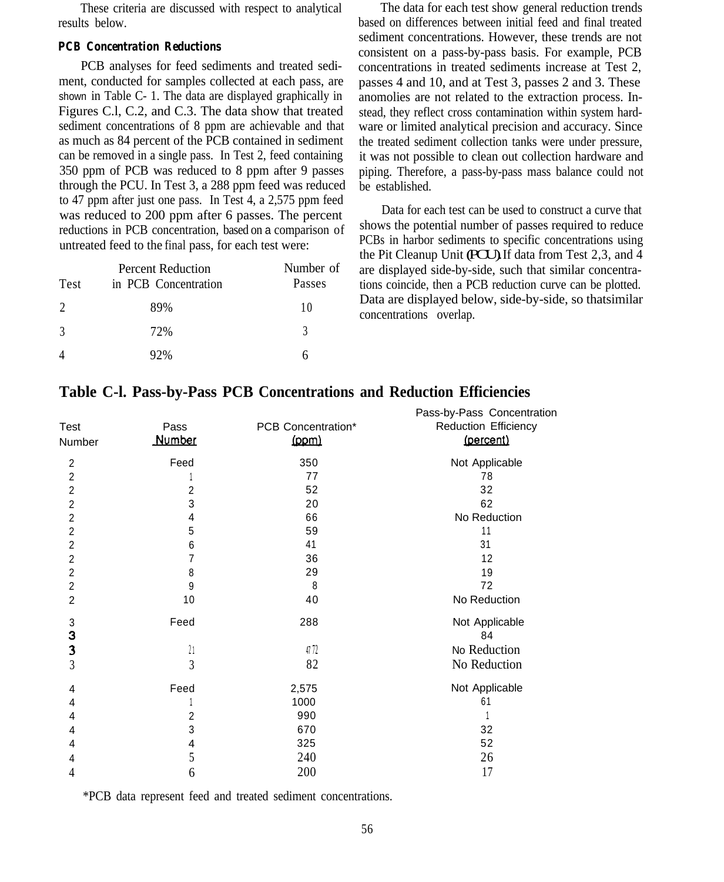These criteria are discussed with respect to analytical results below.

### PCB Concentration Reductions

PCB analyses for feed sediments and treated sediment, conducted for samples collected at each pass, are shown in Table C-1. The data are displayed graphically in Figures C.1, C.2, and C.3. The data show that treated sediment concentrations of 8 ppm are achievable and that as much as 84 percent of the PCB contained in sediment can be removed in a single pass. In Test 2, feed containing 350 ppm of PCB was reduced to 8 ppm after 9 passes through the PCU. In Test 3, a 288 ppm feed was reduced to 47 ppm after just one pass. In Test 4, a 2,575 ppm feed was reduced to 200 ppm after 6 passes. The percent reductions in PCB concentration, based on a comparison of untreated feed to the final pass, for each test were:

| Test | Percent Reduction in PCB Concentration | Number of Passes |
|---|---|---|
| 2 | 89% | 10 |
| 3 | 72% | 3 |
| 4 | 92% | 6 |

The data for each test show general reduction trends based on differences between initial feed and final treated sediment concentrations. However, these trends are not consistent on a pass-by-pass basis. For example, PCB concentrations in treated sediments increase at Test 2, passes 4 and 10, and at Test 3, passes 2 and 3. These anomolies are not related to the extraction process. Instead, they reflect cross contamination within system hardware or limited analytical precision and accuracy. Since the treated sediment collection tanks were under pressure, it was not possible to clean out collection hardware and piping. Therefore, a pass-by-pass mass balance could not be established.

Data for each test can be used to construct a curve that shows the potential number of passes required to reduce PCBs in harbor sediments to specific concentrations using the Pit Cleanup Unit (PCU). If data from Test 2,3, and 4 are displayed side-by-side, such that similar concentrations coincide, then a PCB reduction curve can be plotted. Data are displayed below, side-by-side, so thatsimilar concentrations overlap.

**Table C-l. Pass-by-Pass PCB Concentrations and Reduction Efficiencies**

| Test Number | Pass Number | PCB Concentration* (ppm) | Pass-by-Pass Concentration Reduction Efficiency (percent) |
|---|---|---|---|
| 2 | Feed | 350 | Not Applicable |
| 2 | 1 | 77 | 78 |
| 2 | 2 | 52 | 32 |
| 2 | 3 | 20 | 62 |
| 2 | 4 | 66 | No Reduction |
| 2 | 5 | 59 | 11 |
| 2 | 6 | 41 | 31 |
| 2 | 7 | 36 | 12 |
| 2 | 8 | 29 | 19 |
| 2 | 9 | 8 | 72 |
| 2 | 10 | 40 | No Reduction |
| 3 | Feed | 288 | Not Applicable |
| 3 | 1 | 47 | 84 |
| 3 | 2 | 72 | No Reduction |
| 3 | 3 | 82 | No Reduction |
| 4 | Feed | 2,575 | Not Applicable |
| 4 | 1 | 1000 | 61 |
| 4 | 2 | 990 | 1 |
| 4 | 3 | 670 | 32 |
| 4 | 4 | 325 | 52 |
| 4 | 5 | 240 | 26 |
| 4 | 6 | 200 | 17 |

*PCB data represent feed and treated sediment concentrations.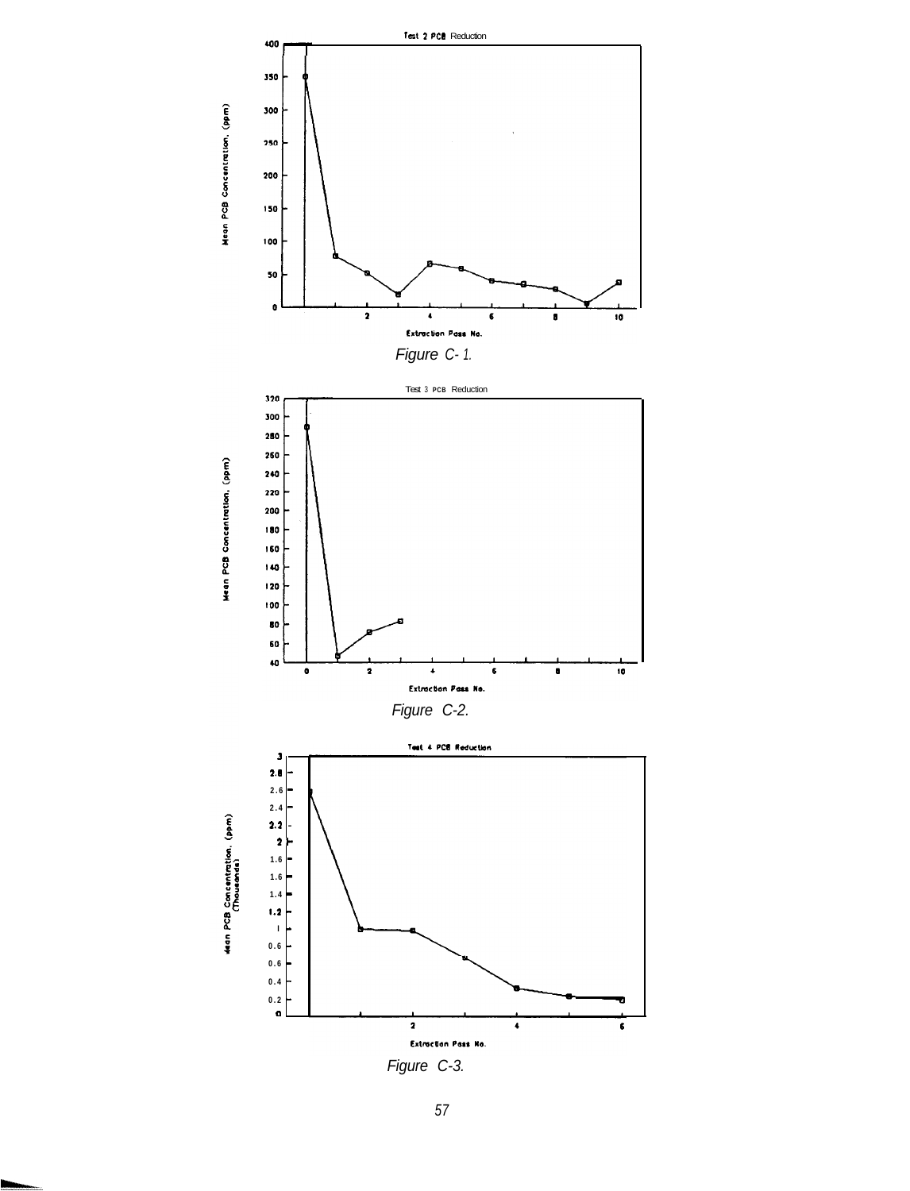Test 2 PCB Reduction

Mean PCB Concentration, (ppm)

Extraction Pass No.

Figure C-1.

Test 3 PCB Reduction

Mean PCB Concentration, (ppm)

Extraction Pass No.

Figure C-2.

Test 4 PCB Reduction

Mean PCB Concentration, (ppm) (Thousands)

Extraction Pass No.

Figure C-3.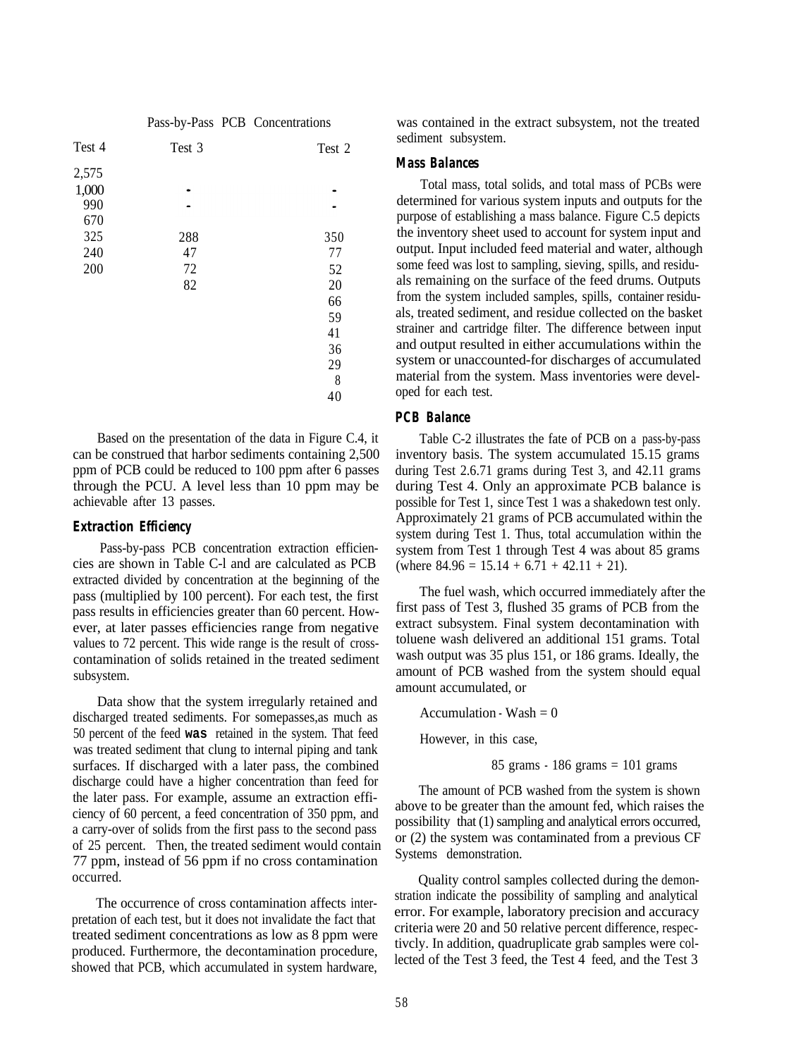Pass-by-Pass PCB Concentrations

| Test 4 | Test 3 | Test 2 |
|---|---|---|
| 2,575 | | |
| 1,000 | - | - |
| 990 | - | - |
| 670 | | |
| 325 | 288 | 350 |
| 240 | 47 | 77 |
| 200 | 72 | 52 |
| | 82 | 20 |
| | | 66 |
| | | 59 |
| | | 41 |
| | | 36 |
| | | 29 |
| | | 8 |
| | | 40 |

Based on the presentation of the data in Figure C.4, it can be construed that harbor sediments containing 2,500 ppm of PCB could be reduced to 100 ppm after 6 passes through the PCU. A level less than 10 ppm may be achievable after 13 passes.

### Extraction Efficiency

Pass-by-pass PCB concentration extraction efficiencies are shown in Table C-l and are calculated as PCB extracted divided by concentration at the beginning of the pass (multiplied by 100 percent). For each test, the first pass results in efficiencies greater than 60 percent. However, at later passes efficiencies range from negative values to 72 percent. This wide range is the result of cross-contamination of solids retained in the treated sediment subsystem.

Data show that the system irregularly retained and discharged treated sediments. For somepasses,as much as 50 percent of the feed **was** retained in the system. That feed was treated sediment that clung to internal piping and tank surfaces. If discharged with a later pass, the combined discharge could have a higher concentration than feed for the later pass. For example, assume an extraction efficiency of 60 percent, a feed concentration of 350 ppm, and a carry-over of solids from the first pass to the second pass of 25 percent. Then, the treated sediment would contain 77 ppm, instead of 56 ppm if no cross contamination occurred.

The occurrence of cross contamination affects interpretation of each test, but it does not invalidate the fact that treated sediment concentrations as low as 8 ppm were produced. Furthermore, the decontamination procedure, showed that PCB, which accumulated in system hardware, was contained in the extract subsystem, not the treated sediment subsystem.

### Mass Balances

Total mass, total solids, and total mass of PCBs were determined for various system inputs and outputs for the purpose of establishing a mass balance. Figure C.5 depicts the inventory sheet used to account for system input and output. Input included feed material and water, although some feed was lost to sampling, sieving, spills, and residuals remaining on the surface of the feed drums. Outputs from the system included samples, spills, container residuals, treated sediment, and residue collected on the basket strainer and cartridge filter. The difference between input and output resulted in either accumulations within the system or unaccounted-for discharges of accumulated material from the system. Mass inventories were developed for each test.

### PCB Balance

Table C-2 illustrates the fate of PCB on a pass-by-pass inventory basis. The system accumulated 15.15 grams during Test 2.6.71 grams during Test 3, and 42.11 grams during Test 4. Only an approximate PCB balance is possible for Test 1, since Test 1 was a shakedown test only. Approximately 21 grams of PCB accumulated within the system during Test 1. Thus, total accumulation within the system from Test 1 through Test 4 was about 85 grams (where $84.96 = 15.14 + 6.71 + 42.11 + 21$).

The fuel wash, which occurred immediately after the first pass of Test 3, flushed 35 grams of PCB from the extract subsystem. Final system decontamination with toluene wash delivered an additional 151 grams. Total wash output was 35 plus 151, or 186 grams. Ideally, the amount of PCB washed from the system should equal amount accumulated, or

$$\text{Accumulation} - \text{Wash} = 0$$

However, in this case,

$$85 \text{ grams} - 186 \text{ grams} = 101 \text{ grams}$$

The amount of PCB washed from the system is shown above to be greater than the amount fed, which raises the possibility that (1) sampling and analytical errors occurred, or (2) the system was contaminated from a previous CF Systems demonstration.

Quality control samples collected during the demonstration indicate the possibility of sampling and analytical error. For example, laboratory precision and accuracy criteria were 20 and 50 relative percent difference, respectivcly. In addition, quadruplicate grab samples were collected of the Test 3 feed, the Test 4 feed, and the Test 3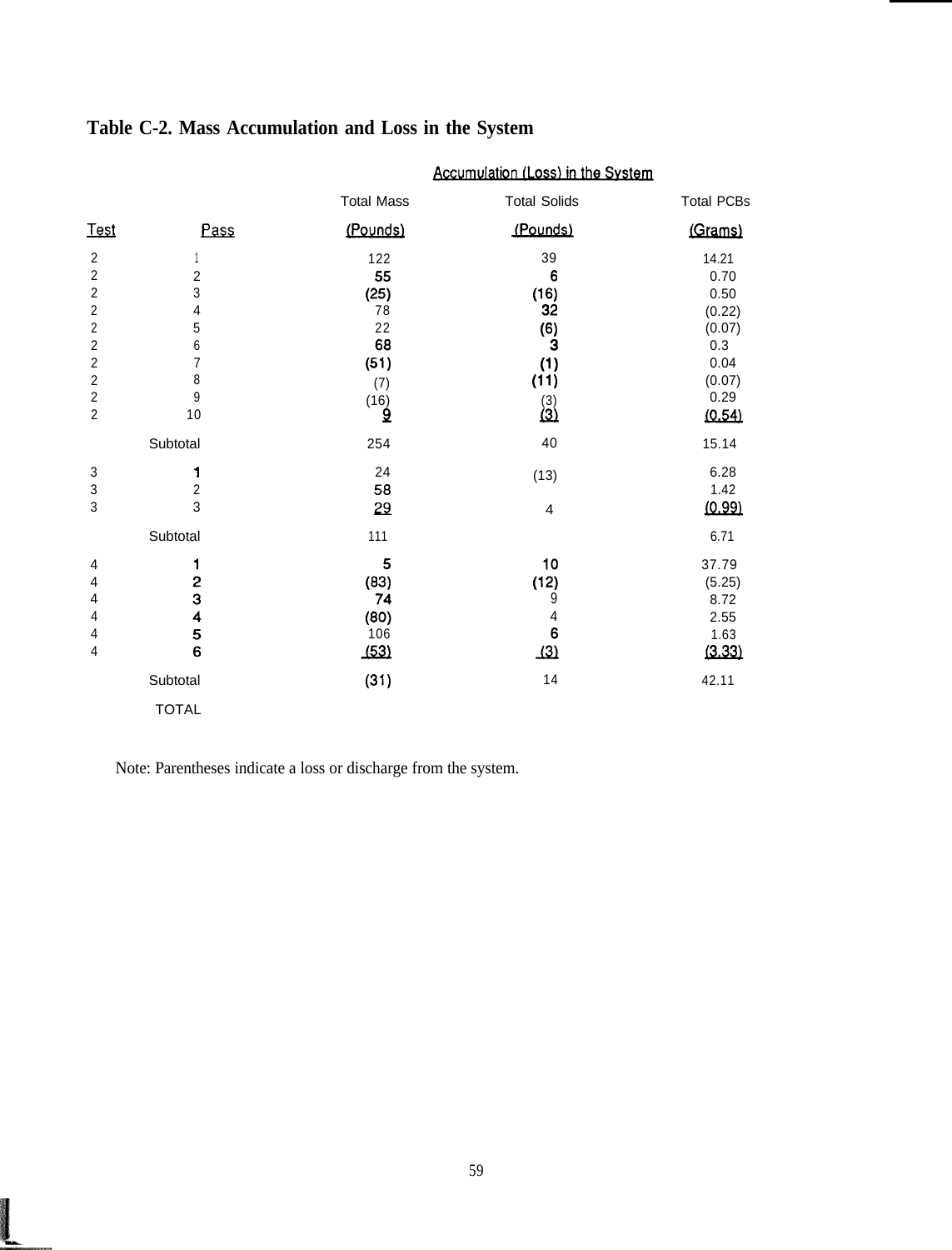**Table C-2. Mass Accumulation and Loss in the System**

| | | Accumulation (Loss) in the System | | |
|---|---|---|---|---|
| | | Total Mass | Total Solids | Total PCBs |
| Test | Pass | (Pounds) | (Pounds) | (Grams) |
| 2 | 1 | 122 | 39 | 14.21 |
| 2 | 2 | 55 | 6 | 0.70 |
| 2 | 3 | (25) | (16) | 0.50 |
| 2 | 4 | 78 | 32 | (0.22) |
| 2 | 5 | 22 | (6) | (0.07) |
| 2 | 6 | 68 | 3 | 0.3 |
| 2 | 7 | (51) | (1) | 0.04 |
| 2 | 8 | (7) | (11) | (0.07) |
| 2 | 9 | (16) | (3) | 0.29 |
| 2 | 10 | 9 | (3) | (0.54) |
| | Subtotal | 254 | 40 | 15.14 |
| 3 | 1 | 24 | (13) | 6.28 |
| 3 | 2 | 58 | | 1.42 |
| 3 | 3 | 29 | 4 | (0.99) |
| | Subtotal | 111 | | 6.71 |
| 4 | 1 | 5 | 10 | 37.79 |
| 4 | 2 | (83) | (12) | (5.25) |
| 4 | 3 | 74 | 9 | 8.72 |
| 4 | 4 | (80) | 4 | 2.55 |
| 4 | 5 | 106 | 6 | 1.63 |
| 4 | 6 | (53) | (3) | (3.33) |
| | Subtotal | (31) | 14 | 42.11 |
| | TOTAL | | | |

Note: Parentheses indicate a loss or discharge from the system.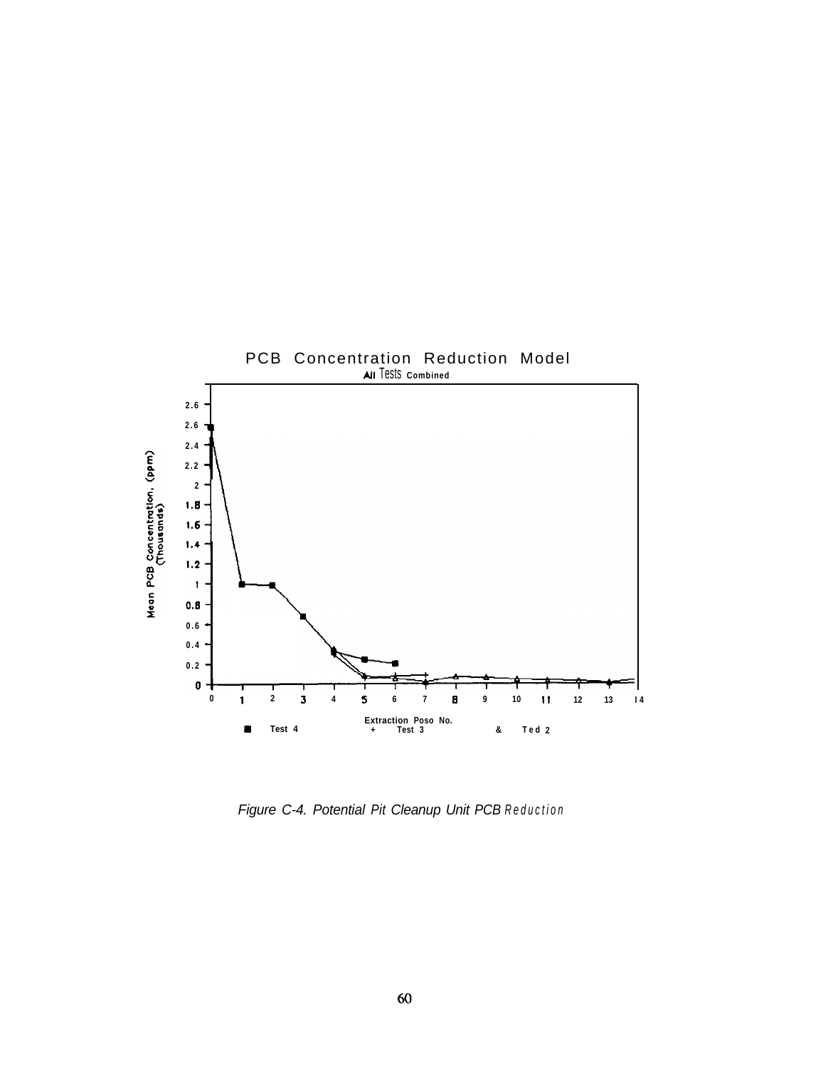PCB Concentration Reduction Model

All Tests Combined

Mean PCB Concentration, (ppm) (Thousands)

2.6
2.6
2.4
2.2
2
1.8
1.6
1.4
1.2
1
0.8
0.6
0.4
0.2
0

0 1 2 3 4 5 6 7 8 9 10 11 12 13 14

Extraction Poso No.

■ Test 4 + Test 3 & Ted 2

*Figure C-4. Potential Pit Cleanup Unit PCB Reduction*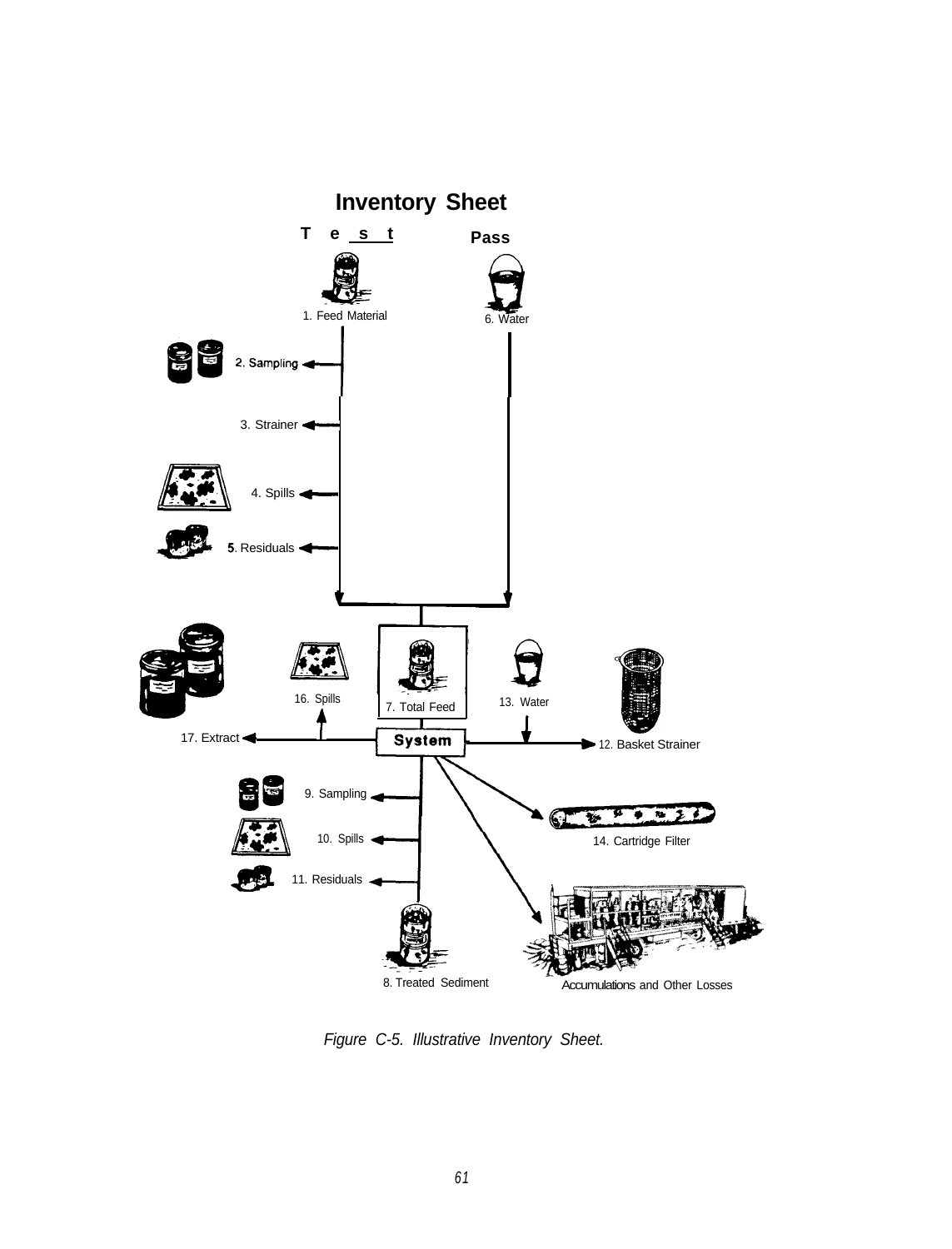# Inventory Sheet

**Test** **Pass**

1. Feed Material
2. Sampling
3. Strainer
4. Spills
5. Residuals
6. Water
7. Total Feed
8. Treated Sediment
9. Sampling
10. Spills
11. Residuals
12. Basket Strainer
13. Water
14. Cartridge Filter
16. Spills
17. Extract

**System**

Accumulations and Other Losses

*Figure C-5. Illustrative Inventory Sheet.*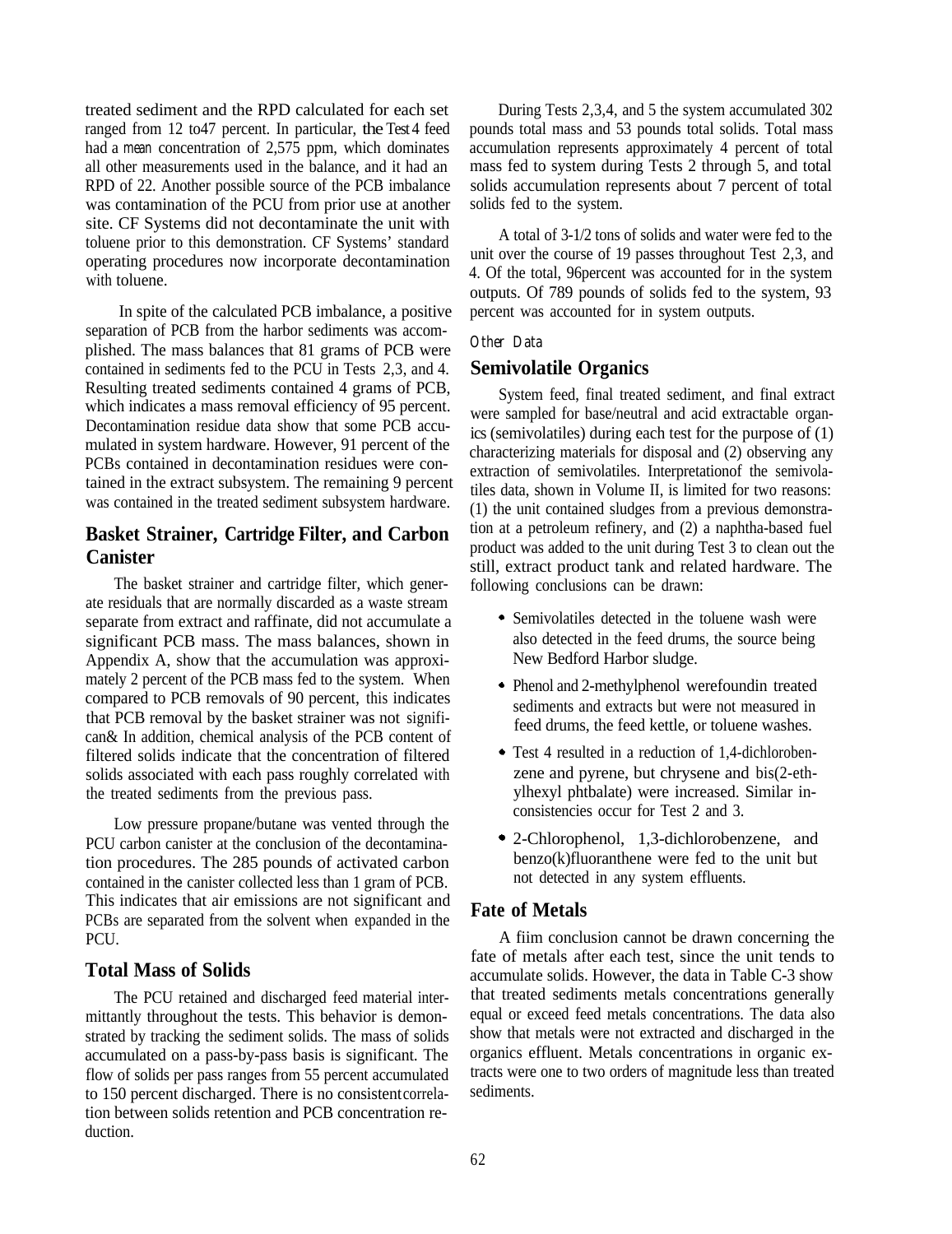treated sediment and the RPD calculated for each set ranged from 12 to47 percent. In particular, the Test 4 feed had a mean concentration of 2,575 ppm, which dominates all other measurements used in the balance, and it had an RPD of 22. Another possible source of the PCB imbalance was contamination of the PCU from prior use at another site. CF Systems did not decontaminate the unit with toluene prior to this demonstration. CF Systems' standard operating procedures now incorporate decontamination with toluene.

In spite of the calculated PCB imbalance, a positive separation of PCB from the harbor sediments was accomplished. The mass balances that 81 grams of PCB were contained in sediments fed to the PCU in Tests 2,3, and 4. Resulting treated sediments contained 4 grams of PCB, which indicates a mass removal efficiency of 95 percent. Decontamination residue data show that some PCB accumulated in system hardware. However, 91 percent of the PCBs contained in decontamination residues were contained in the extract subsystem. The remaining 9 percent was contained in the treated sediment subsystem hardware.

## Basket Strainer, Cartridge Filter, and Carbon Canister

The basket strainer and cartridge filter, which generate residuals that are normally discarded as a waste stream separate from extract and raffinate, did not accumulate a significant PCB mass. The mass balances, shown in Appendix A, show that the accumulation was approximately 2 percent of the PCB mass fed to the system. When compared to PCB removals of 90 percent, this indicates that PCB removal by the basket strainer was not significan& In addition, chemical analysis of the PCB content of filtered solids indicate that the concentration of filtered solids associated with each pass roughly correlated with the treated sediments from the previous pass.

Low pressure propane/butane was vented through the PCU carbon canister at the conclusion of the decontamination procedures. The 285 pounds of activated carbon contained in the canister collected less than 1 gram of PCB. This indicates that air emissions are not significant and PCBs are separated from the solvent when expanded in the PCU.

## Total Mass of Solids

The PCU retained and discharged feed material intermittantly throughout the tests. This behavior is demonstrated by tracking the sediment solids. The mass of solids accumulated on a pass-by-pass basis is significant. The flow of solids per pass ranges from 55 percent accumulated to 150 percent discharged. There is no consistentcorrelation between solids retention and PCB concentration reduction.

During Tests 2,3,4, and 5 the system accumulated 302 pounds total mass and 53 pounds total solids. Total mass accumulation represents approximately 4 percent of total mass fed to system during Tests 2 through 5, and total solids accumulation represents about 7 percent of total solids fed to the system.

A total of 3-1/2 tons of solids and water were fed to the unit over the course of 19 passes throughout Test 2,3, and 4. Of the total, 96percent was accounted for in the system outputs. Of 789 pounds of solids fed to the system, 93 percent was accounted for in system outputs.

*Other Data*

## Semivolatile Organics

System feed, final treated sediment, and final extract were sampled for base/neutral and acid extractable organics (semivolatiles) during each test for the purpose of (1) characterizing materials for disposal and (2) observing any extraction of semivolatiles. Interpretationof the semivolatiles data, shown in Volume II, is limited for two reasons: (1) the unit contained sludges from a previous demonstration at a petroleum refinery, and (2) a naphtha-based fuel product was added to the unit during Test 3 to clean out the still, extract product tank and related hardware. The following conclusions can be drawn:

- Semivolatiles detected in the toluene wash were also detected in the feed drums, the source being New Bedford Harbor sludge.
- Phenol and 2-methylphenol werefoundin treated sediments and extracts but were not measured in feed drums, the feed kettle, or toluene washes.
- Test 4 resulted in a reduction of 1,4-dichlorobenzene and pyrene, but chrysene and bis(2-ethylhexyl phtbalate) were increased. Similar inconsistencies occur for Test 2 and 3.
- 2-Chlorophenol, 1,3-dichlorobenzene, and benzo(k)fluoranthene were fed to the unit but not detected in any system effluents.

## Fate of Metals

A fiim conclusion cannot be drawn concerning the fate of metals after each test, since the unit tends to accumulate solids. However, the data in Table C-3 show that treated sediments metals concentrations generally equal or exceed feed metals concentrations. The data also show that metals were not extracted and discharged in the organics effluent. Metals concentrations in organic extracts were one to two orders of magnitude less than treated sediments.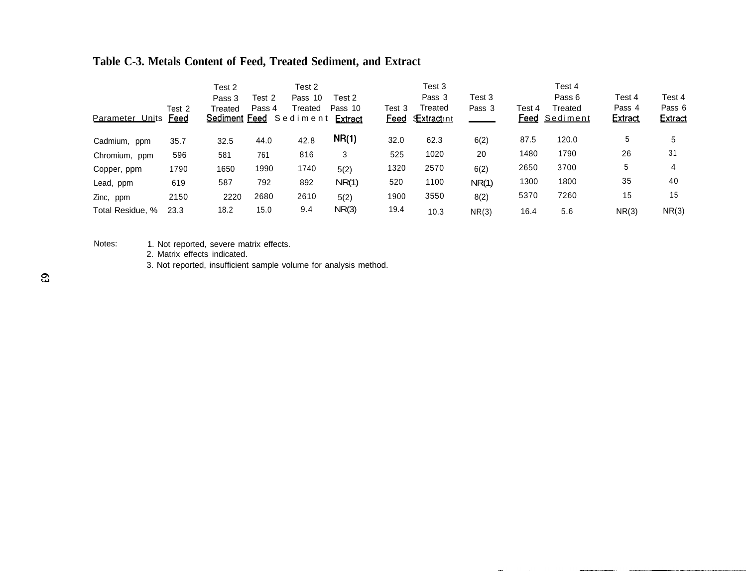**Table C-3. Metals Content of Feed, Treated Sediment, and Extract**

| Parameter Units | Test 2 Feed | Test 2 Pass 3 Treated Sediment | Test 2 Pass 4 Feed | Test 2 Pass 10 Treated Sediment | Test 2 Pass 10 Extract | Test 3 Feed | Test 3 Pass 3 Treated Sediment | Test 3 Pass 3 Extract | Test 4 Feed | Test 4 Pass 6 Treated Sediment | Test 4 Pass 4 Extract | Test 4 Pass 6 Extract |
|---|---|---|---|---|---|---|---|---|---|---|---|---|
| Cadmium, ppm | 35.7 | 32.5 | 44.0 | 42.8 | NR(1) | 32.0 | 62.3 | 6(2) | 87.5 | 120.0 | 5 | 5 |
| Chromium, ppm | 596 | 581 | 761 | 816 | 3 | 525 | 1020 | 20 | 1480 | 1790 | 26 | 31 |
| Copper, ppm | 1790 | 1650 | 1990 | 1740 | 5(2) | 1320 | 2570 | 6(2) | 2650 | 3700 | 5 | 4 |
| Lead, ppm | 619 | 587 | 792 | 892 | NR(1) | 520 | 1100 | NR(1) | 1300 | 1800 | 35 | 40 |
| Zinc, ppm | 2150 | 2220 | 2680 | 2610 | 5(2) | 1900 | 3550 | 8(2) | 5370 | 7260 | 15 | 15 |
| Total Residue, % | 23.3 | 18.2 | 15.0 | 9.4 | NR(3) | 19.4 | 10.3 | NR(3) | 16.4 | 5.6 | NR(3) | NR(3) |

Notes:
1. Not reported, severe matrix effects.
2. Matrix effects indicated.
3. Not reported, insufficient sample volume for analysis method.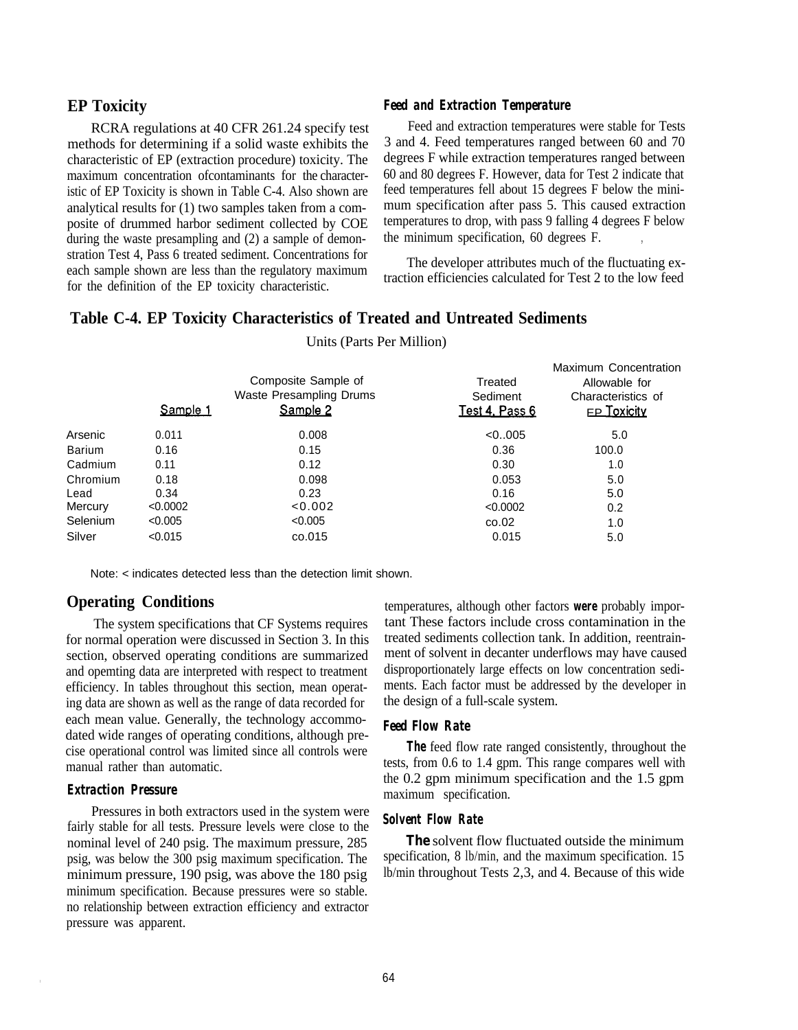## EP Toxicity

RCRA regulations at 40 CFR 261.24 specify test methods for determining if a solid waste exhibits the characteristic of EP (extraction procedure) toxicity. The maximum concentration ofcontaminants for the characteristic of EP Toxicity is shown in Table C-4. Also shown are analytical results for (1) two samples taken from a composite of drummed harbor sediment collected by COE during the waste presampling and (2) a sample of demonstration Test 4, Pass 6 treated sediment. Concentrations for each sample shown are less than the regulatory maximum for the definition of the EP toxicity characteristic.

### Feed and Extraction Temperature

Feed and extraction temperatures were stable for Tests 3 and 4. Feed temperatures ranged between 60 and 70 degrees F while extraction temperatures ranged between 60 and 80 degrees F. However, data for Test 2 indicate that feed temperatures fell about 15 degrees F below the minimum specification after pass 5. This caused extraction temperatures to drop, with pass 9 falling 4 degrees F below the minimum specification, 60 degrees F.

The developer attributes much of the fluctuating extraction efficiencies calculated for Test 2 to the low feed temperatures, although other factors **were** probably important These factors include cross contamination in the treated sediments collection tank. In addition, reentrainment of solvent in decanter underflows may have caused disproportionately large effects on low concentration sediments. Each factor must be addressed by the developer in the design of a full-scale system.

**Table C-4. EP Toxicity Characteristics of Treated and Untreated Sediments**

Units (Parts Per Million)

| | Composite Sample of Waste Presampling Drums Sample 1 | Composite Sample of Waste Presampling Drums Sample 2 | Treated Sediment Test 4, Pass 6 | Maximum Concentration Allowable for Characteristics of EP Toxicity |
|---|---|---|---|---|
| Arsenic | 0.011 | 0.008 | <0..005 | 5.0 |
| Barium | 0.16 | 0.15 | 0.36 | 100.0 |
| Cadmium | 0.11 | 0.12 | 0.30 | 1.0 |
| Chromium | 0.18 | 0.098 | 0.053 | 5.0 |
| Lead | 0.34 | 0.23 | 0.16 | 5.0 |
| Mercury | <0.0002 | <0.002 | <0.0002 | 0.2 |
| Selenium | <0.005 | <0.005 | co.02 | 1.0 |
| Silver | <0.015 | co.015 | 0.015 | 5.0 |

Note: < indicates detected less than the detection limit shown.

## Operating Conditions

The system specifications that CF Systems requires for normal operation were discussed in Section 3. In this section, observed operating conditions are summarized and opemting data are interpreted with respect to treatment efficiency. In tables throughout this section, mean operating data are shown as well as the range of data recorded for each mean value. Generally, the technology accommodated wide ranges of operating conditions, although precise operational control was limited since all controls were manual rather than automatic.

### Extraction Pressure

Pressures in both extractors used in the system were fairly stable for all tests. Pressure levels were close to the nominal level of 240 psig. The maximum pressure, 285 psig, was below the 300 psig maximum specification. The minimum pressure, 190 psig, was above the 180 psig minimum specification. Because pressures were so stable. no relationship between extraction efficiency and extractor pressure was apparent.

### Feed Flow Rate

**The** feed flow rate ranged consistently, throughout the tests, from 0.6 to 1.4 gpm. This range compares well with the 0.2 gpm minimum specification and the 1.5 gpm maximum specification.

### Solvent Flow Rate

**The** solvent flow fluctuated outside the minimum specification, 8 lb/min, and the maximum specification. 15 lb/min throughout Tests 2,3, and 4. Because of this wide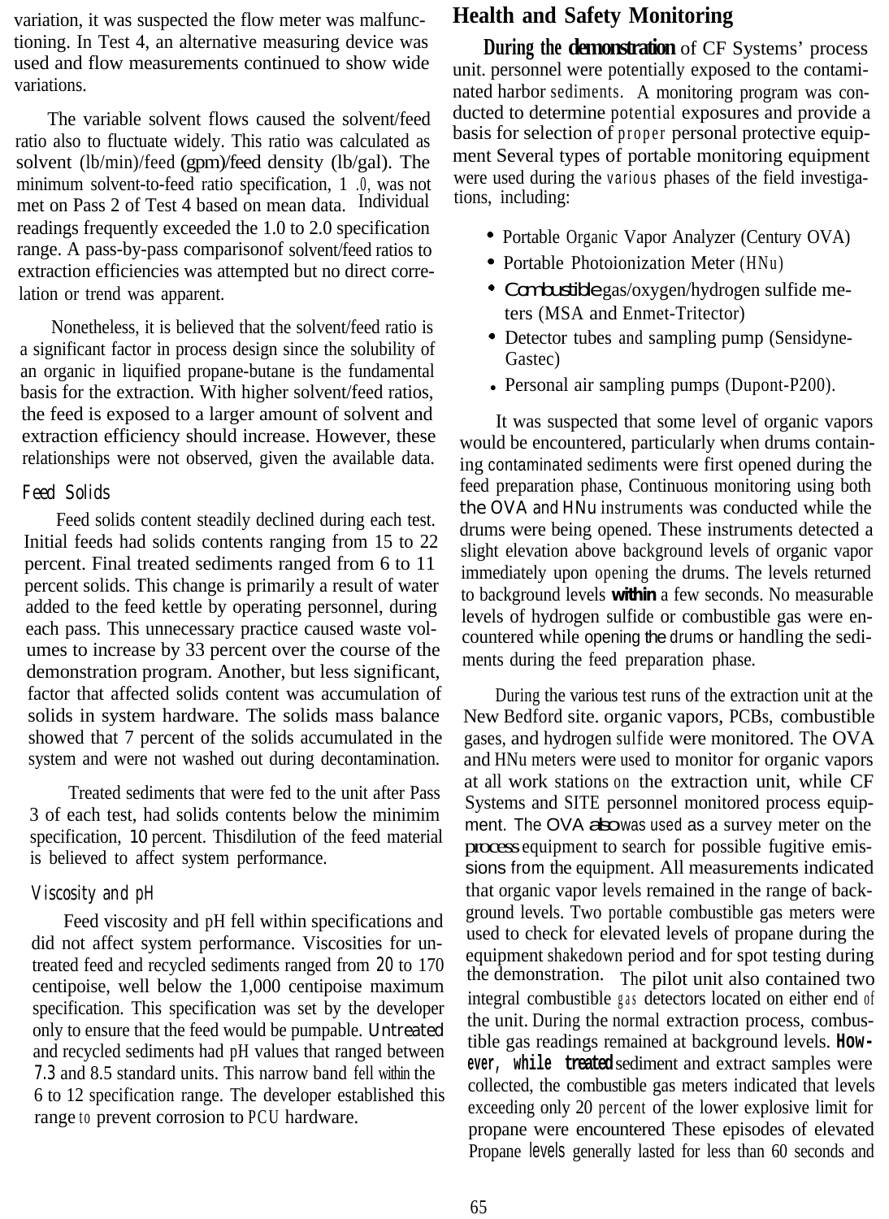variation, it was suspected the flow meter was malfunctioning. In Test 4, an alternative measuring device was used and flow measurements continued to show wide variations.

The variable solvent flows caused the solvent/feed ratio also to fluctuate widely. This ratio was calculated as solvent (lb/min)/feed (gpm)/feed density (lb/gal). The minimum solvent-to-feed ratio specification, 1 .0, was not met on Pass 2 of Test 4 based on mean data. Individual readings frequently exceeded the 1.0 to 2.0 specification range. A pass-by-pass comparisonof solvent/feed ratios to extraction efficiencies was attempted but no direct correlation or trend was apparent.

Nonetheless, it is believed that the solvent/feed ratio is a significant factor in process design since the solubility of an organic in liquified propane-butane is the fundamental basis for the extraction. With higher solvent/feed ratios, the feed is exposed to a larger amount of solvent and extraction efficiency should increase. However, these relationships were not observed, given the available data.

### Feed Solids

Feed solids content steadily declined during each test. Initial feeds had solids contents ranging from 15 to 22 percent. Final treated sediments ranged from 6 to 11 percent solids. This change is primarily a result of water added to the feed kettle by operating personnel, during each pass. This unnecessary practice caused waste volumes to increase by 33 percent over the course of the demonstration program. Another, but less significant, factor that affected solids content was accumulation of solids in system hardware. The solids mass balance showed that 7 percent of the solids accumulated in the system and were not washed out during decontamination.

Treated sediments that were fed to the unit after Pass 3 of each test, had solids contents below the minimim specification, 10 percent. Thisdilution of the feed material is believed to affect system performance.

### Viscosity and pH

Feed viscosity and pH fell within specifications and did not affect system performance. Viscosities for untreated feed and recycled sediments ranged from 20 to 170 centipoise, well below the 1,000 centipoise maximum specification. This specification was set by the developer only to ensure that the feed would be pumpable. Untreated and recycled sediments had pH values that ranged between 7.3 and 8.5 standard units. This narrow band fell within the 6 to 12 specification range. The developer established this range to prevent corrosion to PCU hardware.

## Health and Safety Monitoring

**During the demonstration** of CF Systems' process unit. personnel were potentially exposed to the contaminated harbor sediments. A monitoring program was conducted to determine potential exposures and provide a basis for selection of proper personal protective equipment Several types of portable monitoring equipment were used during the various phases of the field investigations, including:

- Portable Organic Vapor Analyzer (Century OVA)
- Portable Photoionization Meter (HNu)
- Combustible gas/oxygen/hydrogen sulfide meters (MSA and Enmet-Tritector)
- Detector tubes and sampling pump (Sensidyne-Gastec)
- Personal air sampling pumps (Dupont-P200).

It was suspected that some level of organic vapors would be encountered, particularly when drums containing contaminated sediments were first opened during the feed preparation phase, Continuous monitoring using both the OVA and HNu instruments was conducted while the drums were being opened. These instruments detected a slight elevation above background levels of organic vapor immediately upon opening the drums. The levels returned to background levels within a few seconds. No measurable levels of hydrogen sulfide or combustible gas were encountered while opening the drums or handling the sediments during the feed preparation phase.

During the various test runs of the extraction unit at the New Bedford site. organic vapors, PCBs, combustible gases, and hydrogen sulfide were monitored. The OVA and HNu meters were used to monitor for organic vapors at all work stations on the extraction unit, while CF Systems and SITE personnel monitored process equipment. The OVA also was used as a survey meter on the process equipment to search for possible fugitive emissions from the equipment. All measurements indicated that organic vapor levels remained in the range of background levels. Two portable combustible gas meters were used to check for elevated levels of propane during the equipment shakedown period and for spot testing during the demonstration. The pilot unit also contained two integral combustible gas detectors located on either end of the unit. During the normal extraction process, combustible gas readings remained at background levels. However, while treated sediment and extract samples were collected, the combustible gas meters indicated that levels exceeding only 20 percent of the lower explosive limit for propane were encountered These episodes of elevated Propane levels generally lasted for less than 60 seconds and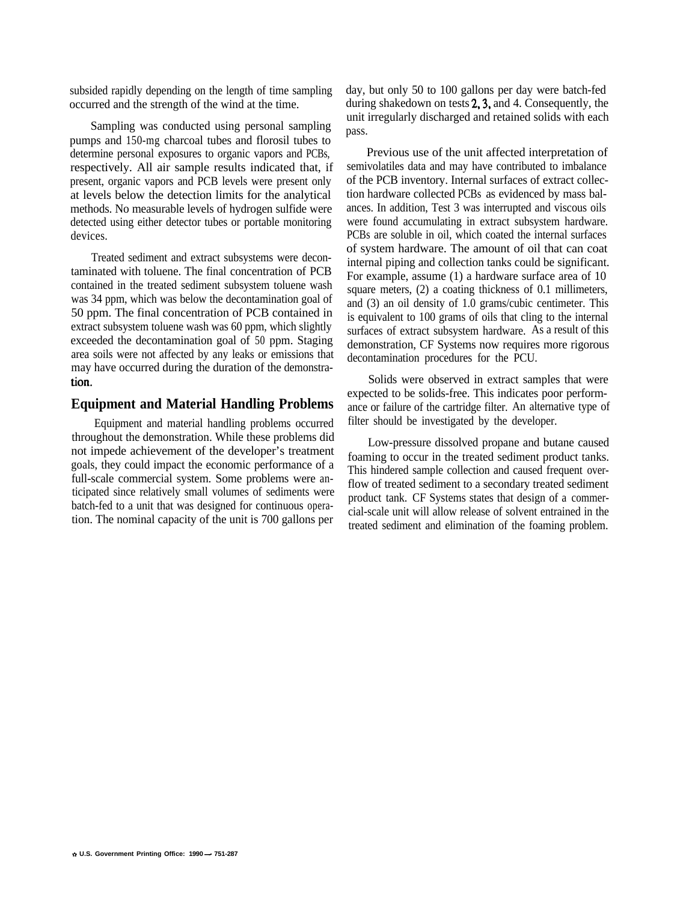subsided rapidly depending on the length of time sampling occurred and the strength of the wind at the time.

Sampling was conducted using personal sampling pumps and 150-mg charcoal tubes and florosil tubes to determine personal exposures to organic vapors and PCBs, respectively. All air sample results indicated that, if present, organic vapors and PCB levels were present only at levels below the detection limits for the analytical methods. No measurable levels of hydrogen sulfide were detected using either detector tubes or portable monitoring devices.

Treated sediment and extract subsystems were decontaminated with toluene. The final concentration of PCB contained in the treated sediment subsystem toluene wash was 34 ppm, which was below the decontamination goal of 50 ppm. The final concentration of PCB contained in extract subsystem toluene wash was 60 ppm, which slightly exceeded the decontamination goal of 50 ppm. Staging area soils were not affected by any leaks or emissions that may have occurred during the duration of the demonstration.

## Equipment and Material Handling Problems

Equipment and material handling problems occurred throughout the demonstration. While these problems did not impede achievement of the developer's treatment goals, they could impact the economic performance of a full-scale commercial system. Some problems were anticipated since relatively small volumes of sediments were batch-fed to a unit that was designed for continuous operation. The nominal capacity of the unit is 700 gallons per day, but only 50 to 100 gallons per day were batch-fed during shakedown on tests 2, 3, and 4. Consequently, the unit irregularly discharged and retained solids with each pass.

Previous use of the unit affected interpretation of semivolatiles data and may have contributed to imbalance of the PCB inventory. Internal surfaces of extract collection hardware collected PCBs as evidenced by mass balances. In addition, Test 3 was interrupted and viscous oils were found accumulating in extract subsystem hardware. PCBs are soluble in oil, which coated the internal surfaces of system hardware. The amount of oil that can coat internal piping and collection tanks could be significant. For example, assume (1) a hardware surface area of 10 square meters, (2) a coating thickness of 0.1 millimeters, and (3) an oil density of 1.0 grams/cubic centimeter. This is equivalent to 100 grams of oils that cling to the internal surfaces of extract subsystem hardware. As a result of this demonstration, CF Systems now requires more rigorous decontamination procedures for the PCU.

Solids were observed in extract samples that were expected to be solids-free. This indicates poor performance or failure of the cartridge filter. An alternative type of filter should be investigated by the developer.

Low-pressure dissolved propane and butane caused foaming to occur in the treated sediment product tanks. This hindered sample collection and caused frequent overflow of treated sediment to a secondary treated sediment product tank. CF Systems states that design of a commercial-scale unit will allow release of solvent entrained in the treated sediment and elimination of the foaming problem.

☆ U.S. Government Printing Office: 1990 — 751-287